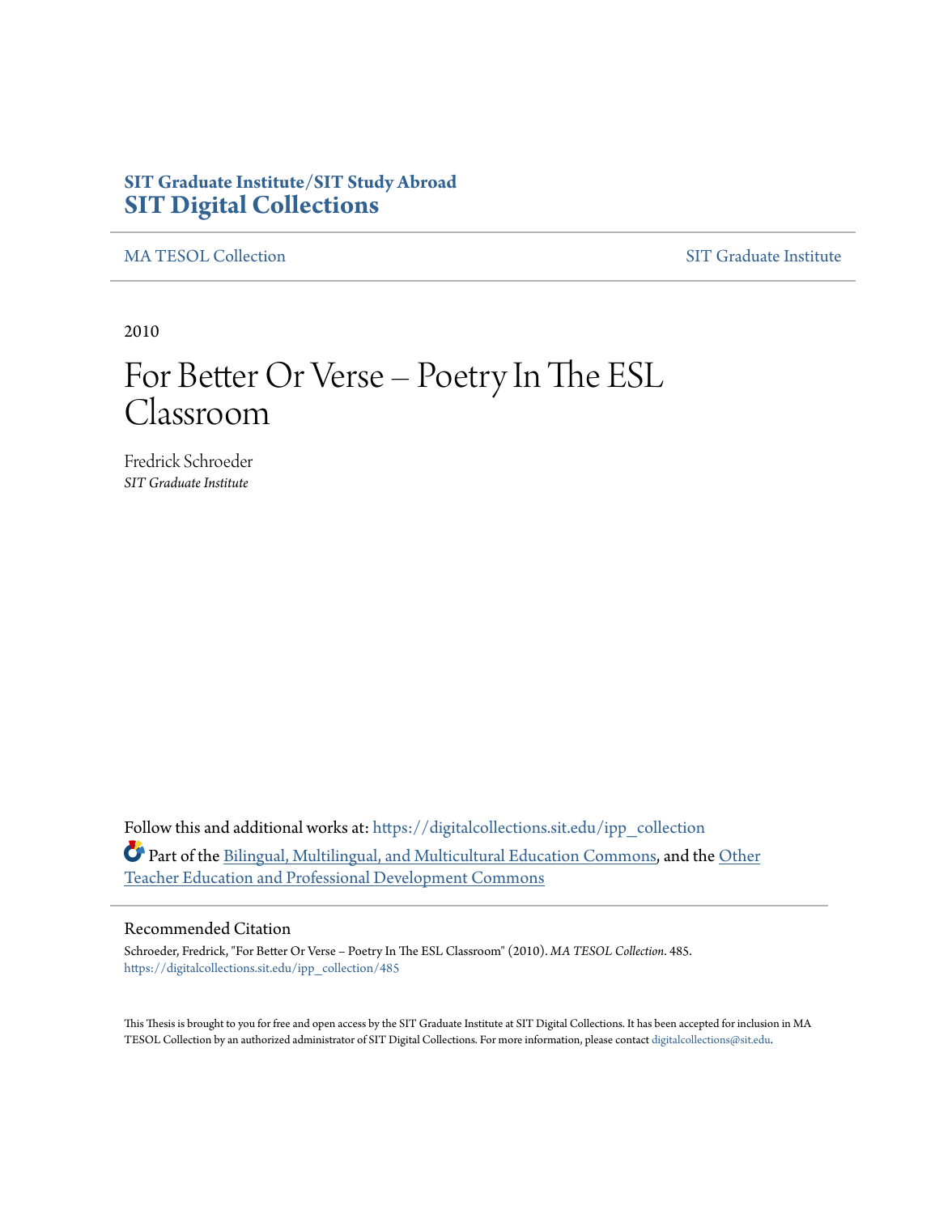**SIT Graduate Institute/SIT Study Abroad**
**SIT Digital Collections**

MA TESOL Collection | SIT Graduate Institute

2010

# For Better Or Verse – Poetry In The ESL Classroom

Fredrick Schroeder
*SIT Graduate Institute*

Follow this and additional works at: https://digitalcollections.sit.edu/ipp_collection

Part of the Bilingual, Multilingual, and Multicultural Education Commons, and the Other Teacher Education and Professional Development Commons

## Recommended Citation

Schroeder, Fredrick, "For Better Or Verse – Poetry In The ESL Classroom" (2010). *MA TESOL Collection*. 485.
https://digitalcollections.sit.edu/ipp_collection/485

This Thesis is brought to you for free and open access by the SIT Graduate Institute at SIT Digital Collections. It has been accepted for inclusion in MA TESOL Collection by an authorized administrator of SIT Digital Collections. For more information, please contact digitalcollections@sit.edu.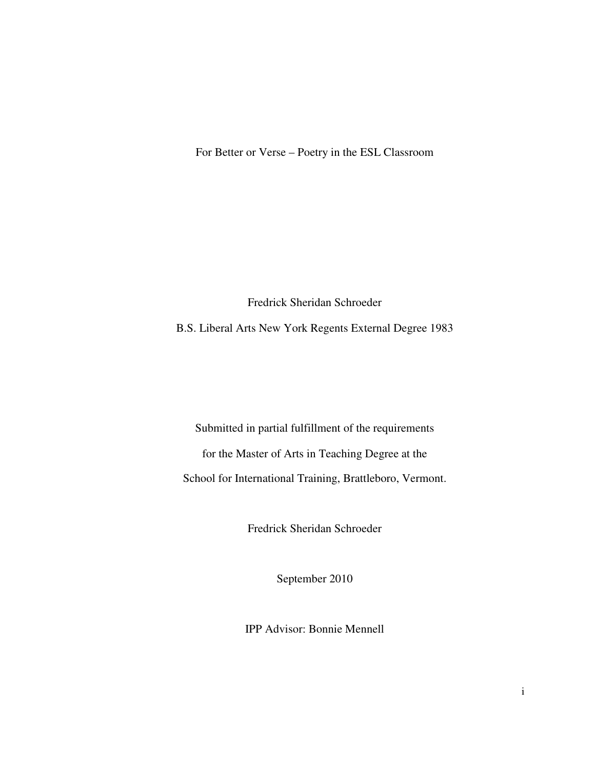# For Better or Verse – Poetry in the ESL Classroom

Fredrick Sheridan Schroeder

B.S. Liberal Arts New York Regents External Degree 1983

Submitted in partial fulfillment of the requirements

for the Master of Arts in Teaching Degree at the

School for International Training, Brattleboro, Vermont.

Fredrick Sheridan Schroeder

September 2010

IPP Advisor: Bonnie Mennell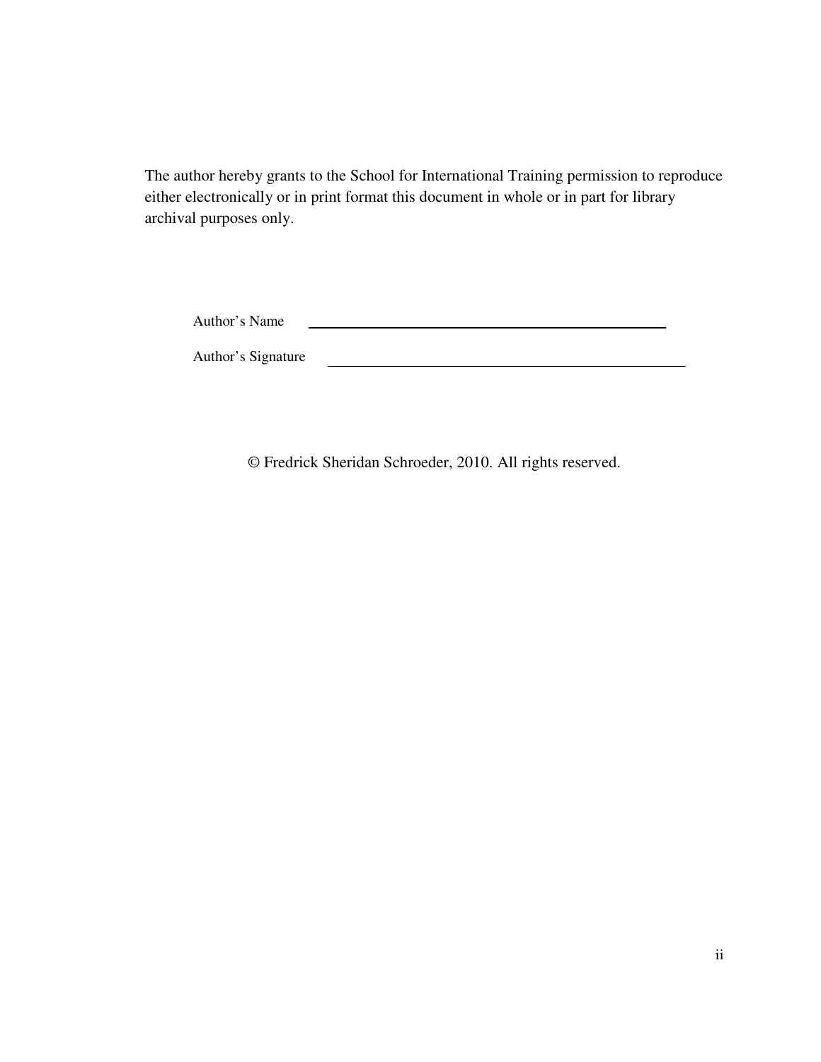The author hereby grants to the School for International Training permission to reproduce either electronically or in print format this document in whole or in part for library archival purposes only.

Author's Name \_\_\_\_\_\_\_\_\_\_\_\_\_\_\_\_\_\_\_\_\_\_\_\_\_\_\_\_\_\_\_\_\_\_\_\_\_\_\_\_

Author's Signature \_\_\_\_\_\_\_\_\_\_\_\_\_\_\_\_\_\_\_\_\_\_\_\_\_\_\_\_\_\_\_\_\_\_\_\_\_\_\_\_

© Fredrick Sheridan Schroeder, 2010. All rights reserved.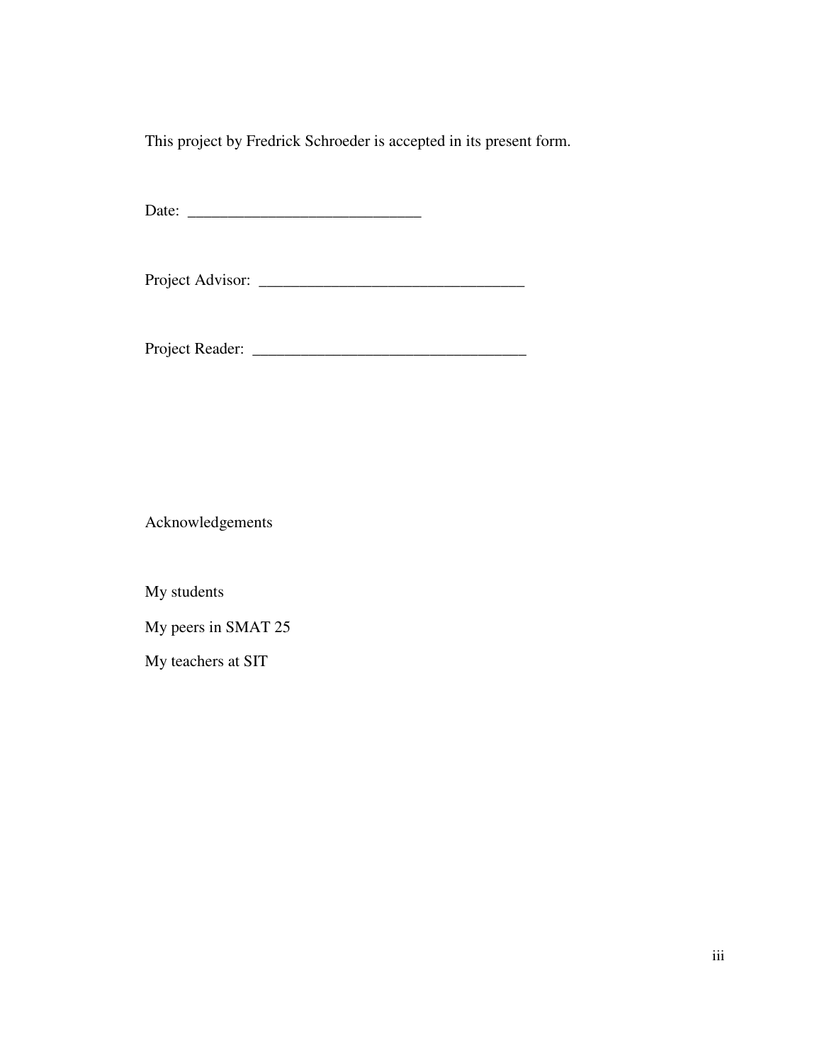This project by Fredrick Schroeder is accepted in its present form.

Date: _____________________________

Project Advisor: _________________________________

Project Reader: __________________________________

## Acknowledgements

My students

My peers in SMAT 25

My teachers at SIT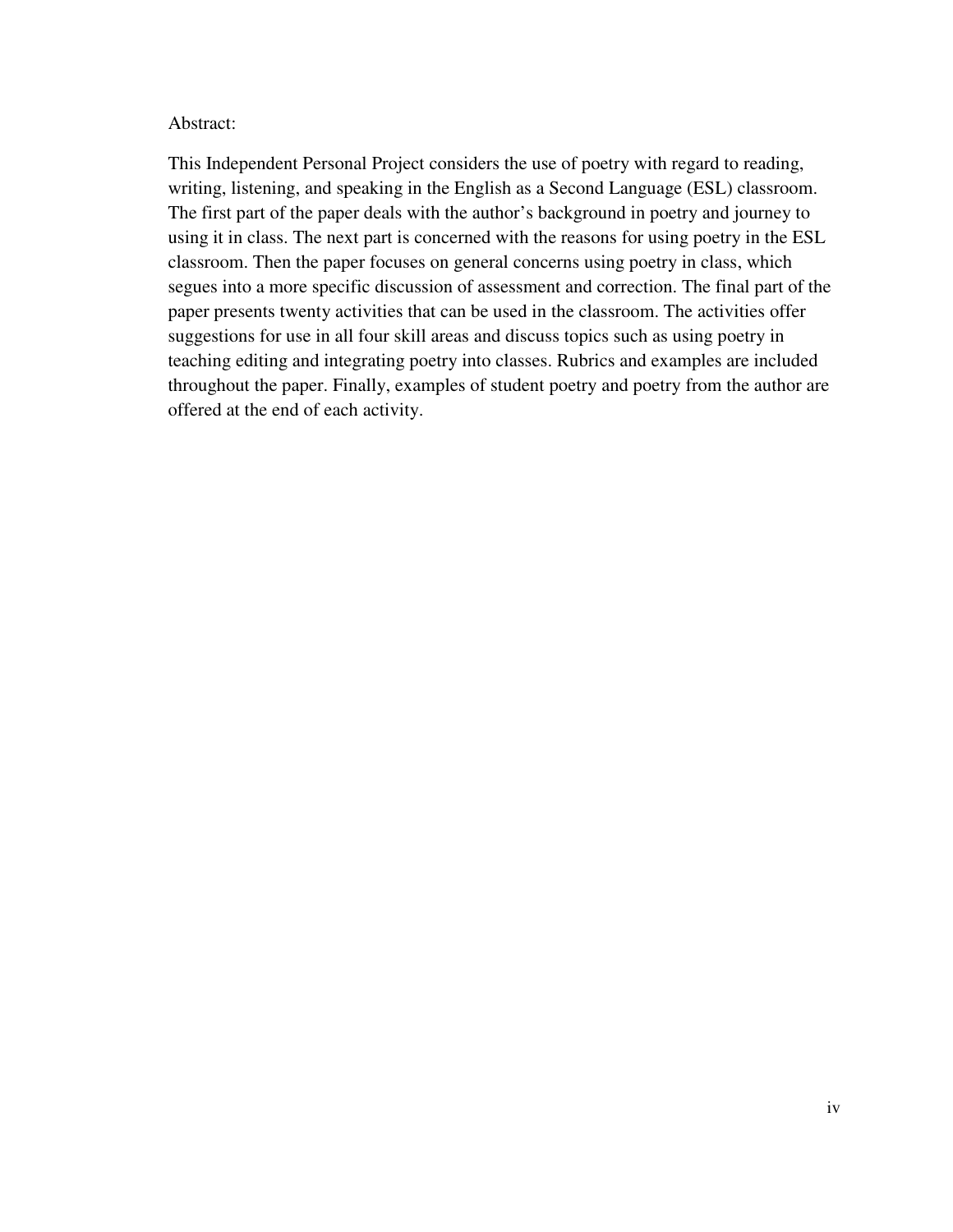Abstract:

This Independent Personal Project considers the use of poetry with regard to reading, writing, listening, and speaking in the English as a Second Language (ESL) classroom. The first part of the paper deals with the author's background in poetry and journey to using it in class. The next part is concerned with the reasons for using poetry in the ESL classroom. Then the paper focuses on general concerns using poetry in class, which segues into a more specific discussion of assessment and correction. The final part of the paper presents twenty activities that can be used in the classroom. The activities offer suggestions for use in all four skill areas and discuss topics such as using poetry in teaching editing and integrating poetry into classes. Rubrics and examples are included throughout the paper. Finally, examples of student poetry and poetry from the author are offered at the end of each activity.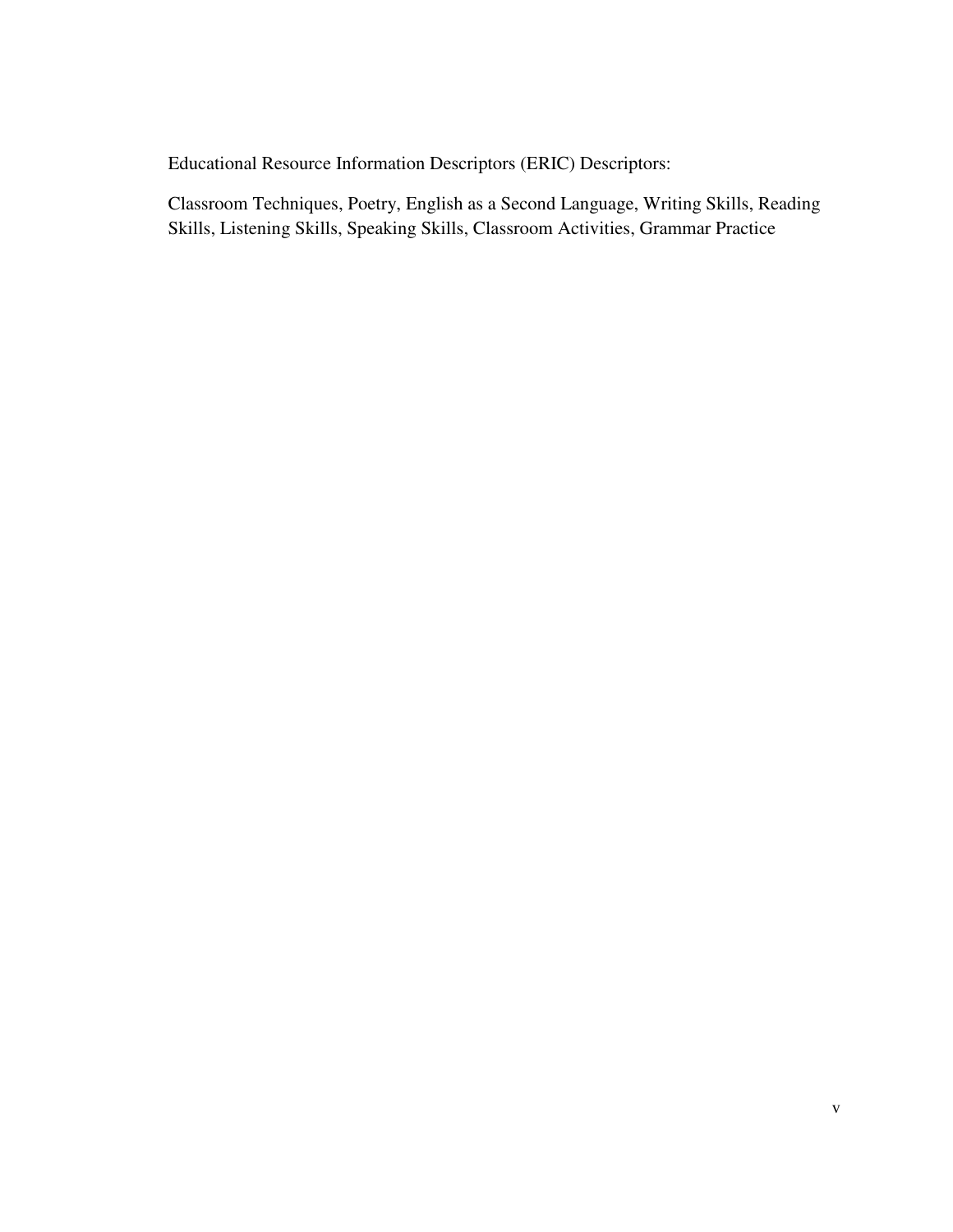Educational Resource Information Descriptors (ERIC) Descriptors:

Classroom Techniques, Poetry, English as a Second Language, Writing Skills, Reading Skills, Listening Skills, Speaking Skills, Classroom Activities, Grammar Practice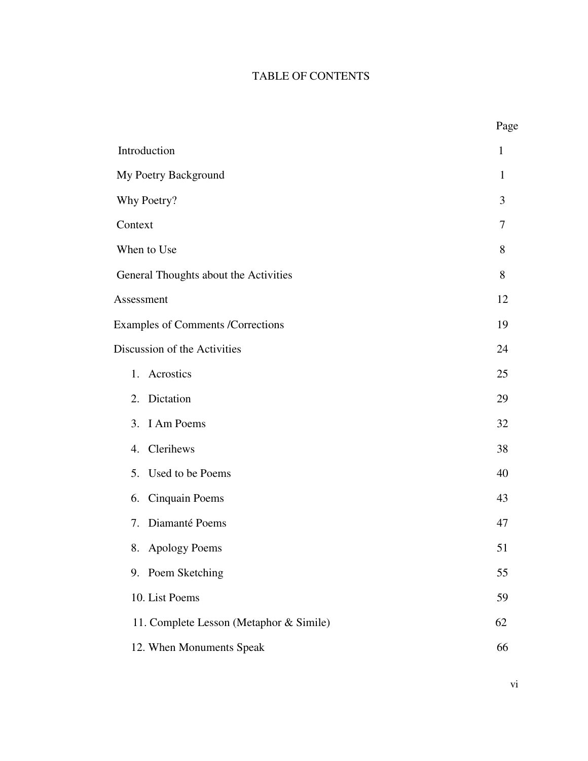# TABLE OF CONTENTS

| | Page |
|---|---|
| Introduction | 1 |
| My Poetry Background | 1 |
| Why Poetry? | 3 |
| Context | 7 |
| When to Use | 8 |
| General Thoughts about the Activities | 8 |
| Assessment | 12 |
| Examples of Comments /Corrections | 19 |
| Discussion of the Activities | 24 |
| 1. Acrostics | 25 |
| 2. Dictation | 29 |
| 3. I Am Poems | 32 |
| 4. Clerihews | 38 |
| 5. Used to be Poems | 40 |
| 6. Cinquain Poems | 43 |
| 7. Diamanté Poems | 47 |
| 8. Apology Poems | 51 |
| 9. Poem Sketching | 55 |
| 10. List Poems | 59 |
| 11. Complete Lesson (Metaphor & Simile) | 62 |
| 12. When Monuments Speak | 66 |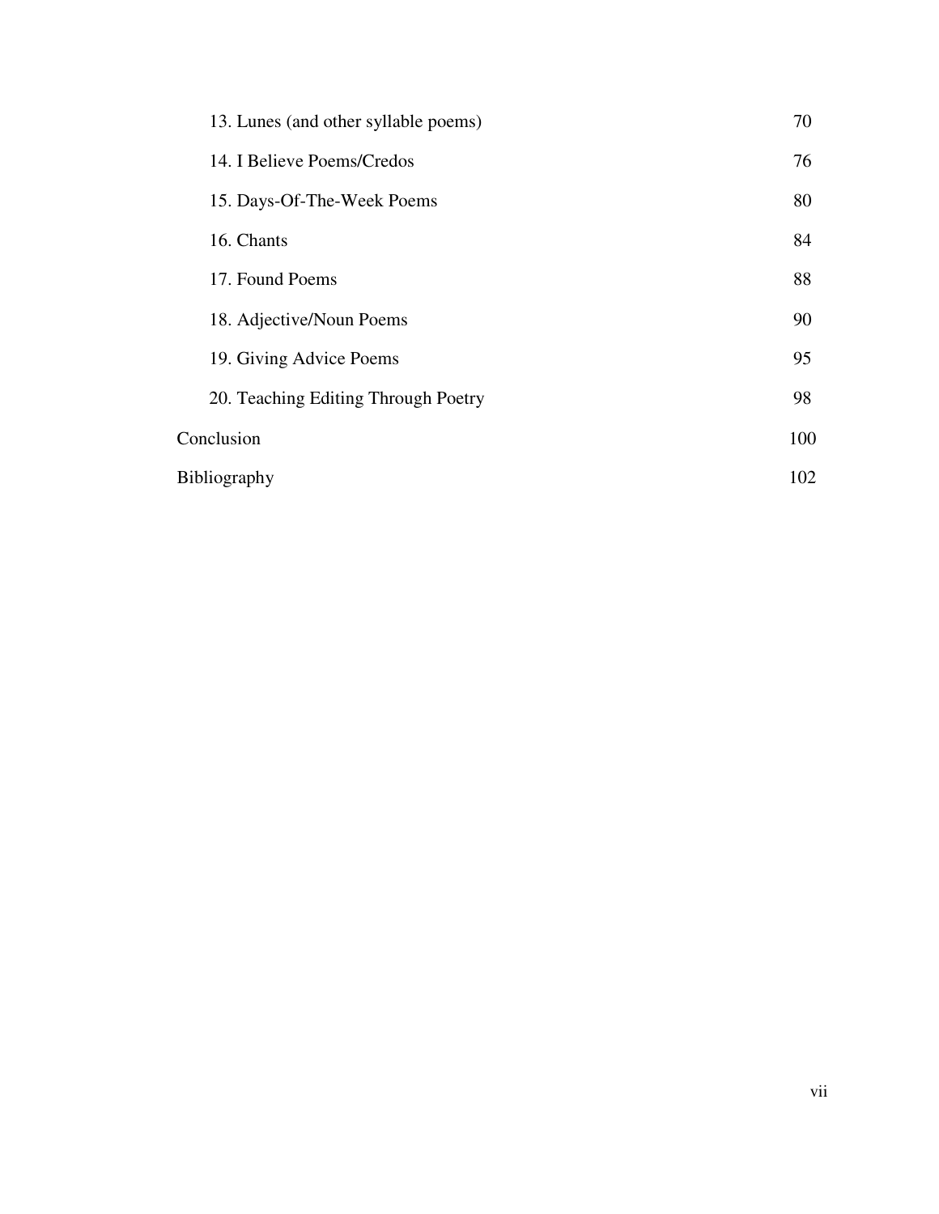| | |
|---|---|
| 13. Lunes (and other syllable poems) | 70 |
| 14. I Believe Poems/Credos | 76 |
| 15. Days-Of-The-Week Poems | 80 |
| 16. Chants | 84 |
| 17. Found Poems | 88 |
| 18. Adjective/Noun Poems | 90 |
| 19. Giving Advice Poems | 95 |
| 20. Teaching Editing Through Poetry | 98 |
| Conclusion | 100 |
| Bibliography | 102 |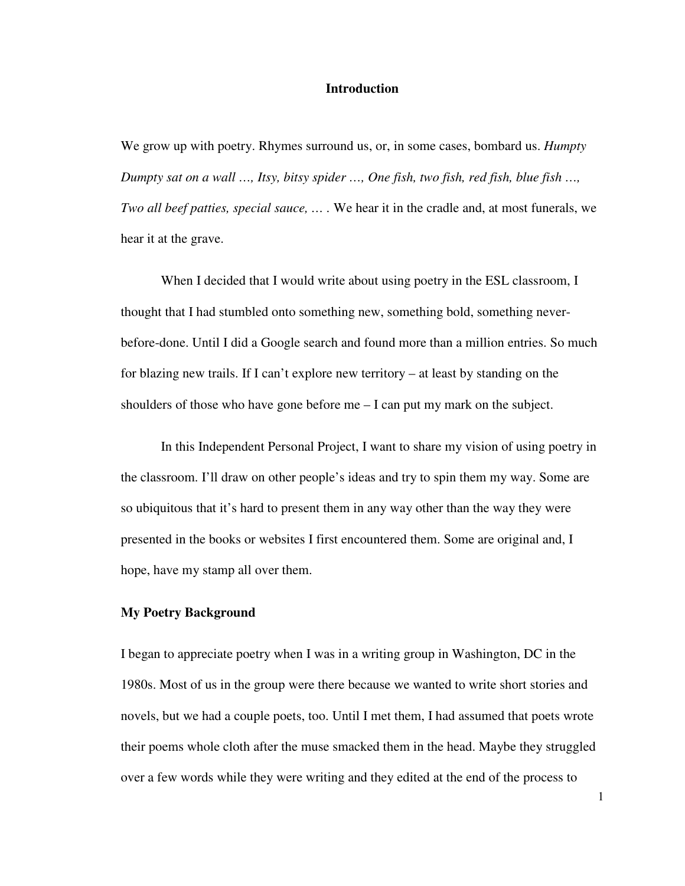# Introduction

We grow up with poetry. Rhymes surround us, or, in some cases, bombard us. *Humpty Dumpty sat on a wall …, Itsy, bitsy spider …, One fish, two fish, red fish, blue fish …, Two all beef patties, special sauce, …* . We hear it in the cradle and, at most funerals, we hear it at the grave.

When I decided that I would write about using poetry in the ESL classroom, I thought that I had stumbled onto something new, something bold, something never-before-done. Until I did a Google search and found more than a million entries. So much for blazing new trails. If I can't explore new territory – at least by standing on the shoulders of those who have gone before me – I can put my mark on the subject.

In this Independent Personal Project, I want to share my vision of using poetry in the classroom. I'll draw on other people's ideas and try to spin them my way. Some are so ubiquitous that it's hard to present them in any way other than the way they were presented in the books or websites I first encountered them. Some are original and, I hope, have my stamp all over them.

## My Poetry Background

I began to appreciate poetry when I was in a writing group in Washington, DC in the 1980s. Most of us in the group were there because we wanted to write short stories and novels, but we had a couple poets, too. Until I met them, I had assumed that poets wrote their poems whole cloth after the muse smacked them in the head. Maybe they struggled over a few words while they were writing and they edited at the end of the process to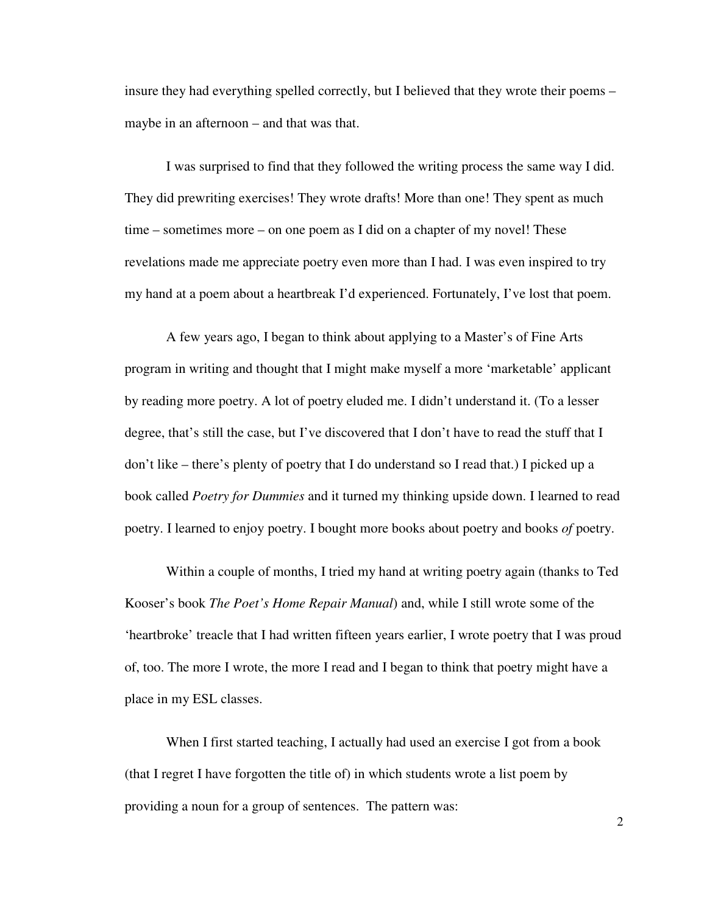insure they had everything spelled correctly, but I believed that they wrote their poems – maybe in an afternoon – and that was that.

I was surprised to find that they followed the writing process the same way I did. They did prewriting exercises! They wrote drafts! More than one! They spent as much time – sometimes more – on one poem as I did on a chapter of my novel! These revelations made me appreciate poetry even more than I had. I was even inspired to try my hand at a poem about a heartbreak I'd experienced. Fortunately, I've lost that poem.

A few years ago, I began to think about applying to a Master's of Fine Arts program in writing and thought that I might make myself a more 'marketable' applicant by reading more poetry. A lot of poetry eluded me. I didn't understand it. (To a lesser degree, that's still the case, but I've discovered that I don't have to read the stuff that I don't like – there's plenty of poetry that I do understand so I read that.) I picked up a book called *Poetry for Dummies* and it turned my thinking upside down. I learned to read poetry. I learned to enjoy poetry. I bought more books about poetry and books *of* poetry.

Within a couple of months, I tried my hand at writing poetry again (thanks to Ted Kooser's book *The Poet's Home Repair Manual*) and, while I still wrote some of the 'heartbroke' treacle that I had written fifteen years earlier, I wrote poetry that I was proud of, too. The more I wrote, the more I read and I began to think that poetry might have a place in my ESL classes.

When I first started teaching, I actually had used an exercise I got from a book (that I regret I have forgotten the title of) in which students wrote a list poem by providing a noun for a group of sentences. The pattern was: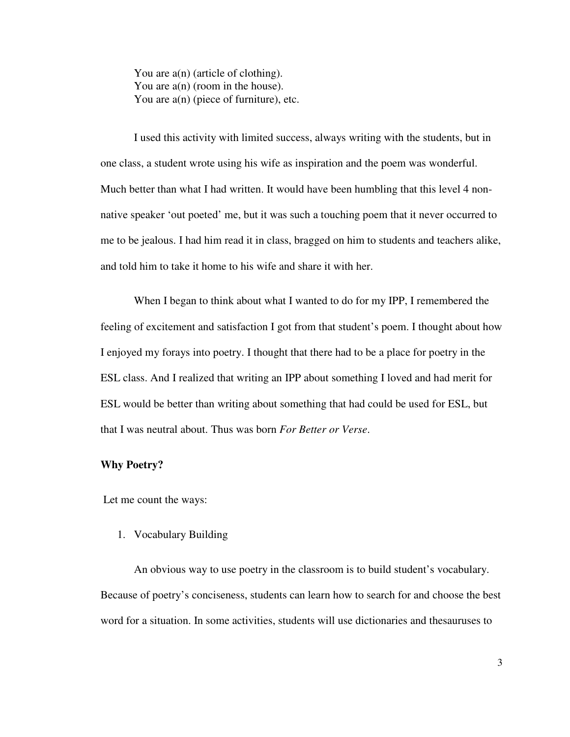You are a(n) (article of clothing).
You are a(n) (room in the house).
You are a(n) (piece of furniture), etc.

I used this activity with limited success, always writing with the students, but in one class, a student wrote using his wife as inspiration and the poem was wonderful. Much better than what I had written. It would have been humbling that this level 4 non-native speaker 'out poeted' me, but it was such a touching poem that it never occurred to me to be jealous. I had him read it in class, bragged on him to students and teachers alike, and told him to take it home to his wife and share it with her.

When I began to think about what I wanted to do for my IPP, I remembered the feeling of excitement and satisfaction I got from that student's poem. I thought about how I enjoyed my forays into poetry. I thought that there had to be a place for poetry in the ESL class. And I realized that writing an IPP about something I loved and had merit for ESL would be better than writing about something that had could be used for ESL, but that I was neutral about. Thus was born *For Better or Verse*.

**Why Poetry?**

Let me count the ways:

1. Vocabulary Building

An obvious way to use poetry in the classroom is to build student's vocabulary. Because of poetry's conciseness, students can learn how to search for and choose the best word for a situation. In some activities, students will use dictionaries and thesauruses to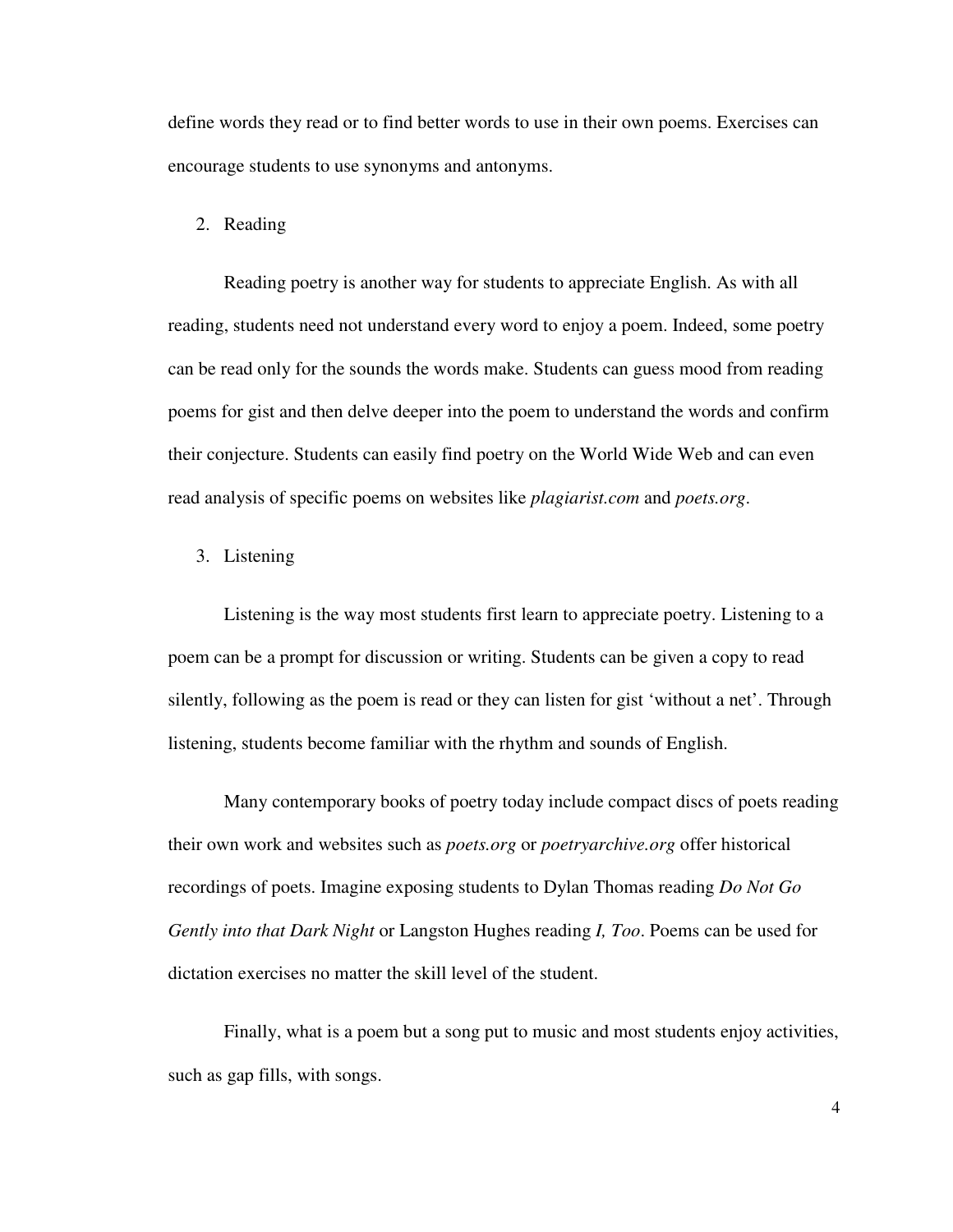define words they read or to find better words to use in their own poems. Exercises can encourage students to use synonyms and antonyms.

2. Reading

Reading poetry is another way for students to appreciate English. As with all reading, students need not understand every word to enjoy a poem. Indeed, some poetry can be read only for the sounds the words make. Students can guess mood from reading poems for gist and then delve deeper into the poem to understand the words and confirm their conjecture. Students can easily find poetry on the World Wide Web and can even read analysis of specific poems on websites like *plagiarist.com* and *poets.org*.

3. Listening

Listening is the way most students first learn to appreciate poetry. Listening to a poem can be a prompt for discussion or writing. Students can be given a copy to read silently, following as the poem is read or they can listen for gist 'without a net'. Through listening, students become familiar with the rhythm and sounds of English.

Many contemporary books of poetry today include compact discs of poets reading their own work and websites such as *poets.org* or *poetryarchive.org* offer historical recordings of poets. Imagine exposing students to Dylan Thomas reading *Do Not Go Gently into that Dark Night* or Langston Hughes reading *I, Too*. Poems can be used for dictation exercises no matter the skill level of the student.

Finally, what is a poem but a song put to music and most students enjoy activities, such as gap fills, with songs.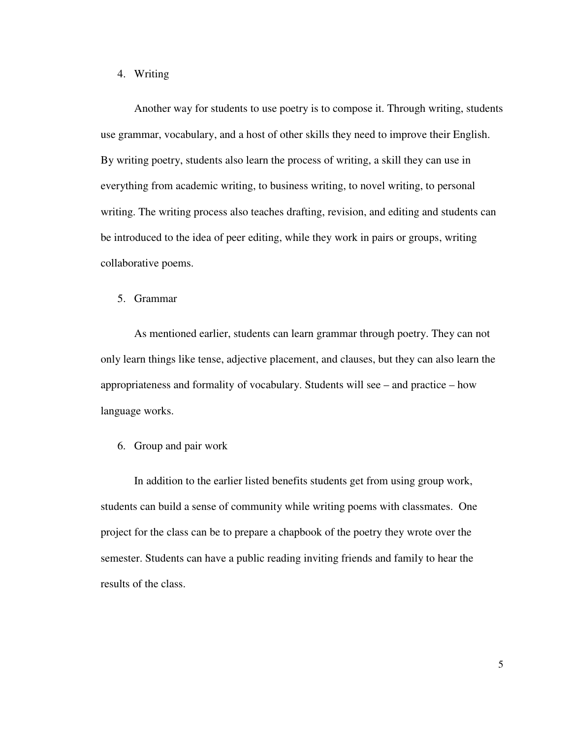4. Writing

Another way for students to use poetry is to compose it. Through writing, students use grammar, vocabulary, and a host of other skills they need to improve their English. By writing poetry, students also learn the process of writing, a skill they can use in everything from academic writing, to business writing, to novel writing, to personal writing. The writing process also teaches drafting, revision, and editing and students can be introduced to the idea of peer editing, while they work in pairs or groups, writing collaborative poems.

5. Grammar

As mentioned earlier, students can learn grammar through poetry. They can not only learn things like tense, adjective placement, and clauses, but they can also learn the appropriateness and formality of vocabulary. Students will see – and practice – how language works.

6. Group and pair work

In addition to the earlier listed benefits students get from using group work, students can build a sense of community while writing poems with classmates. One project for the class can be to prepare a chapbook of the poetry they wrote over the semester. Students can have a public reading inviting friends and family to hear the results of the class.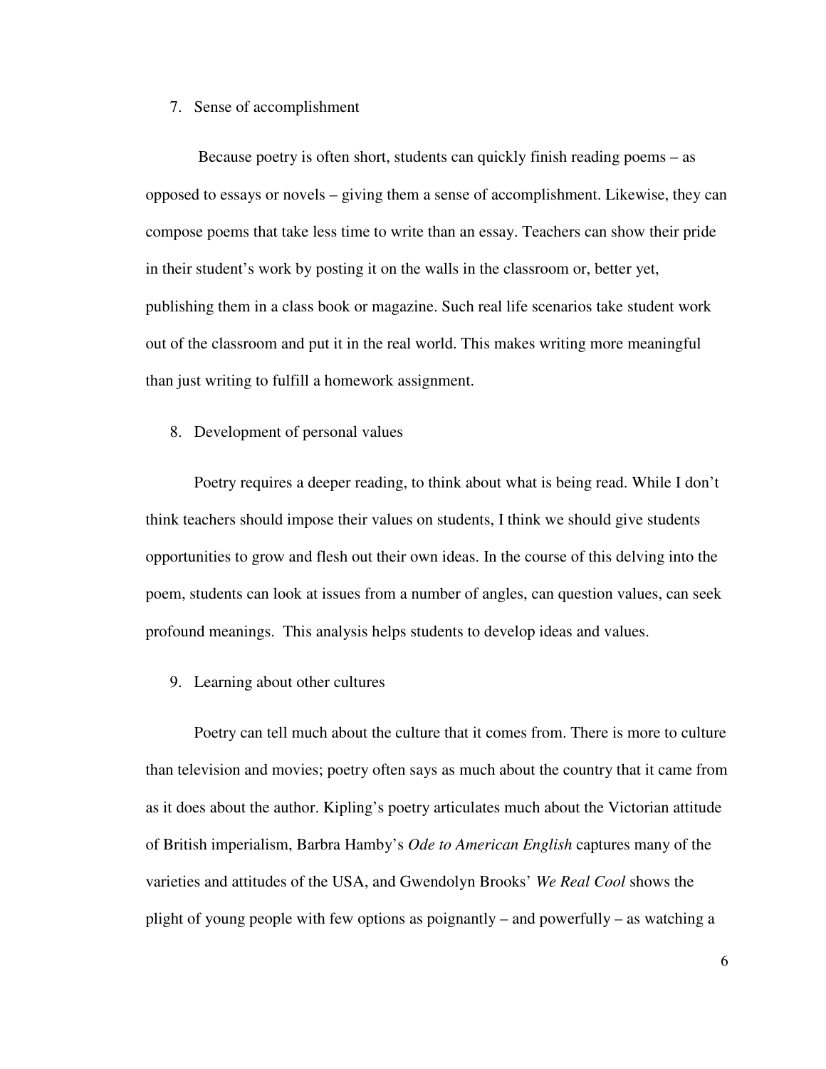7. Sense of accomplishment

Because poetry is often short, students can quickly finish reading poems – as opposed to essays or novels – giving them a sense of accomplishment. Likewise, they can compose poems that take less time to write than an essay. Teachers can show their pride in their student's work by posting it on the walls in the classroom or, better yet, publishing them in a class book or magazine. Such real life scenarios take student work out of the classroom and put it in the real world. This makes writing more meaningful than just writing to fulfill a homework assignment.

8. Development of personal values

Poetry requires a deeper reading, to think about what is being read. While I don't think teachers should impose their values on students, I think we should give students opportunities to grow and flesh out their own ideas. In the course of this delving into the poem, students can look at issues from a number of angles, can question values, can seek profound meanings. This analysis helps students to develop ideas and values.

9. Learning about other cultures

Poetry can tell much about the culture that it comes from. There is more to culture than television and movies; poetry often says as much about the country that it came from as it does about the author. Kipling's poetry articulates much about the Victorian attitude of British imperialism, Barbra Hamby's *Ode to American English* captures many of the varieties and attitudes of the USA, and Gwendolyn Brooks' *We Real Cool* shows the plight of young people with few options as poignantly – and powerfully – as watching a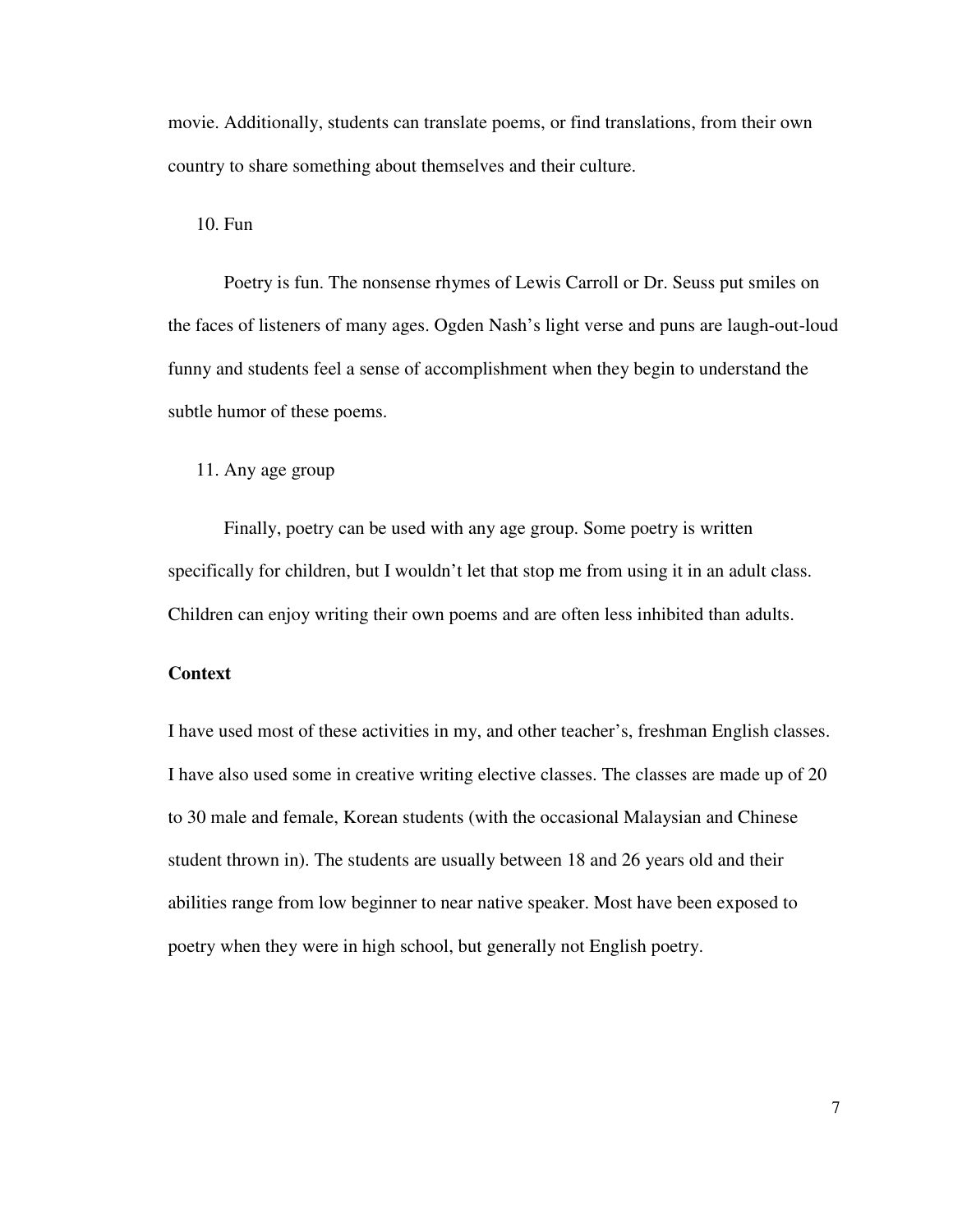movie. Additionally, students can translate poems, or find translations, from their own country to share something about themselves and their culture.

10. Fun

Poetry is fun. The nonsense rhymes of Lewis Carroll or Dr. Seuss put smiles on the faces of listeners of many ages. Ogden Nash's light verse and puns are laugh-out-loud funny and students feel a sense of accomplishment when they begin to understand the subtle humor of these poems.

11. Any age group

Finally, poetry can be used with any age group. Some poetry is written specifically for children, but I wouldn't let that stop me from using it in an adult class. Children can enjoy writing their own poems and are often less inhibited than adults.

**Context**

I have used most of these activities in my, and other teacher's, freshman English classes. I have also used some in creative writing elective classes. The classes are made up of 20 to 30 male and female, Korean students (with the occasional Malaysian and Chinese student thrown in). The students are usually between 18 and 26 years old and their abilities range from low beginner to near native speaker. Most have been exposed to poetry when they were in high school, but generally not English poetry.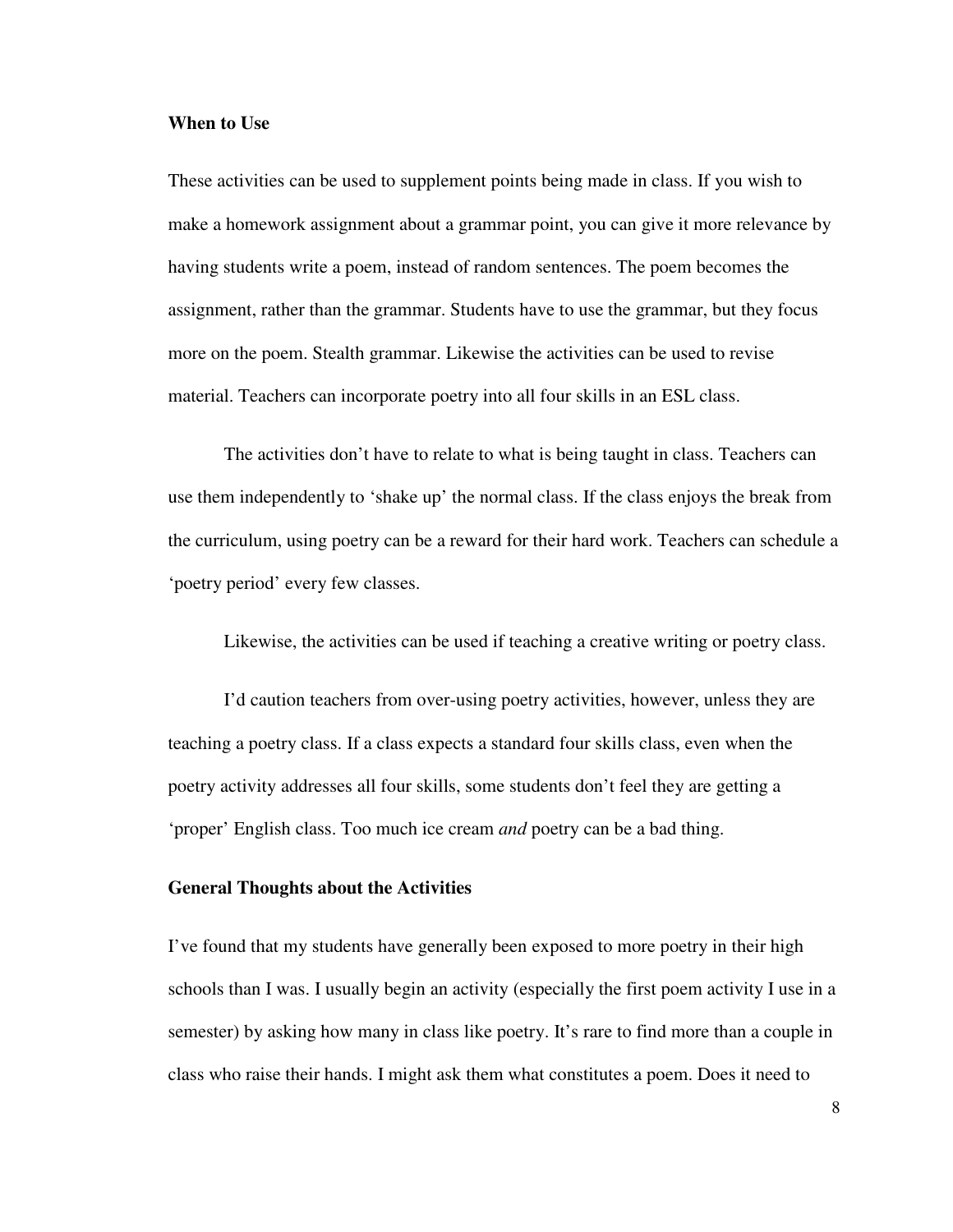**When to Use**

These activities can be used to supplement points being made in class. If you wish to make a homework assignment about a grammar point, you can give it more relevance by having students write a poem, instead of random sentences. The poem becomes the assignment, rather than the grammar. Students have to use the grammar, but they focus more on the poem. Stealth grammar. Likewise the activities can be used to revise material. Teachers can incorporate poetry into all four skills in an ESL class.

The activities don't have to relate to what is being taught in class. Teachers can use them independently to 'shake up' the normal class. If the class enjoys the break from the curriculum, using poetry can be a reward for their hard work. Teachers can schedule a 'poetry period' every few classes.

Likewise, the activities can be used if teaching a creative writing or poetry class.

I'd caution teachers from over-using poetry activities, however, unless they are teaching a poetry class. If a class expects a standard four skills class, even when the poetry activity addresses all four skills, some students don't feel they are getting a 'proper' English class. Too much ice cream *and* poetry can be a bad thing.

**General Thoughts about the Activities**

I've found that my students have generally been exposed to more poetry in their high schools than I was. I usually begin an activity (especially the first poem activity I use in a semester) by asking how many in class like poetry. It's rare to find more than a couple in class who raise their hands. I might ask them what constitutes a poem. Does it need to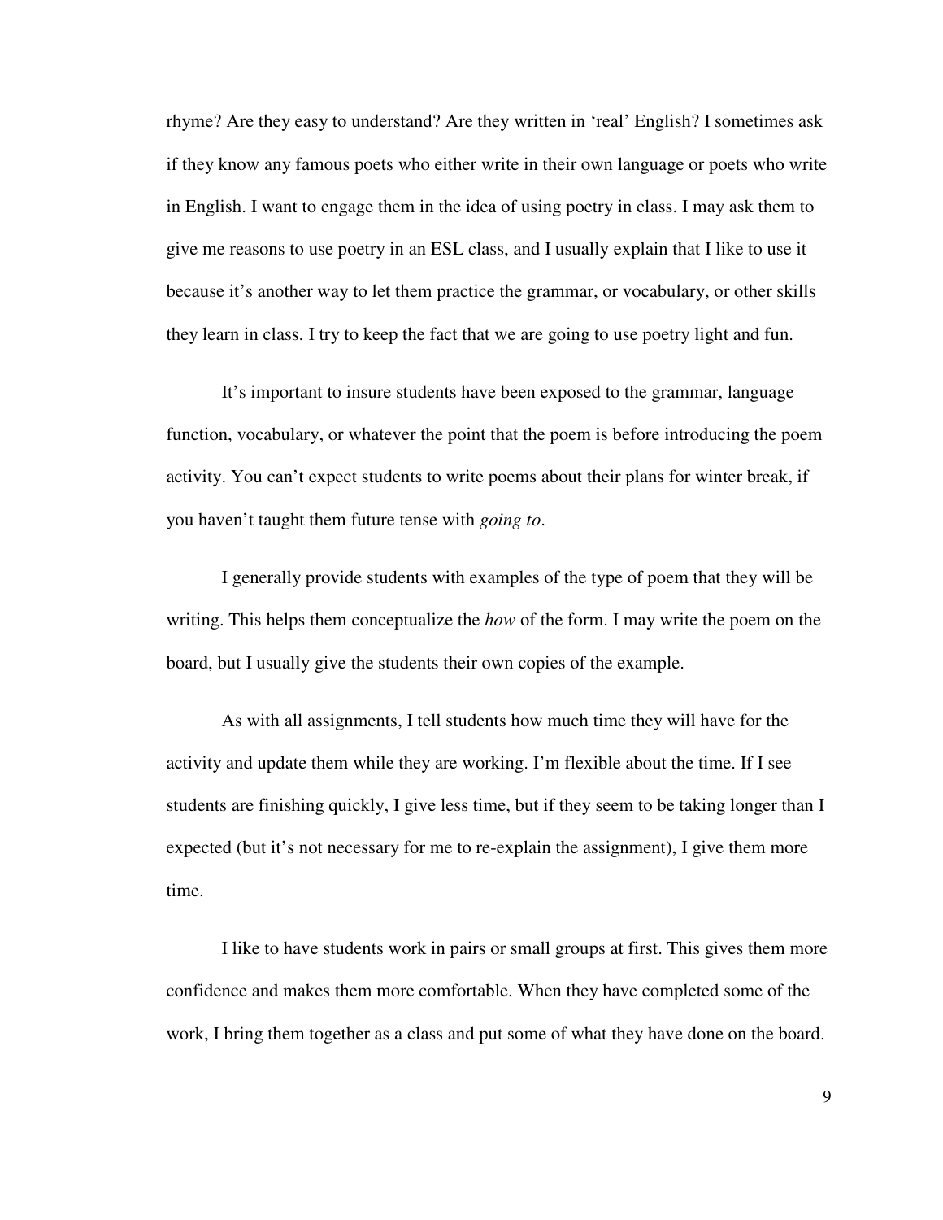rhyme? Are they easy to understand? Are they written in 'real' English? I sometimes ask if they know any famous poets who either write in their own language or poets who write in English. I want to engage them in the idea of using poetry in class. I may ask them to give me reasons to use poetry in an ESL class, and I usually explain that I like to use it because it's another way to let them practice the grammar, or vocabulary, or other skills they learn in class. I try to keep the fact that we are going to use poetry light and fun.

It's important to insure students have been exposed to the grammar, language function, vocabulary, or whatever the point that the poem is before introducing the poem activity. You can't expect students to write poems about their plans for winter break, if you haven't taught them future tense with *going to*.

I generally provide students with examples of the type of poem that they will be writing. This helps them conceptualize the *how* of the form. I may write the poem on the board, but I usually give the students their own copies of the example.

As with all assignments, I tell students how much time they will have for the activity and update them while they are working. I'm flexible about the time. If I see students are finishing quickly, I give less time, but if they seem to be taking longer than I expected (but it's not necessary for me to re-explain the assignment), I give them more time.

I like to have students work in pairs or small groups at first. This gives them more confidence and makes them more comfortable. When they have completed some of the work, I bring them together as a class and put some of what they have done on the board.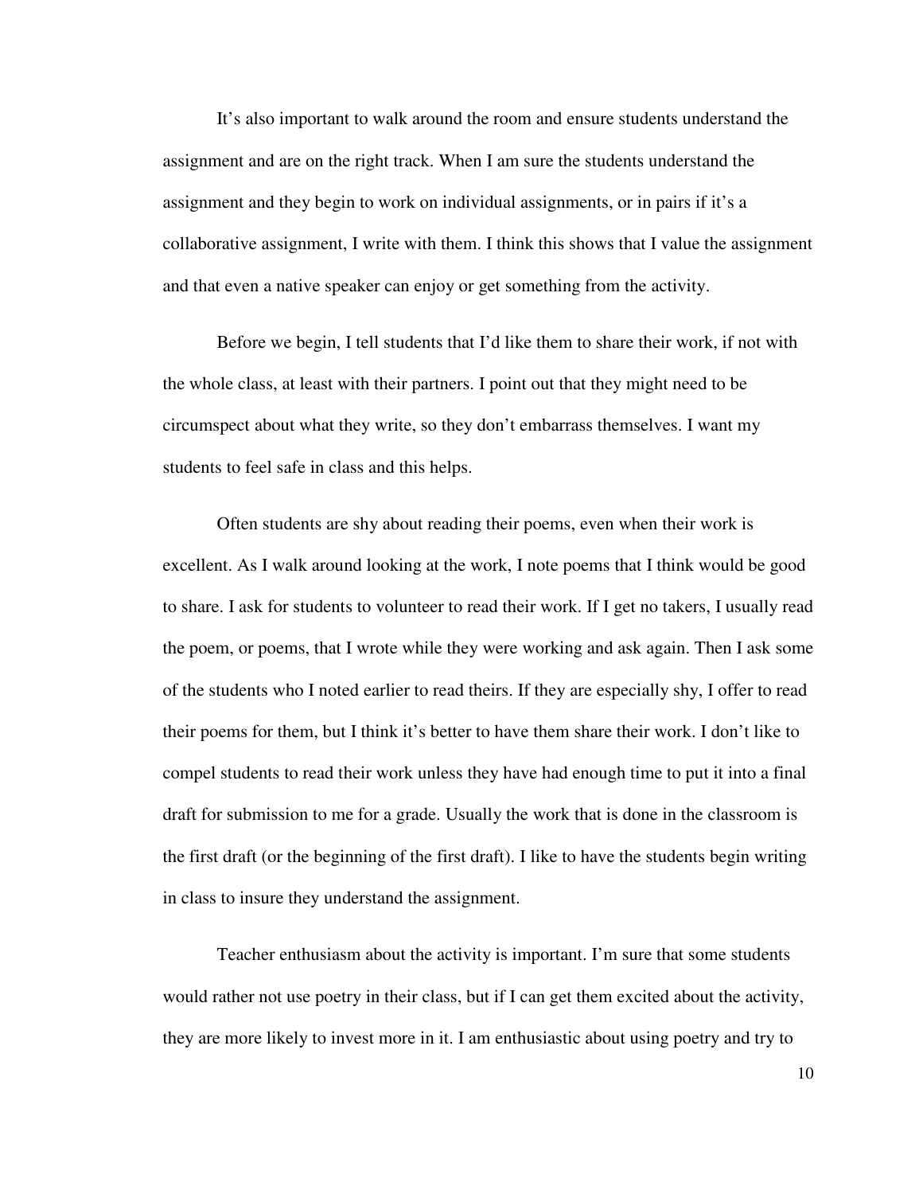It's also important to walk around the room and ensure students understand the assignment and are on the right track. When I am sure the students understand the assignment and they begin to work on individual assignments, or in pairs if it's a collaborative assignment, I write with them. I think this shows that I value the assignment and that even a native speaker can enjoy or get something from the activity.

Before we begin, I tell students that I'd like them to share their work, if not with the whole class, at least with their partners. I point out that they might need to be circumspect about what they write, so they don't embarrass themselves. I want my students to feel safe in class and this helps.

Often students are shy about reading their poems, even when their work is excellent. As I walk around looking at the work, I note poems that I think would be good to share. I ask for students to volunteer to read their work. If I get no takers, I usually read the poem, or poems, that I wrote while they were working and ask again. Then I ask some of the students who I noted earlier to read theirs. If they are especially shy, I offer to read their poems for them, but I think it's better to have them share their work. I don't like to compel students to read their work unless they have had enough time to put it into a final draft for submission to me for a grade. Usually the work that is done in the classroom is the first draft (or the beginning of the first draft). I like to have the students begin writing in class to insure they understand the assignment.

Teacher enthusiasm about the activity is important. I'm sure that some students would rather not use poetry in their class, but if I can get them excited about the activity, they are more likely to invest more in it. I am enthusiastic about using poetry and try to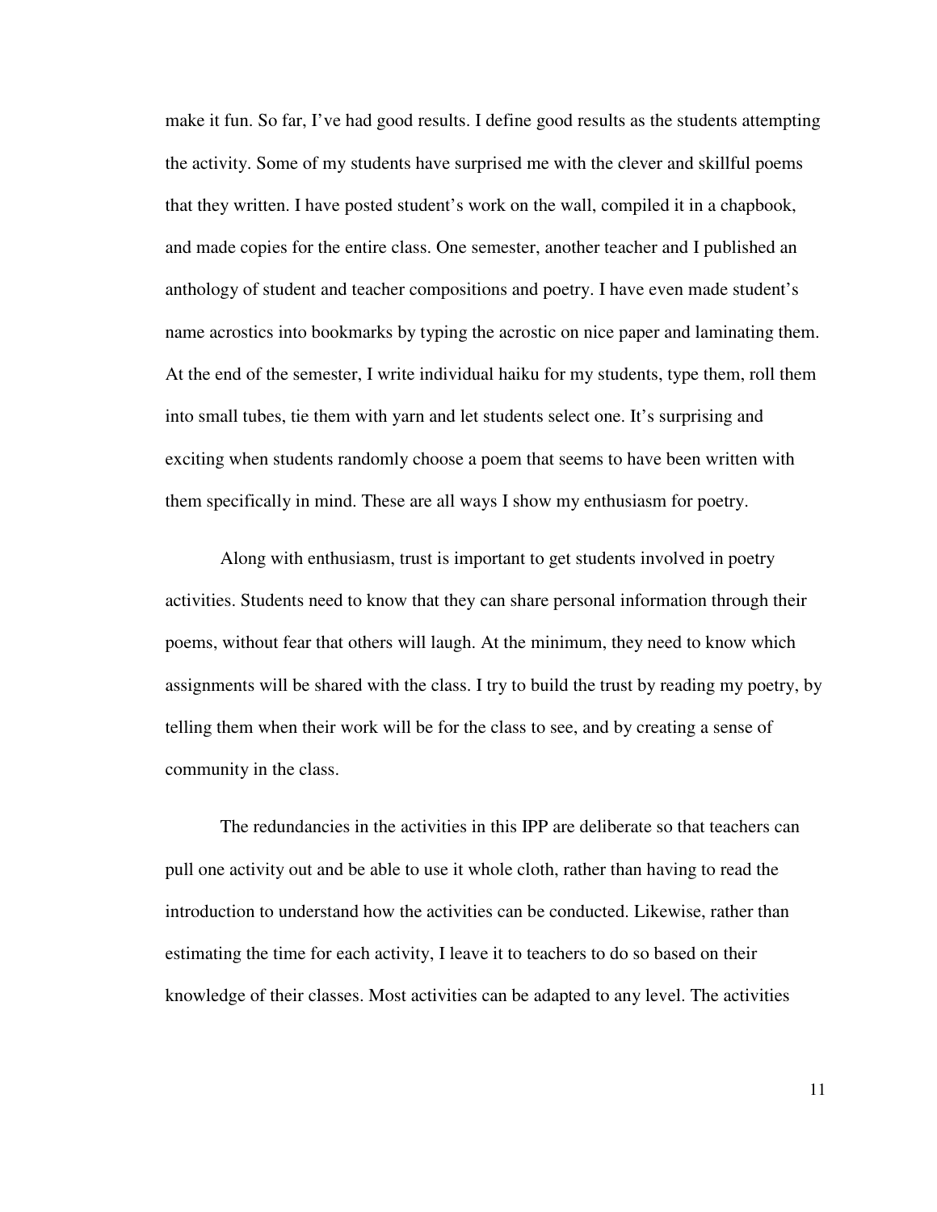make it fun. So far, I've had good results. I define good results as the students attempting the activity. Some of my students have surprised me with the clever and skillful poems that they written. I have posted student's work on the wall, compiled it in a chapbook, and made copies for the entire class. One semester, another teacher and I published an anthology of student and teacher compositions and poetry. I have even made student's name acrostics into bookmarks by typing the acrostic on nice paper and laminating them. At the end of the semester, I write individual haiku for my students, type them, roll them into small tubes, tie them with yarn and let students select one. It's surprising and exciting when students randomly choose a poem that seems to have been written with them specifically in mind. These are all ways I show my enthusiasm for poetry.

Along with enthusiasm, trust is important to get students involved in poetry activities. Students need to know that they can share personal information through their poems, without fear that others will laugh. At the minimum, they need to know which assignments will be shared with the class. I try to build the trust by reading my poetry, by telling them when their work will be for the class to see, and by creating a sense of community in the class.

The redundancies in the activities in this IPP are deliberate so that teachers can pull one activity out and be able to use it whole cloth, rather than having to read the introduction to understand how the activities can be conducted. Likewise, rather than estimating the time for each activity, I leave it to teachers to do so based on their knowledge of their classes. Most activities can be adapted to any level. The activities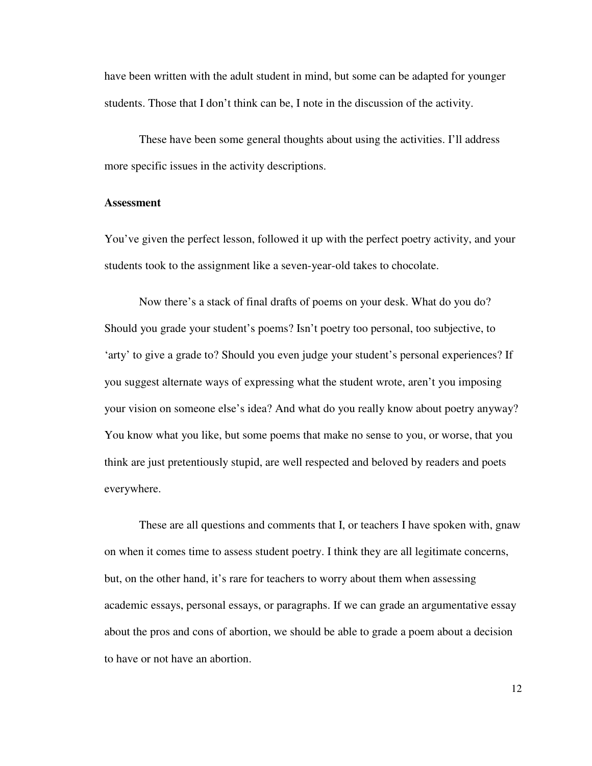have been written with the adult student in mind, but some can be adapted for younger students. Those that I don't think can be, I note in the discussion of the activity.

These have been some general thoughts about using the activities. I'll address more specific issues in the activity descriptions.

**Assessment**

You've given the perfect lesson, followed it up with the perfect poetry activity, and your students took to the assignment like a seven-year-old takes to chocolate.

Now there's a stack of final drafts of poems on your desk. What do you do? Should you grade your student's poems? Isn't poetry too personal, too subjective, to 'arty' to give a grade to? Should you even judge your student's personal experiences? If you suggest alternate ways of expressing what the student wrote, aren't you imposing your vision on someone else's idea? And what do you really know about poetry anyway? You know what you like, but some poems that make no sense to you, or worse, that you think are just pretentiously stupid, are well respected and beloved by readers and poets everywhere.

These are all questions and comments that I, or teachers I have spoken with, gnaw on when it comes time to assess student poetry. I think they are all legitimate concerns, but, on the other hand, it's rare for teachers to worry about them when assessing academic essays, personal essays, or paragraphs. If we can grade an argumentative essay about the pros and cons of abortion, we should be able to grade a poem about a decision to have or not have an abortion.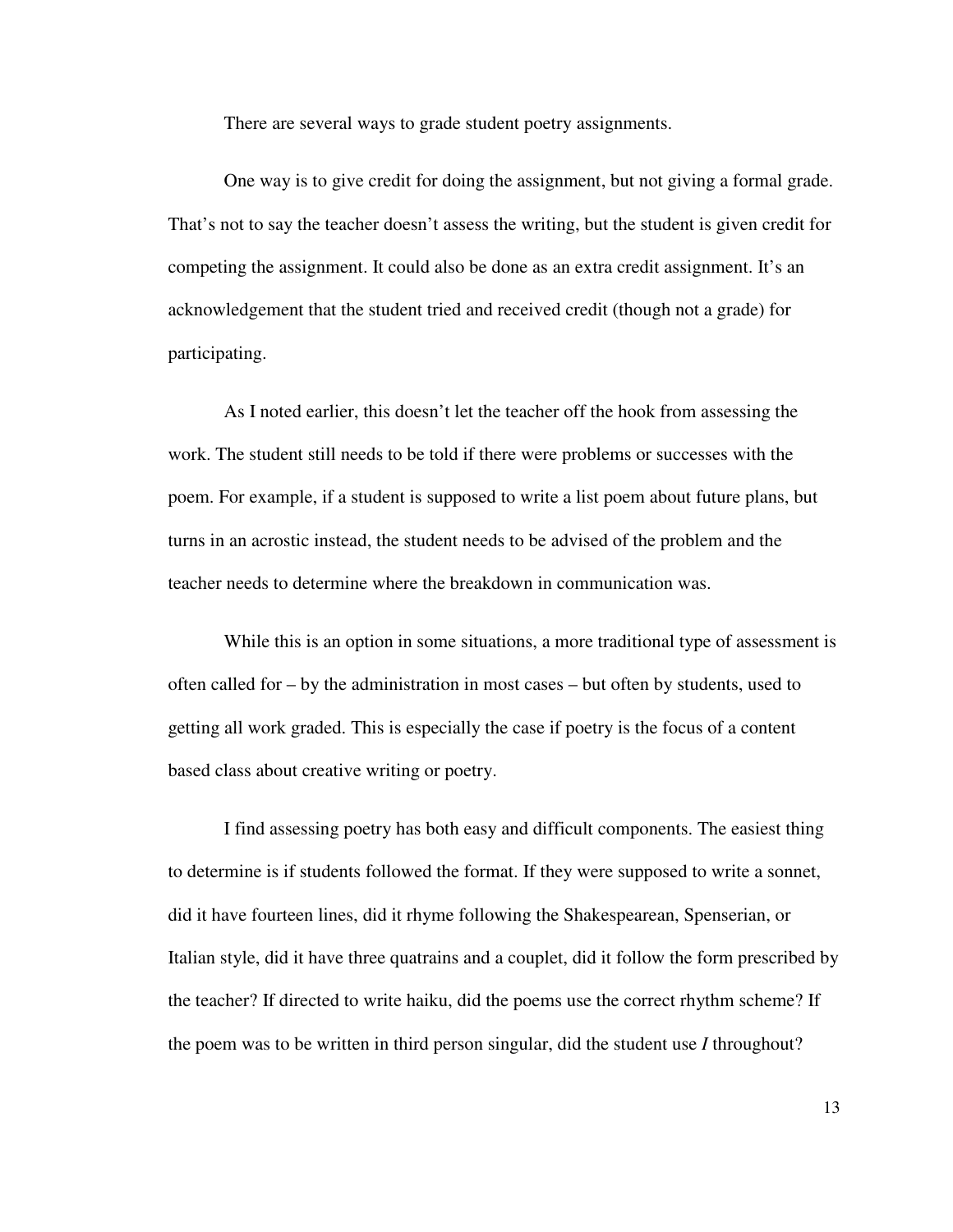There are several ways to grade student poetry assignments.

One way is to give credit for doing the assignment, but not giving a formal grade. That's not to say the teacher doesn't assess the writing, but the student is given credit for competing the assignment. It could also be done as an extra credit assignment. It's an acknowledgement that the student tried and received credit (though not a grade) for participating.

As I noted earlier, this doesn't let the teacher off the hook from assessing the work. The student still needs to be told if there were problems or successes with the poem. For example, if a student is supposed to write a list poem about future plans, but turns in an acrostic instead, the student needs to be advised of the problem and the teacher needs to determine where the breakdown in communication was.

While this is an option in some situations, a more traditional type of assessment is often called for – by the administration in most cases – but often by students, used to getting all work graded. This is especially the case if poetry is the focus of a content based class about creative writing or poetry.

I find assessing poetry has both easy and difficult components. The easiest thing to determine is if students followed the format. If they were supposed to write a sonnet, did it have fourteen lines, did it rhyme following the Shakespearean, Spenserian, or Italian style, did it have three quatrains and a couplet, did it follow the form prescribed by the teacher? If directed to write haiku, did the poems use the correct rhythm scheme? If the poem was to be written in third person singular, did the student use *I* throughout?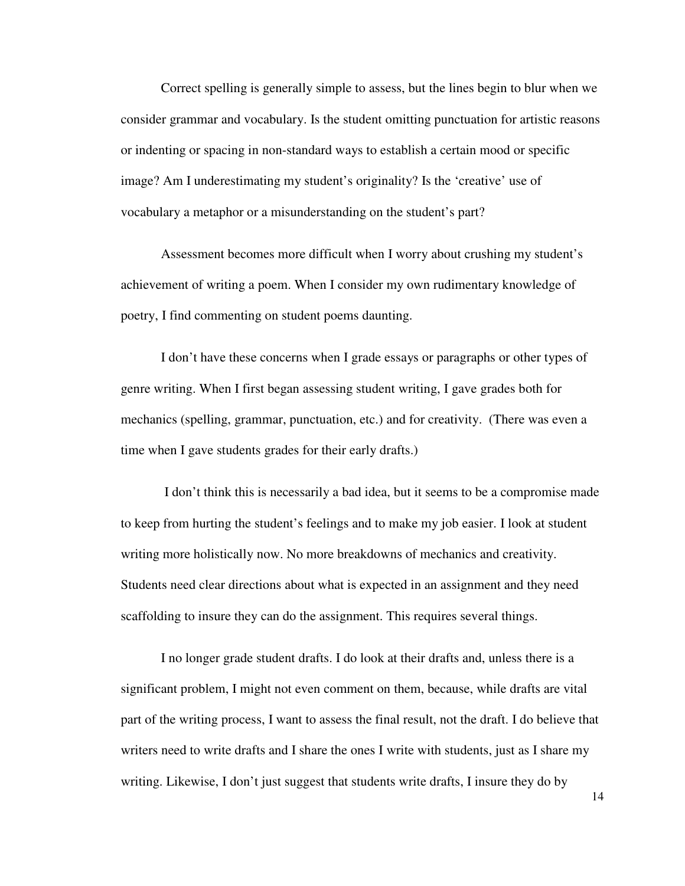Correct spelling is generally simple to assess, but the lines begin to blur when we consider grammar and vocabulary. Is the student omitting punctuation for artistic reasons or indenting or spacing in non-standard ways to establish a certain mood or specific image? Am I underestimating my student's originality? Is the 'creative' use of vocabulary a metaphor or a misunderstanding on the student's part?

Assessment becomes more difficult when I worry about crushing my student's achievement of writing a poem. When I consider my own rudimentary knowledge of poetry, I find commenting on student poems daunting.

I don't have these concerns when I grade essays or paragraphs or other types of genre writing. When I first began assessing student writing, I gave grades both for mechanics (spelling, grammar, punctuation, etc.) and for creativity. (There was even a time when I gave students grades for their early drafts.)

I don't think this is necessarily a bad idea, but it seems to be a compromise made to keep from hurting the student's feelings and to make my job easier. I look at student writing more holistically now. No more breakdowns of mechanics and creativity. Students need clear directions about what is expected in an assignment and they need scaffolding to insure they can do the assignment. This requires several things.

I no longer grade student drafts. I do look at their drafts and, unless there is a significant problem, I might not even comment on them, because, while drafts are vital part of the writing process, I want to assess the final result, not the draft. I do believe that writers need to write drafts and I share the ones I write with students, just as I share my writing. Likewise, I don't just suggest that students write drafts, I insure they do by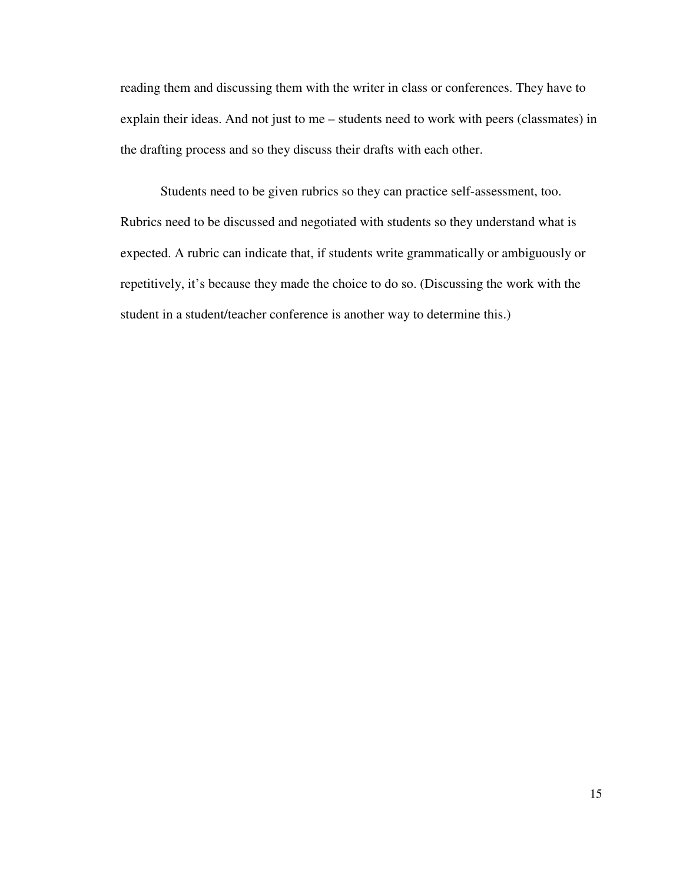reading them and discussing them with the writer in class or conferences. They have to explain their ideas. And not just to me – students need to work with peers (classmates) in the drafting process and so they discuss their drafts with each other.

Students need to be given rubrics so they can practice self-assessment, too. Rubrics need to be discussed and negotiated with students so they understand what is expected. A rubric can indicate that, if students write grammatically or ambiguously or repetitively, it's because they made the choice to do so. (Discussing the work with the student in a student/teacher conference is another way to determine this.)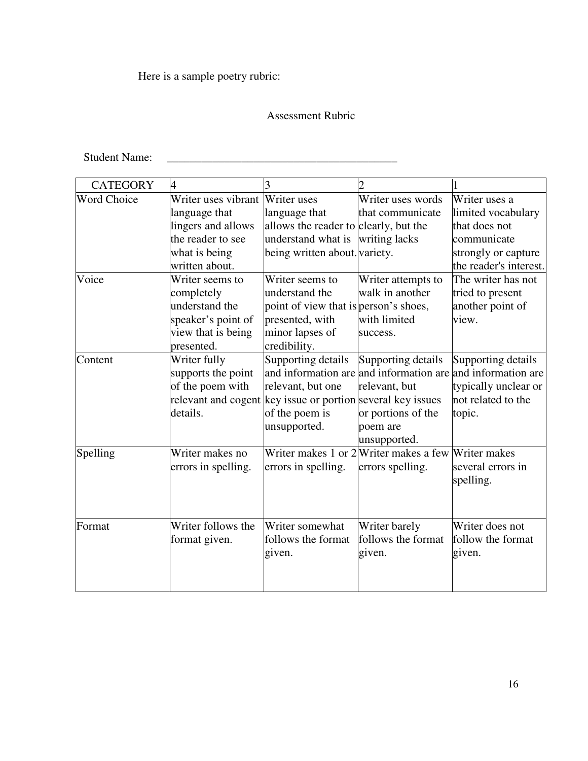Here is a sample poetry rubric:

Assessment Rubric

Student Name: ________________________________________

| CATEGORY | 4 | 3 | 2 | 1 |
|---|---|---|---|---|
| Word Choice | Writer uses vibrant language that lingers and allows the reader to see what is being written about. | Writer uses language that allows the reader to understand what is being written about. | Writer uses words that communicate clearly, but the writing lacks variety. | Writer uses a limited vocabulary that does not communicate strongly or capture the reader's interest. |
| Voice | Writer seems to completely understand the speaker's point of view that is being presented. | Writer seems to understand the point of view that is presented, with minor lapses of credibility. | Writer attempts to walk in another person's shoes, with limited success. | The writer has not tried to present another point of view. |
| Content | Writer fully supports the point of the poem with relevant and cogent details. | Supporting details and information are relevant, but one key issue or portion of the poem is unsupported. | Supporting details and information are relevant, but several key issues or portions of the poem are unsupported. | Supporting details and information are typically unclear or not related to the topic. |
| Spelling | Writer makes no errors in spelling. | Writer makes 1 or 2 errors in spelling. | Writer makes a few errors spelling. | Writer makes several errors in spelling. |
| Format | Writer follows the format given. | Writer somewhat follows the format given. | Writer barely follows the format given. | Writer does not follow the format given. |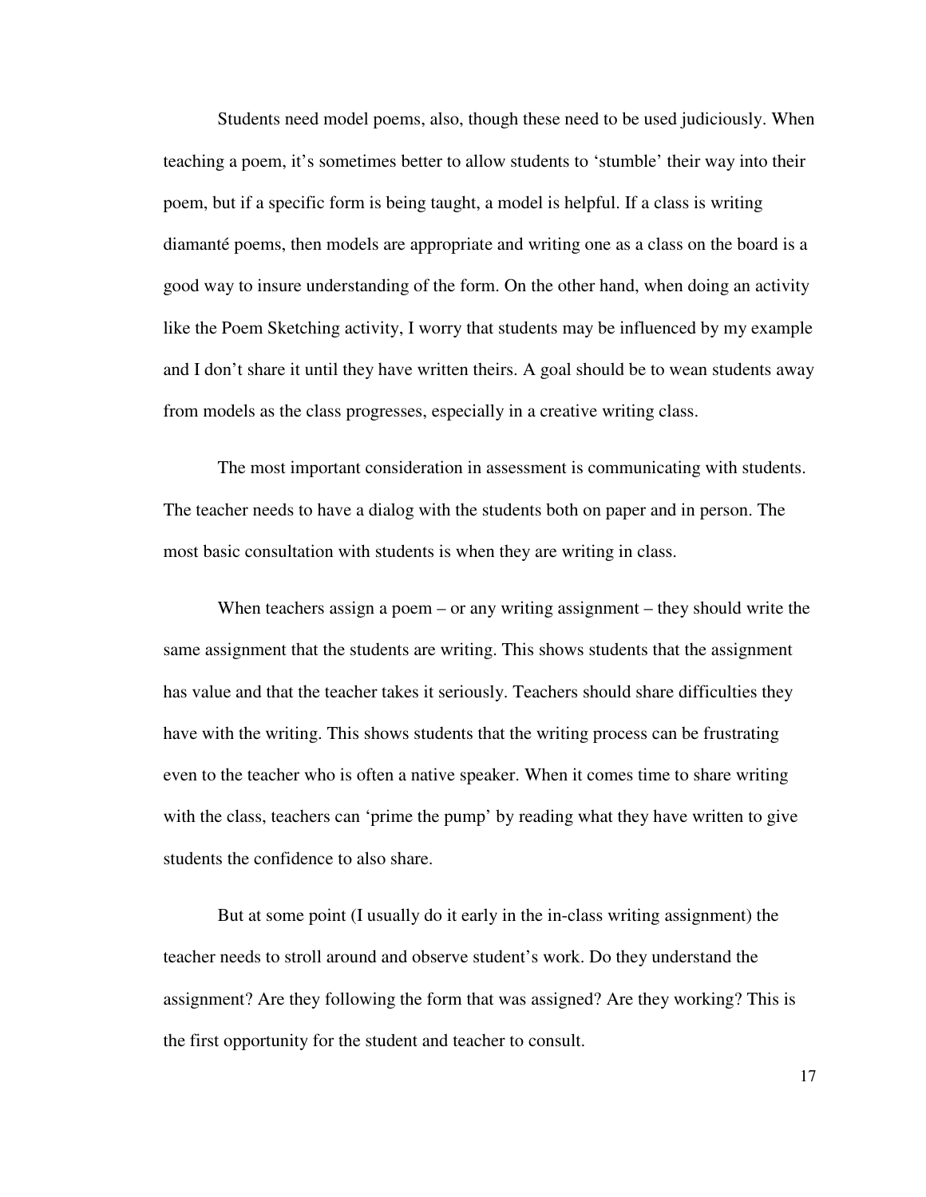Students need model poems, also, though these need to be used judiciously. When teaching a poem, it's sometimes better to allow students to 'stumble' their way into their poem, but if a specific form is being taught, a model is helpful. If a class is writing diamanté poems, then models are appropriate and writing one as a class on the board is a good way to insure understanding of the form. On the other hand, when doing an activity like the Poem Sketching activity, I worry that students may be influenced by my example and I don't share it until they have written theirs. A goal should be to wean students away from models as the class progresses, especially in a creative writing class.

The most important consideration in assessment is communicating with students. The teacher needs to have a dialog with the students both on paper and in person. The most basic consultation with students is when they are writing in class.

When teachers assign a poem – or any writing assignment – they should write the same assignment that the students are writing. This shows students that the assignment has value and that the teacher takes it seriously. Teachers should share difficulties they have with the writing. This shows students that the writing process can be frustrating even to the teacher who is often a native speaker. When it comes time to share writing with the class, teachers can 'prime the pump' by reading what they have written to give students the confidence to also share.

But at some point (I usually do it early in the in-class writing assignment) the teacher needs to stroll around and observe student's work. Do they understand the assignment? Are they following the form that was assigned? Are they working? This is the first opportunity for the student and teacher to consult.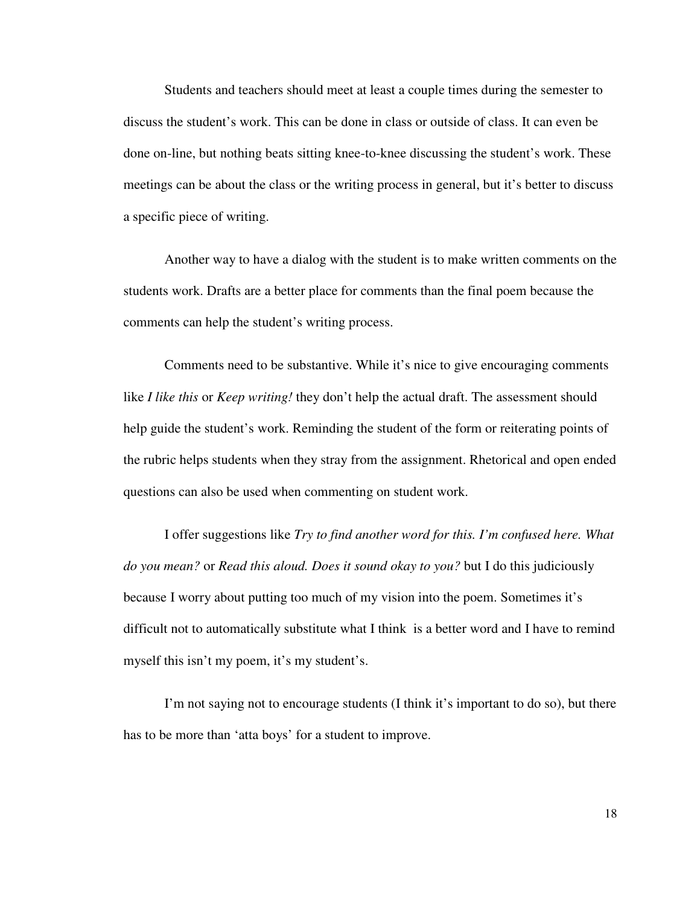Students and teachers should meet at least a couple times during the semester to discuss the student's work. This can be done in class or outside of class. It can even be done on-line, but nothing beats sitting knee-to-knee discussing the student's work. These meetings can be about the class or the writing process in general, but it's better to discuss a specific piece of writing.

Another way to have a dialog with the student is to make written comments on the students work. Drafts are a better place for comments than the final poem because the comments can help the student's writing process.

Comments need to be substantive. While it's nice to give encouraging comments like *I like this* or *Keep writing!* they don't help the actual draft. The assessment should help guide the student's work. Reminding the student of the form or reiterating points of the rubric helps students when they stray from the assignment. Rhetorical and open ended questions can also be used when commenting on student work.

I offer suggestions like *Try to find another word for this. I'm confused here. What do you mean?* or *Read this aloud. Does it sound okay to you?* but I do this judiciously because I worry about putting too much of my vision into the poem. Sometimes it's difficult not to automatically substitute what I think is a better word and I have to remind myself this isn't my poem, it's my student's.

I'm not saying not to encourage students (I think it's important to do so), but there has to be more than 'atta boys' for a student to improve.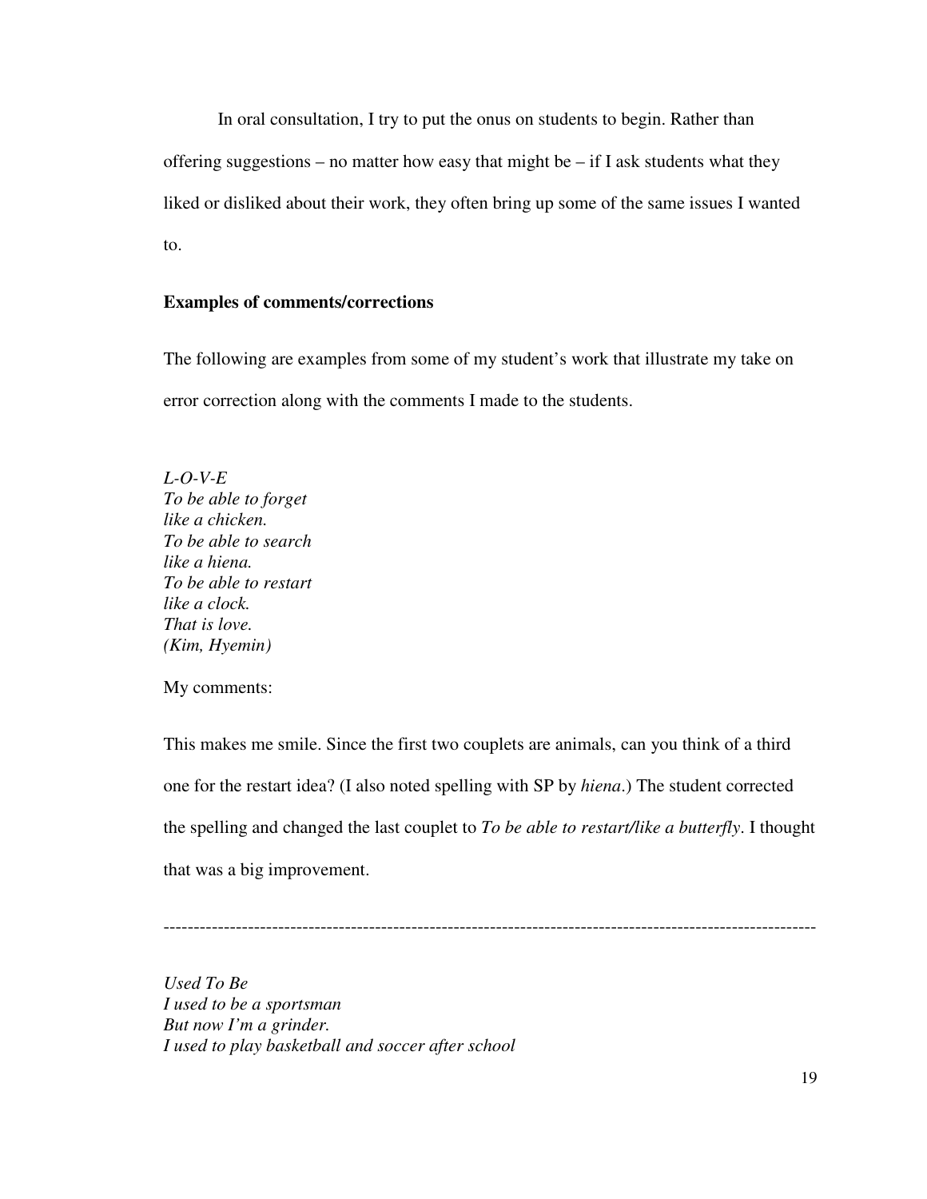In oral consultation, I try to put the onus on students to begin. Rather than offering suggestions – no matter how easy that might be – if I ask students what they liked or disliked about their work, they often bring up some of the same issues I wanted to.

**Examples of comments/corrections**

The following are examples from some of my student's work that illustrate my take on error correction along with the comments I made to the students.

*L-O-V-E*
*To be able to forget*
*like a chicken.*
*To be able to search*
*like a hiena.*
*To be able to restart*
*like a clock.*
*That is love.*
*(Kim, Hyemin)*

My comments:

This makes me smile. Since the first two couplets are animals, can you think of a third one for the restart idea? (I also noted spelling with SP by *hiena*.) The student corrected the spelling and changed the last couplet to *To be able to restart/like a butterfly*. I thought that was a big improvement.

---

*Used To Be*
*I used to be a sportsman*
*But now I'm a grinder.*
*I used to play basketball and soccer after school*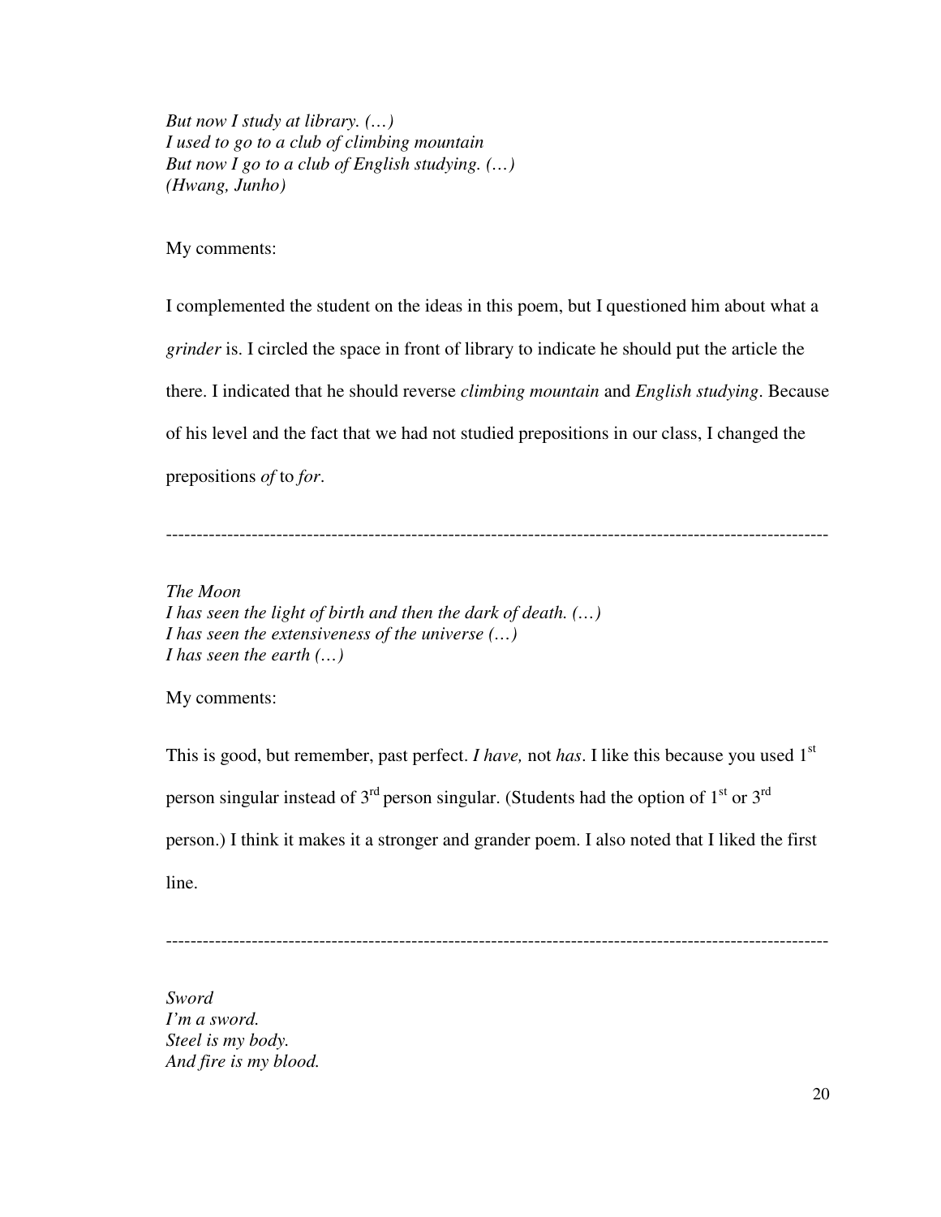*But now I study at library. (…)*
*I used to go to a club of climbing mountain*
*But now I go to a club of English studying. (…)*
*(Hwang, Junho)*

My comments:

I complemented the student on the ideas in this poem, but I questioned him about what a *grinder* is. I circled the space in front of library to indicate he should put the article the there. I indicated that he should reverse *climbing mountain* and *English studying*. Because of his level and the fact that we had not studied prepositions in our class, I changed the prepositions *of* to *for*.

---

*The Moon*
*I has seen the light of birth and then the dark of death. (…)*
*I has seen the extensiveness of the universe (…)*
*I has seen the earth (…)*

My comments:

This is good, but remember, past perfect. *I have,* not *has*. I like this because you used 1st person singular instead of 3rd person singular. (Students had the option of 1st or 3rd person.) I think it makes it a stronger and grander poem. I also noted that I liked the first line.

---

*Sword*
*I'm a sword.*
*Steel is my body.*
*And fire is my blood.*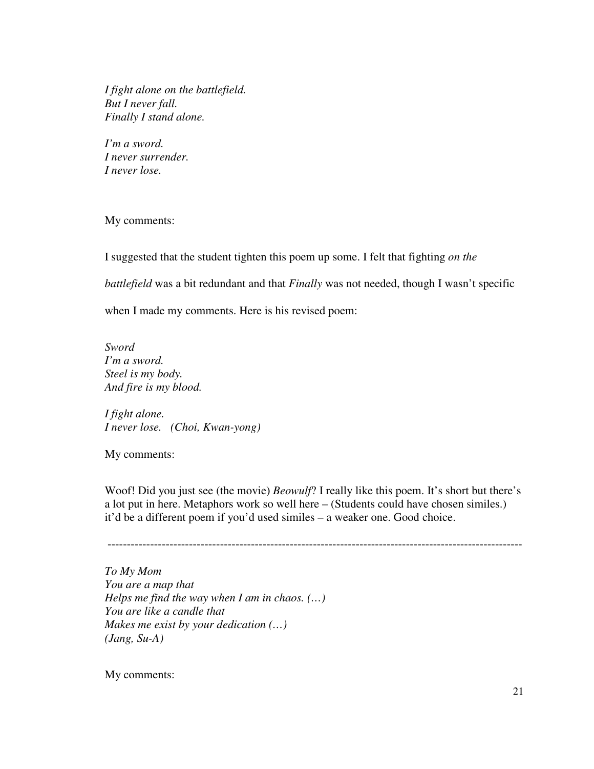*I fight alone on the battlefield.*
*But I never fall.*
*Finally I stand alone.*

*I'm a sword.*
*I never surrender.*
*I never lose.*

My comments:

I suggested that the student tighten this poem up some. I felt that fighting *on the battlefield* was a bit redundant and that *Finally* was not needed, though I wasn't specific when I made my comments. Here is his revised poem:

*Sword*
*I'm a sword.*
*Steel is my body.*
*And fire is my blood.*

*I fight alone.*
*I never lose.   (Choi, Kwan-yong)*

My comments:

Woof! Did you just see (the movie) *Beowulf*? I really like this poem. It's short but there's a lot put in here. Metaphors work so well here – (Students could have chosen similes.) it'd be a different poem if you'd used similes – a weaker one. Good choice.

---

*To My Mom*
*You are a map that*
*Helps me find the way when I am in chaos. (…)*
*You are like a candle that*
*Makes me exist by your dedication (…)*
*(Jang, Su-A)*

My comments: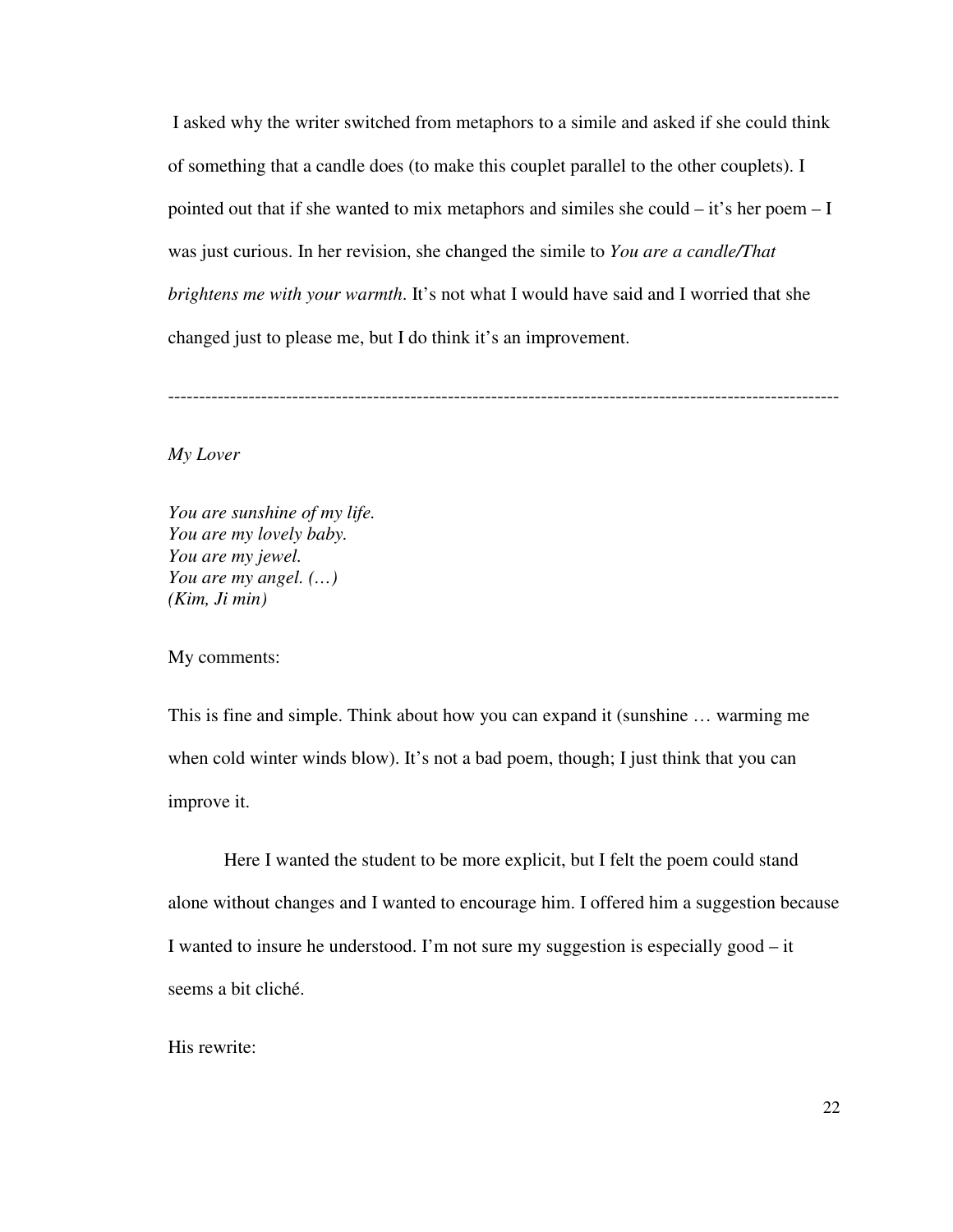I asked why the writer switched from metaphors to a simile and asked if she could think of something that a candle does (to make this couplet parallel to the other couplets). I pointed out that if she wanted to mix metaphors and similes she could – it's her poem – I was just curious. In her revision, she changed the simile to *You are a candle/That brightens me with your warmth*. It's not what I would have said and I worried that she changed just to please me, but I do think it's an improvement.

---

*My Lover*

*You are sunshine of my life.*  
*You are my lovely baby.*  
*You are my jewel.*  
*You are my angel. (…)*  
*(Kim, Ji min)*

My comments:

This is fine and simple. Think about how you can expand it (sunshine … warming me when cold winter winds blow). It's not a bad poem, though; I just think that you can improve it.

Here I wanted the student to be more explicit, but I felt the poem could stand alone without changes and I wanted to encourage him. I offered him a suggestion because I wanted to insure he understood. I'm not sure my suggestion is especially good – it seems a bit cliché.

His rewrite: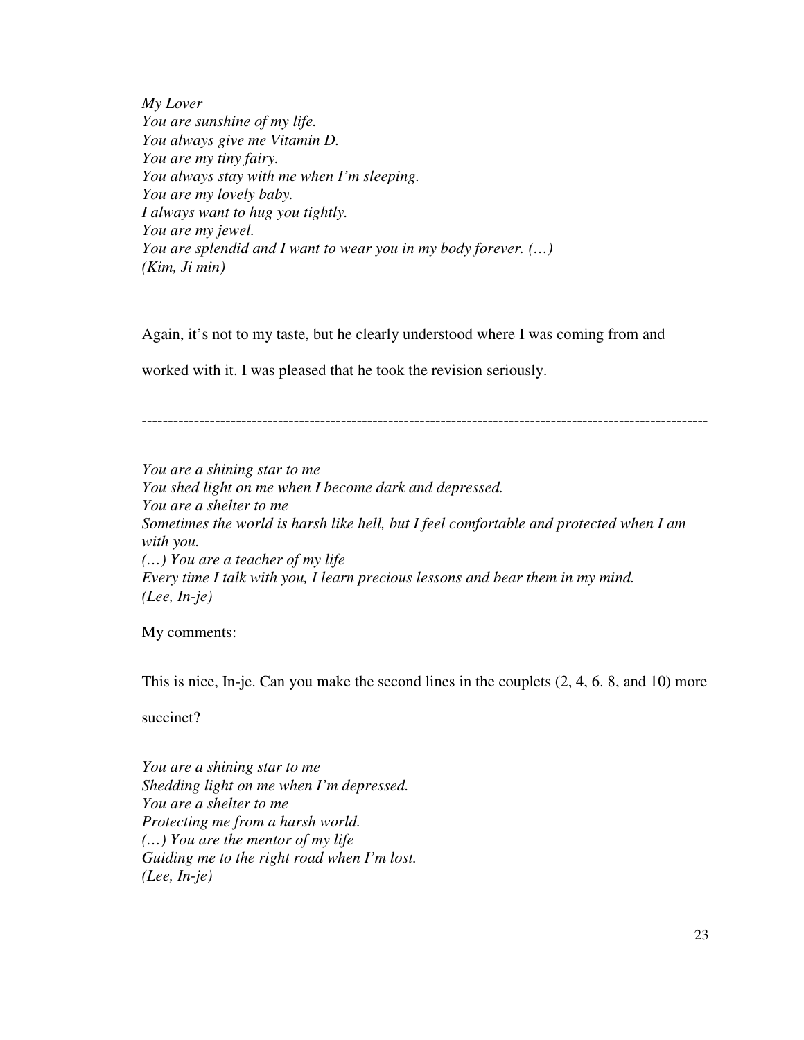*My Lover*  
*You are sunshine of my life.*  
*You always give me Vitamin D.*  
*You are my tiny fairy.*  
*You always stay with me when I'm sleeping.*  
*You are my lovely baby.*  
*I always want to hug you tightly.*  
*You are my jewel.*  
*You are splendid and I want to wear you in my body forever. (…)*  
*(Kim, Ji min)*

Again, it's not to my taste, but he clearly understood where I was coming from and worked with it. I was pleased that he took the revision seriously.

---

*You are a shining star to me*  
*You shed light on me when I become dark and depressed.*  
*You are a shelter to me*  
*Sometimes the world is harsh like hell, but I feel comfortable and protected when I am with you.*  
*(…) You are a teacher of my life*  
*Every time I talk with you, I learn precious lessons and bear them in my mind.*  
*(Lee, In-je)*

My comments:

This is nice, In-je. Can you make the second lines in the couplets (2, 4, 6. 8, and 10) more succinct?

*You are a shining star to me*  
*Shedding light on me when I'm depressed.*  
*You are a shelter to me*  
*Protecting me from a harsh world.*  
*(…) You are the mentor of my life*  
*Guiding me to the right road when I'm lost.*  
*(Lee, In-je)*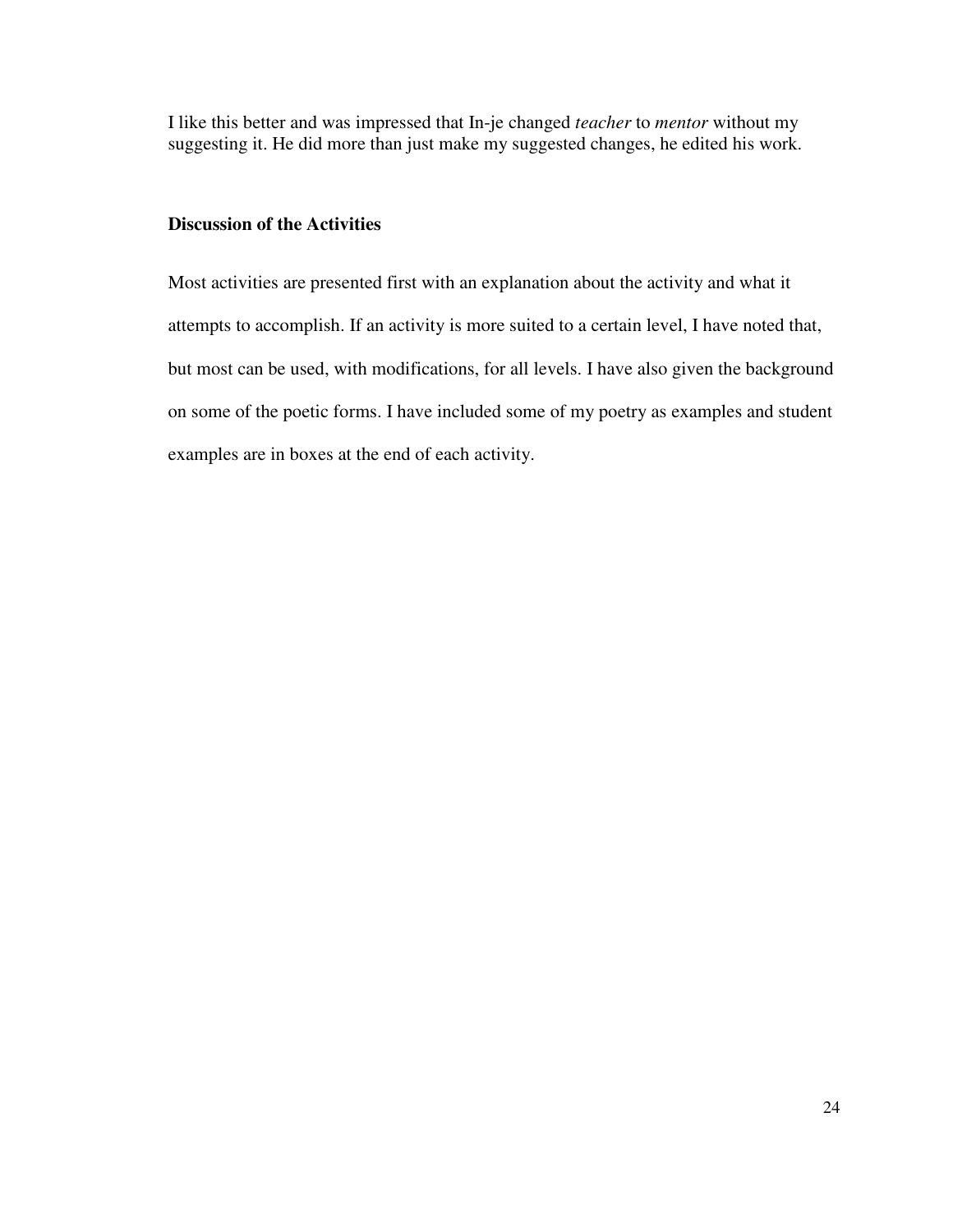I like this better and was impressed that In-je changed *teacher* to *mentor* without my suggesting it. He did more than just make my suggested changes, he edited his work.

**Discussion of the Activities**

Most activities are presented first with an explanation about the activity and what it attempts to accomplish. If an activity is more suited to a certain level, I have noted that, but most can be used, with modifications, for all levels. I have also given the background on some of the poetic forms. I have included some of my poetry as examples and student examples are in boxes at the end of each activity.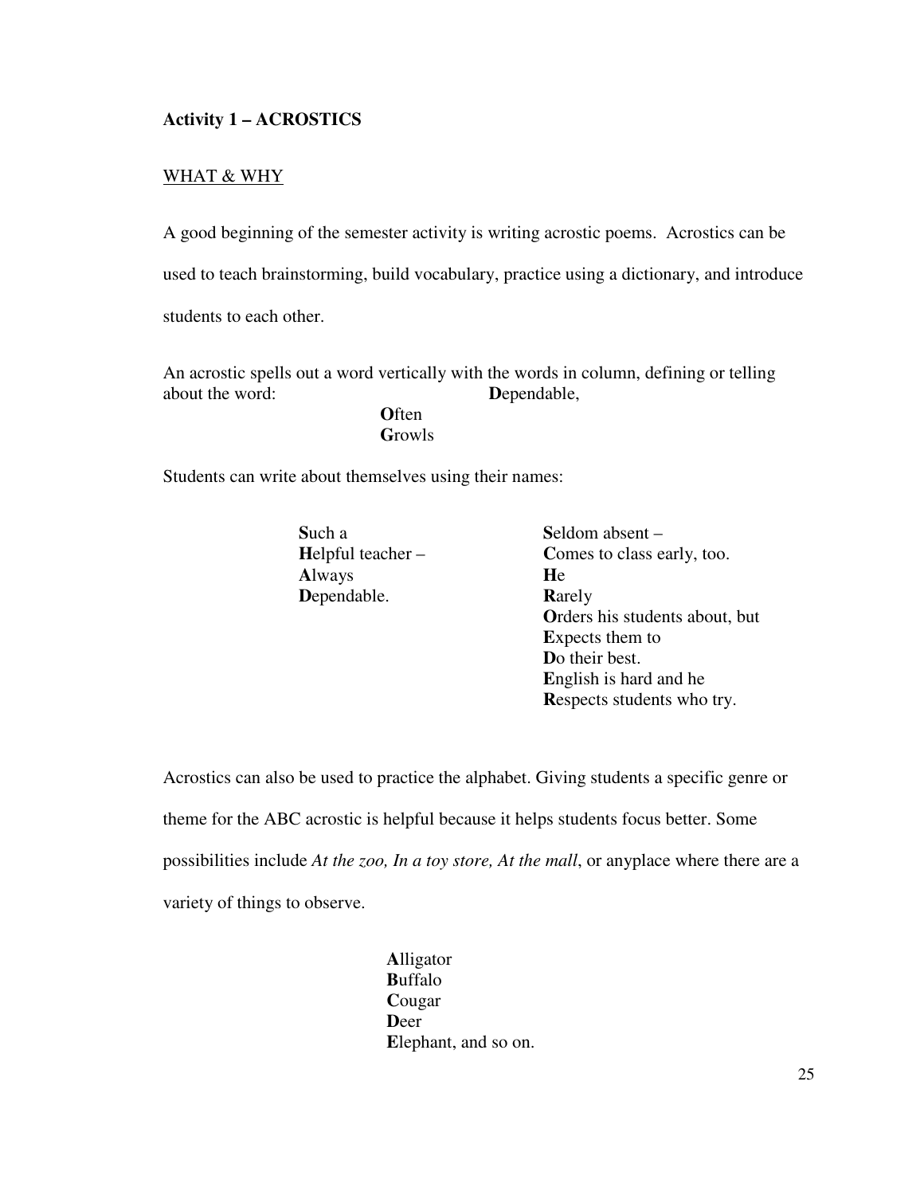**Activity 1 – ACROSTICS**

WHAT & WHY

A good beginning of the semester activity is writing acrostic poems. Acrostics can be used to teach brainstorming, build vocabulary, practice using a dictionary, and introduce students to each other.

An acrostic spells out a word vertically with the words in column, defining or telling about the word:

**D**ependable,  
**O**ften  
**G**rowls

Students can write about themselves using their names:

**S**uch a  
**H**elpful teacher –  
**A**lways  
**D**ependable.

**S**eldom absent –  
**C**omes to class early, too.  
**H**e  
**R**arely  
**O**rders his students about, but  
**E**xpects them to  
**D**o their best.  
**E**nglish is hard and he  
**R**espects students who try.

Acrostics can also be used to practice the alphabet. Giving students a specific genre or theme for the ABC acrostic is helpful because it helps students focus better. Some possibilities include *At the zoo, In a toy store, At the mall*, or anyplace where there are a variety of things to observe.

**A**lligator  
**B**uffalo  
**C**ougar  
**D**eer  
**E**lephant, and so on.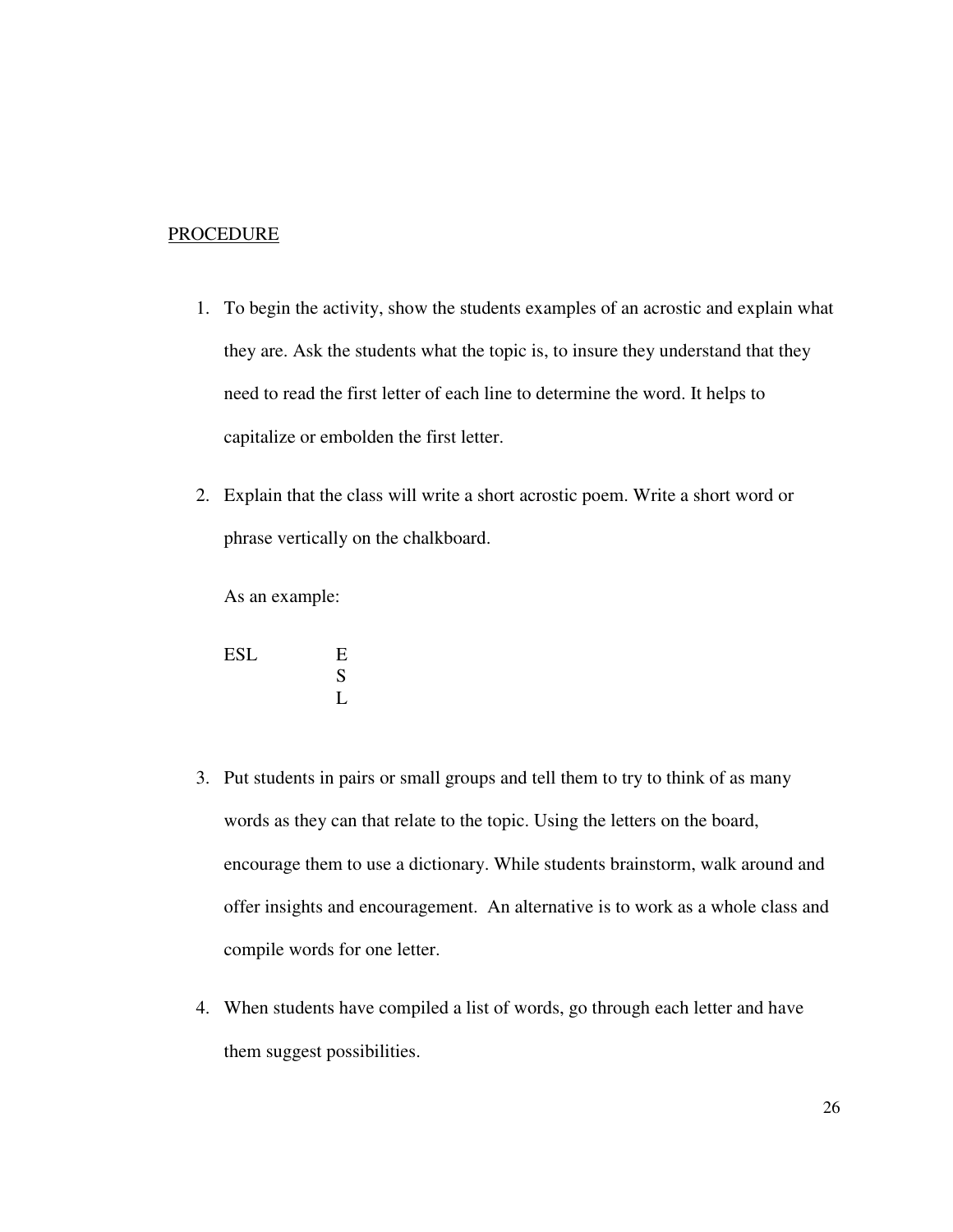PROCEDURE

1. To begin the activity, show the students examples of an acrostic and explain what they are. Ask the students what the topic is, to insure they understand that they need to read the first letter of each line to determine the word. It helps to capitalize or embolden the first letter.

2. Explain that the class will write a short acrostic poem. Write a short word or phrase vertically on the chalkboard.

   As an example:

   ```
   ESL        E
              S
              L
   ```

3. Put students in pairs or small groups and tell them to try to think of as many words as they can that relate to the topic. Using the letters on the board, encourage them to use a dictionary. While students brainstorm, walk around and offer insights and encouragement. An alternative is to work as a whole class and compile words for one letter.

4. When students have compiled a list of words, go through each letter and have them suggest possibilities.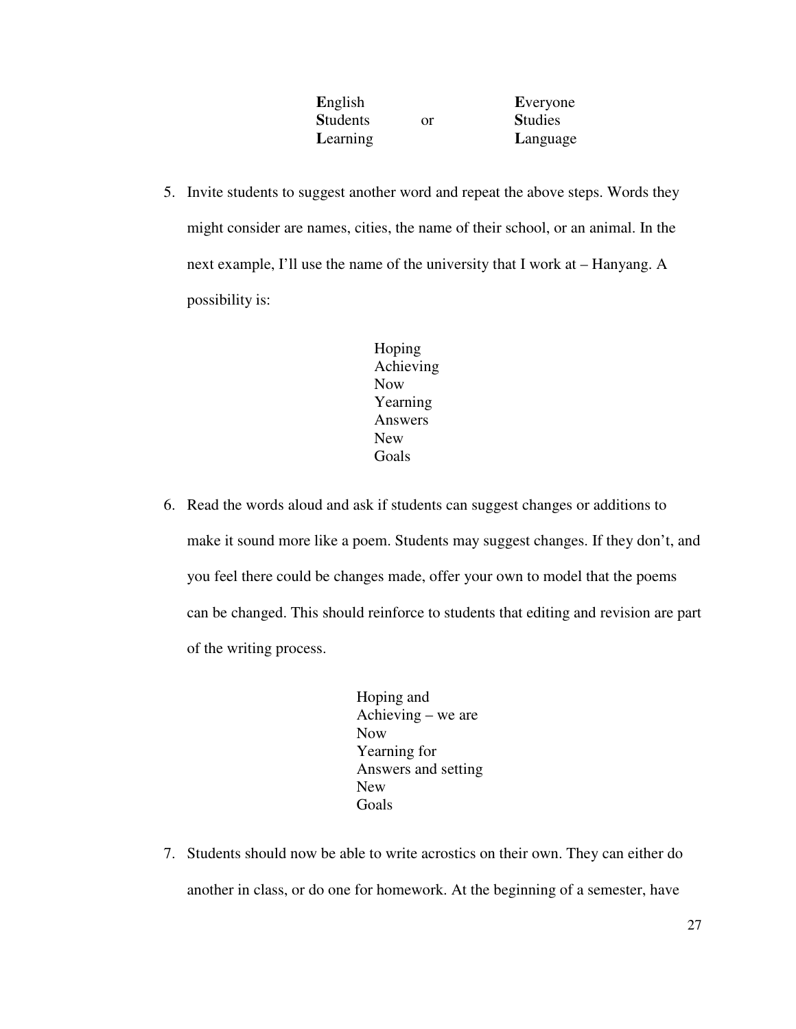**E**nglish　　　　or　　　　**E**veryone
**S**tudents　　　　　　　　**S**tudies
**L**earning　　　　　　　　**L**anguage

5. Invite students to suggest another word and repeat the above steps. Words they might consider are names, cities, the name of their school, or an animal. In the next example, I'll use the name of the university that I work at – Hanyang. A possibility is:

   Hoping
   Achieving
   Now
   Yearning
   Answers
   New
   Goals

6. Read the words aloud and ask if students can suggest changes or additions to make it sound more like a poem. Students may suggest changes. If they don't, and you feel there could be changes made, offer your own to model that the poems can be changed. This should reinforce to students that editing and revision are part of the writing process.

   Hoping and
   Achieving – we are
   Now
   Yearning for
   Answers and setting
   New
   Goals

7. Students should now be able to write acrostics on their own. They can either do another in class, or do one for homework. At the beginning of a semester, have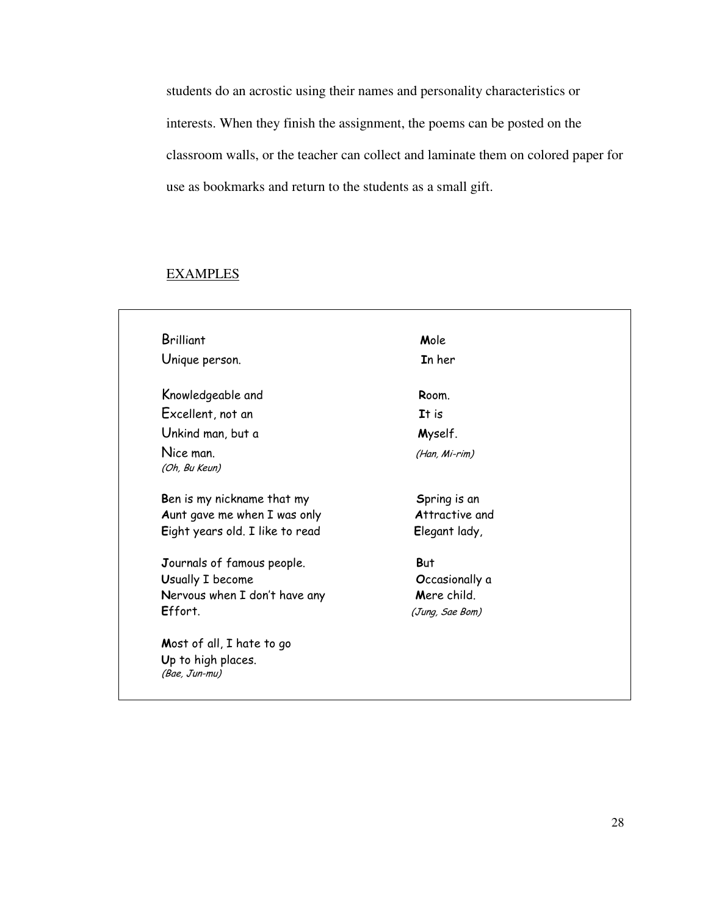students do an acrostic using their names and personality characteristics or interests. When they finish the assignment, the poems can be posted on the classroom walls, or the teacher can collect and laminate them on colored paper for use as bookmarks and return to the students as a small gift.

EXAMPLES

Brilliant
Unique person.

Knowledgeable and
Excellent, not an
Unkind man, but a
Nice man.
*(Oh, Bu Keun)*

**B**en is my nickname that my
**A**unt gave me when I was only
**E**ight years old. I like to read

**J**ournals of famous people.
**U**sually I become
**N**ervous when I don't have any
**E**ffort.

**M**ost of all, I hate to go
**U**p to high places.
*(Bae, Jun-mu)*

**M**ole
**I**n her

**R**oom.
**I**t is
**M**yself.
*(Han, Mi-rim)*

**S**pring is an
**A**ttractive and
**E**legant lady,

**B**ut
**O**ccasionally a
**M**ere child.
*(Jung, Sae Bom)*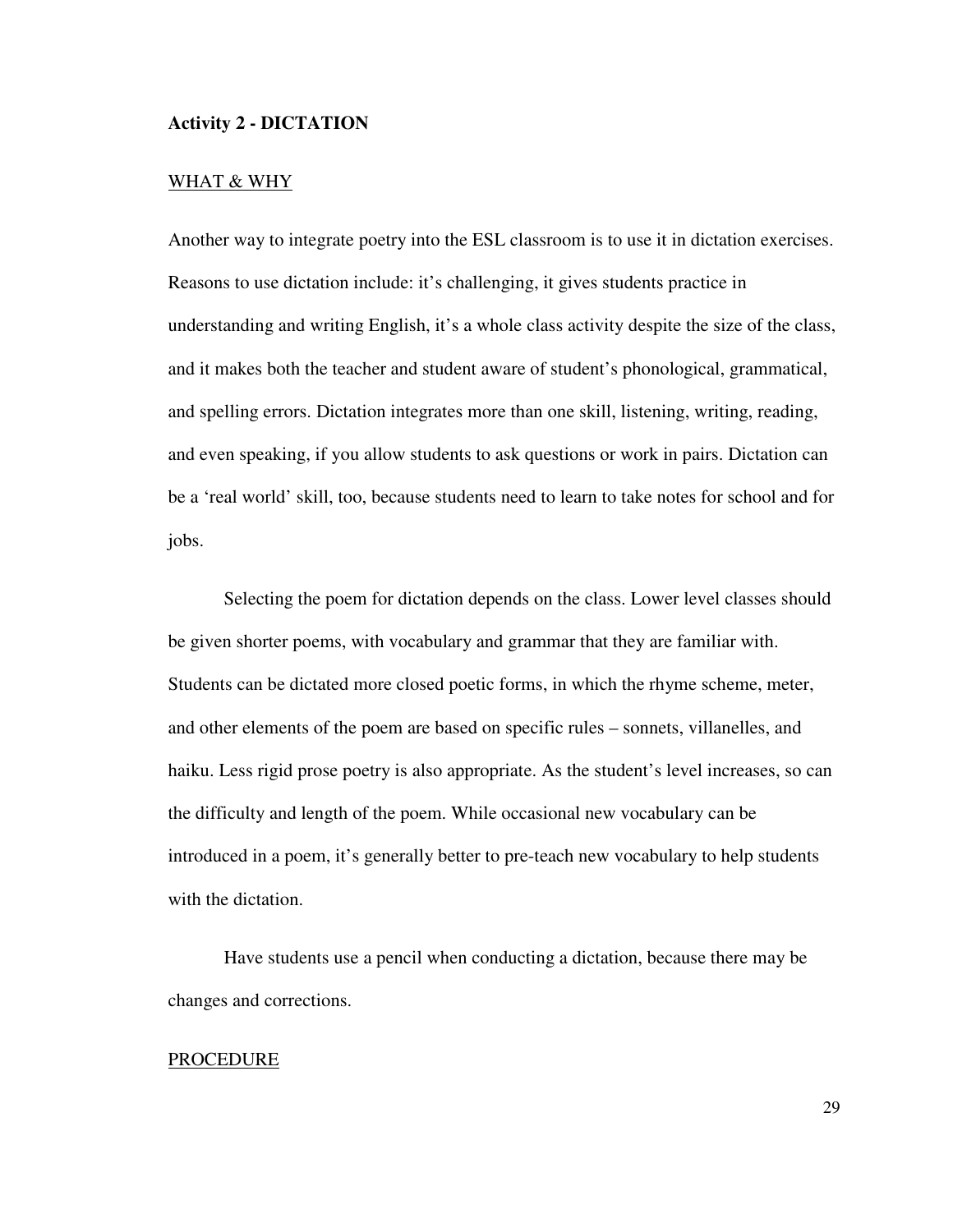**Activity 2 - DICTATION**

WHAT & WHY

Another way to integrate poetry into the ESL classroom is to use it in dictation exercises. Reasons to use dictation include: it's challenging, it gives students practice in understanding and writing English, it's a whole class activity despite the size of the class, and it makes both the teacher and student aware of student's phonological, grammatical, and spelling errors. Dictation integrates more than one skill, listening, writing, reading, and even speaking, if you allow students to ask questions or work in pairs. Dictation can be a 'real world' skill, too, because students need to learn to take notes for school and for jobs.

Selecting the poem for dictation depends on the class. Lower level classes should be given shorter poems, with vocabulary and grammar that they are familiar with. Students can be dictated more closed poetic forms, in which the rhyme scheme, meter, and other elements of the poem are based on specific rules – sonnets, villanelles, and haiku. Less rigid prose poetry is also appropriate. As the student's level increases, so can the difficulty and length of the poem. While occasional new vocabulary can be introduced in a poem, it's generally better to pre-teach new vocabulary to help students with the dictation.

Have students use a pencil when conducting a dictation, because there may be changes and corrections.

PROCEDURE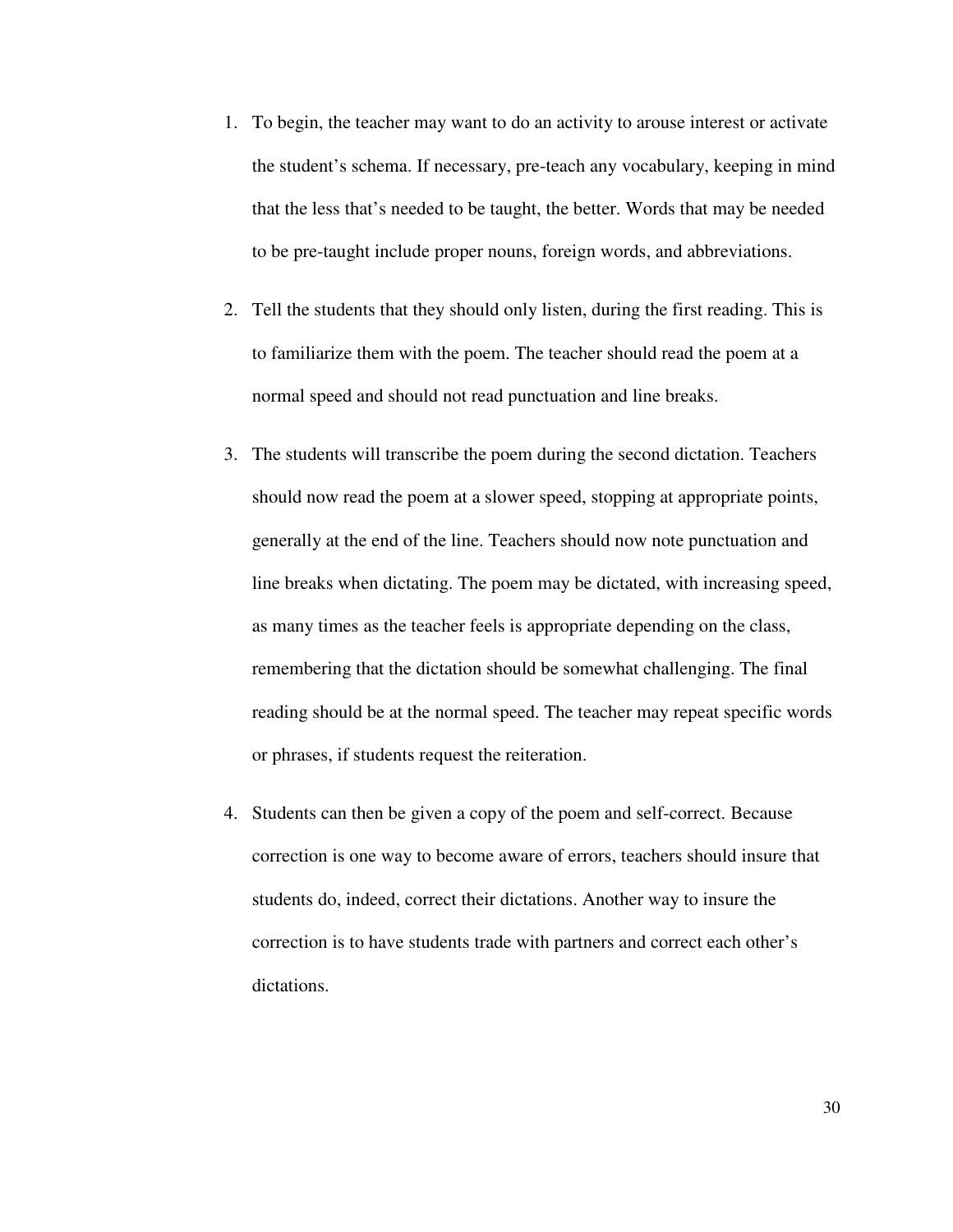1. To begin, the teacher may want to do an activity to arouse interest or activate the student's schema. If necessary, pre-teach any vocabulary, keeping in mind that the less that's needed to be taught, the better. Words that may be needed to be pre-taught include proper nouns, foreign words, and abbreviations.

2. Tell the students that they should only listen, during the first reading. This is to familiarize them with the poem. The teacher should read the poem at a normal speed and should not read punctuation and line breaks.

3. The students will transcribe the poem during the second dictation. Teachers should now read the poem at a slower speed, stopping at appropriate points, generally at the end of the line. Teachers should now note punctuation and line breaks when dictating. The poem may be dictated, with increasing speed, as many times as the teacher feels is appropriate depending on the class, remembering that the dictation should be somewhat challenging. The final reading should be at the normal speed. The teacher may repeat specific words or phrases, if students request the reiteration.

4. Students can then be given a copy of the poem and self-correct. Because correction is one way to become aware of errors, teachers should insure that students do, indeed, correct their dictations. Another way to insure the correction is to have students trade with partners and correct each other's dictations.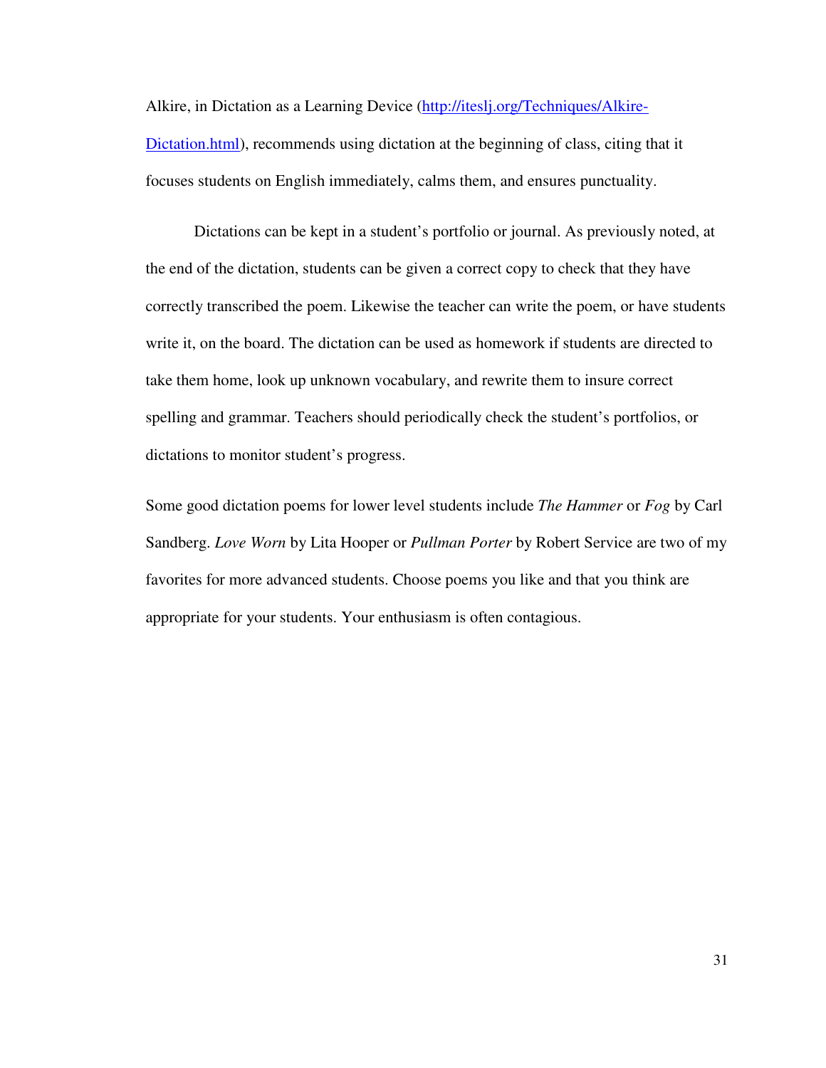Alkire, in Dictation as a Learning Device ([http://iteslj.org/Techniques/Alkire-Dictation.html](http://iteslj.org/Techniques/Alkire-Dictation.html)), recommends using dictation at the beginning of class, citing that it focuses students on English immediately, calms them, and ensures punctuality.

Dictations can be kept in a student's portfolio or journal. As previously noted, at the end of the dictation, students can be given a correct copy to check that they have correctly transcribed the poem. Likewise the teacher can write the poem, or have students write it, on the board. The dictation can be used as homework if students are directed to take them home, look up unknown vocabulary, and rewrite them to insure correct spelling and grammar. Teachers should periodically check the student's portfolios, or dictations to monitor student's progress.

Some good dictation poems for lower level students include *The Hammer* or *Fog* by Carl Sandberg. *Love Worn* by Lita Hooper or *Pullman Porter* by Robert Service are two of my favorites for more advanced students. Choose poems you like and that you think are appropriate for your students. Your enthusiasm is often contagious.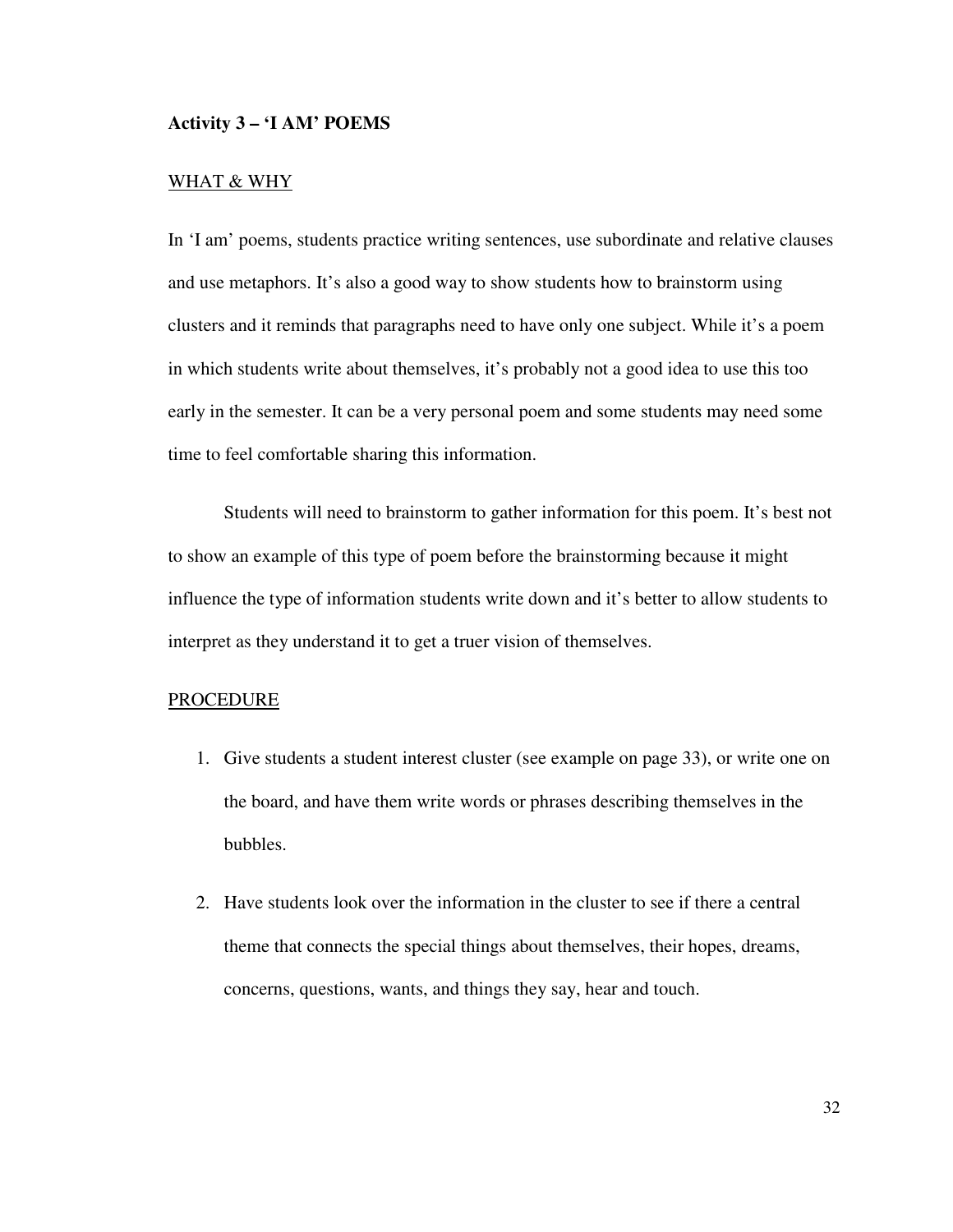### Activity 3 – 'I AM' POEMS

WHAT & WHY

In 'I am' poems, students practice writing sentences, use subordinate and relative clauses and use metaphors. It's also a good way to show students how to brainstorm using clusters and it reminds that paragraphs need to have only one subject. While it's a poem in which students write about themselves, it's probably not a good idea to use this too early in the semester. It can be a very personal poem and some students may need some time to feel comfortable sharing this information.

Students will need to brainstorm to gather information for this poem. It's best not to show an example of this type of poem before the brainstorming because it might influence the type of information students write down and it's better to allow students to interpret as they understand it to get a truer vision of themselves.

PROCEDURE

1. Give students a student interest cluster (see example on page 33), or write one on the board, and have them write words or phrases describing themselves in the bubbles.
2. Have students look over the information in the cluster to see if there a central theme that connects the special things about themselves, their hopes, dreams, concerns, questions, wants, and things they say, hear and touch.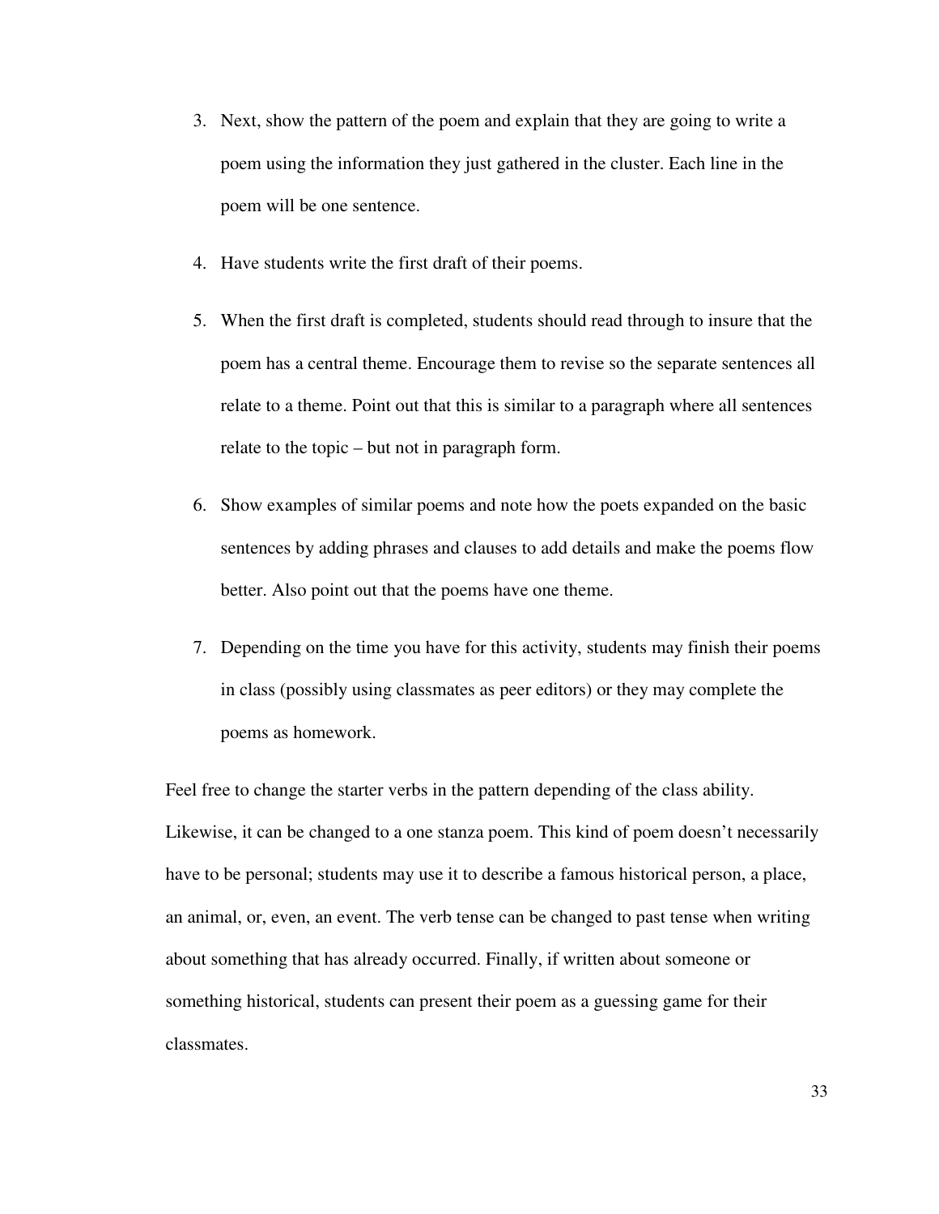3. Next, show the pattern of the poem and explain that they are going to write a poem using the information they just gathered in the cluster. Each line in the poem will be one sentence.

4. Have students write the first draft of their poems.

5. When the first draft is completed, students should read through to insure that the poem has a central theme. Encourage them to revise so the separate sentences all relate to a theme. Point out that this is similar to a paragraph where all sentences relate to the topic – but not in paragraph form.

6. Show examples of similar poems and note how the poets expanded on the basic sentences by adding phrases and clauses to add details and make the poems flow better. Also point out that the poems have one theme.

7. Depending on the time you have for this activity, students may finish their poems in class (possibly using classmates as peer editors) or they may complete the poems as homework.

Feel free to change the starter verbs in the pattern depending of the class ability. Likewise, it can be changed to a one stanza poem. This kind of poem doesn't necessarily have to be personal; students may use it to describe a famous historical person, a place, an animal, or, even, an event. The verb tense can be changed to past tense when writing about something that has already occurred. Finally, if written about someone or something historical, students can present their poem as a guessing game for their classmates.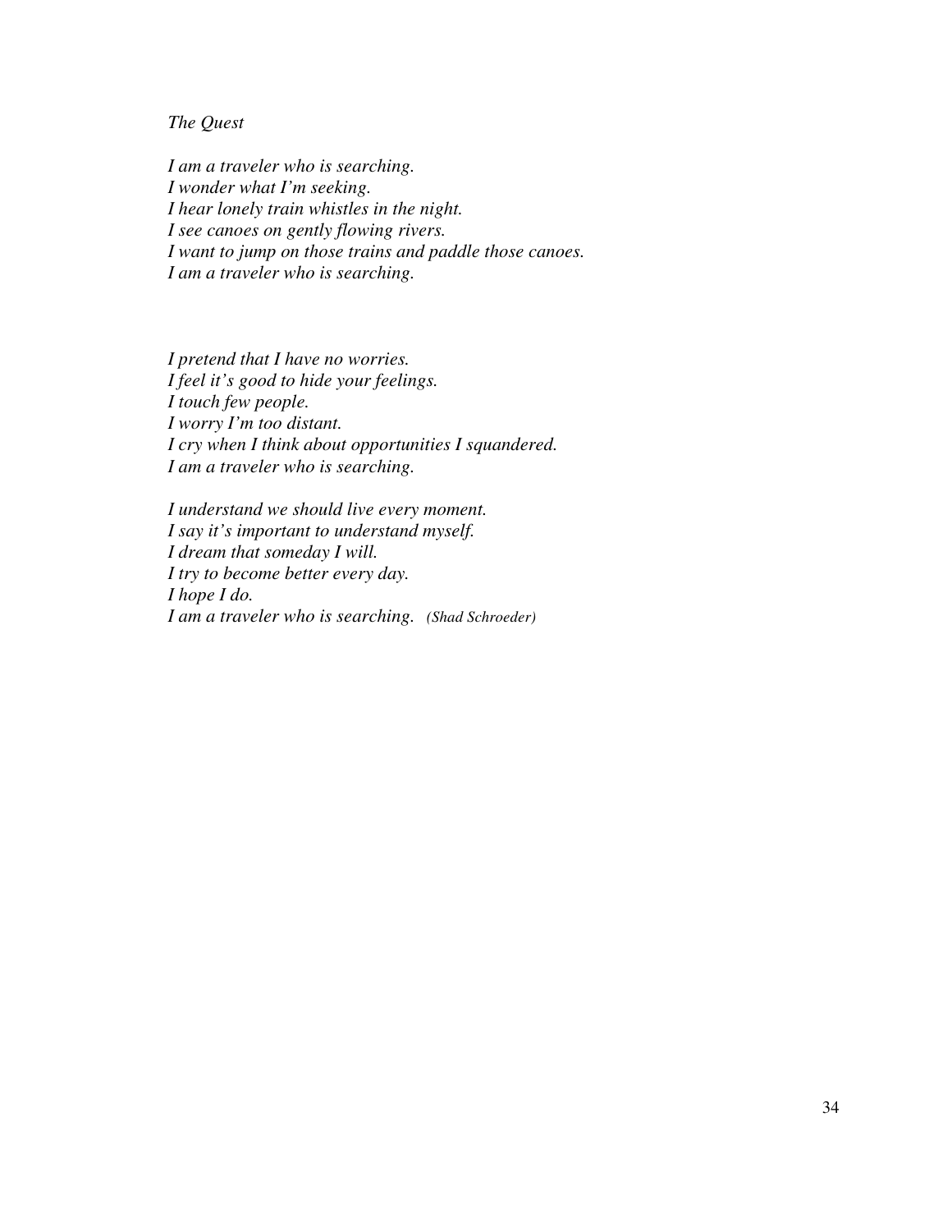*The Quest*

*I am a traveler who is searching.*
*I wonder what I'm seeking.*
*I hear lonely train whistles in the night.*
*I see canoes on gently flowing rivers.*
*I want to jump on those trains and paddle those canoes.*
*I am a traveler who is searching.*

*I pretend that I have no worries.*
*I feel it's good to hide your feelings.*
*I touch few people.*
*I worry I'm too distant.*
*I cry when I think about opportunities I squandered.*
*I am a traveler who is searching.*

*I understand we should live every moment.*
*I say it's important to understand myself.*
*I dream that someday I will.*
*I try to become better every day.*
*I hope I do.*
*I am a traveler who is searching.* *(Shad Schroeder)*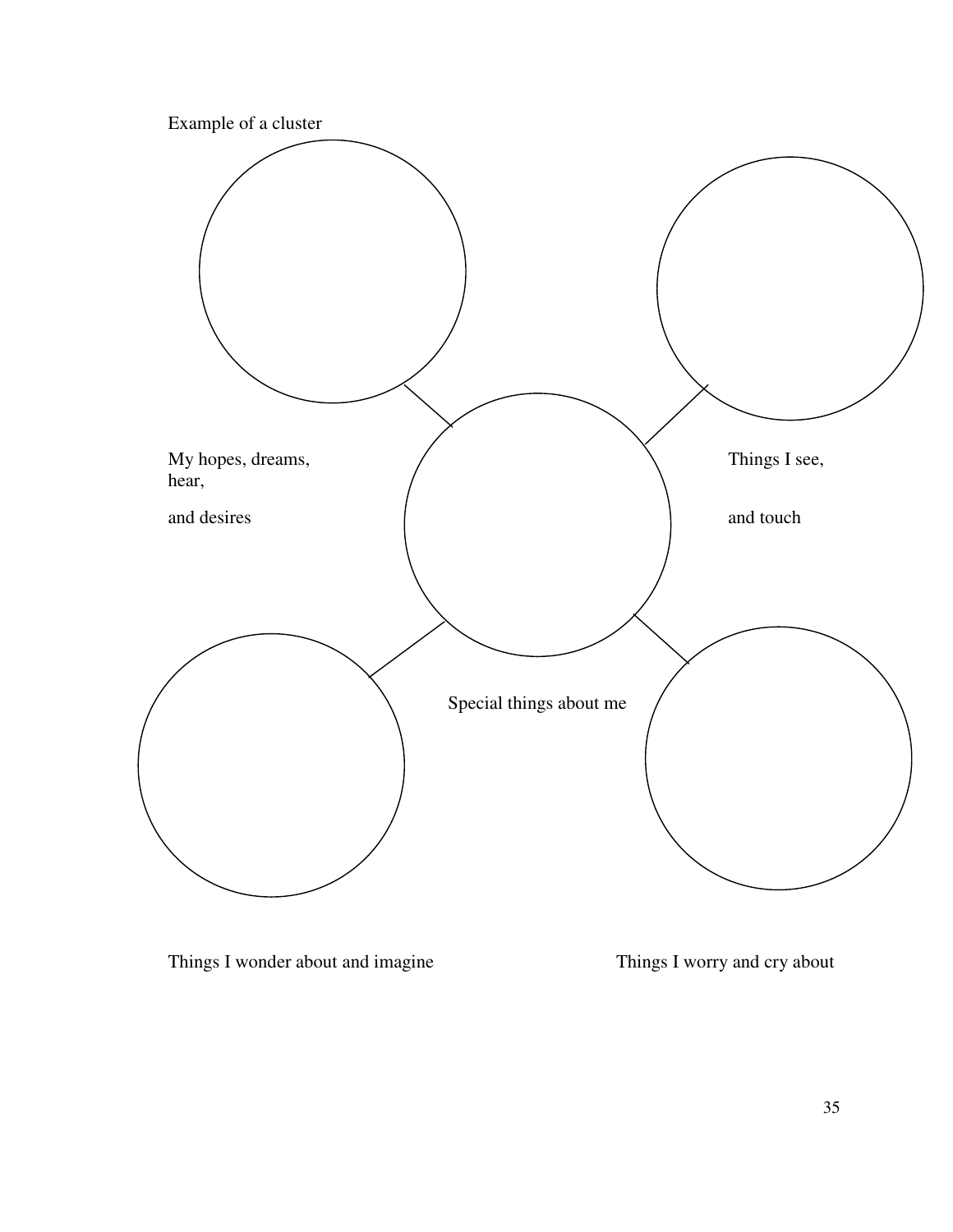Example of a cluster

My hopes, dreams, hear,

and desires

Things I see,

and touch

Special things about me

Things I wonder about and imagine

Things I worry and cry about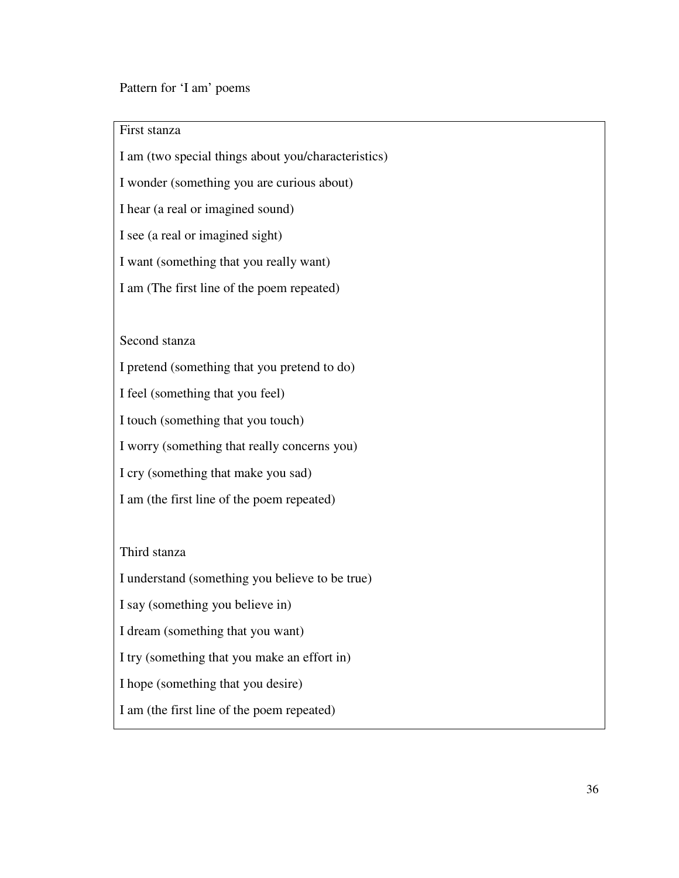Pattern for 'I am' poems

First stanza

I am (two special things about you/characteristics)

I wonder (something you are curious about)

I hear (a real or imagined sound)

I see (a real or imagined sight)

I want (something that you really want)

I am (The first line of the poem repeated)

Second stanza

I pretend (something that you pretend to do)

I feel (something that you feel)

I touch (something that you touch)

I worry (something that really concerns you)

I cry (something that make you sad)

I am (the first line of the poem repeated)

Third stanza

I understand (something you believe to be true)

I say (something you believe in)

I dream (something that you want)

I try (something that you make an effort in)

I hope (something that you desire)

I am (the first line of the poem repeated)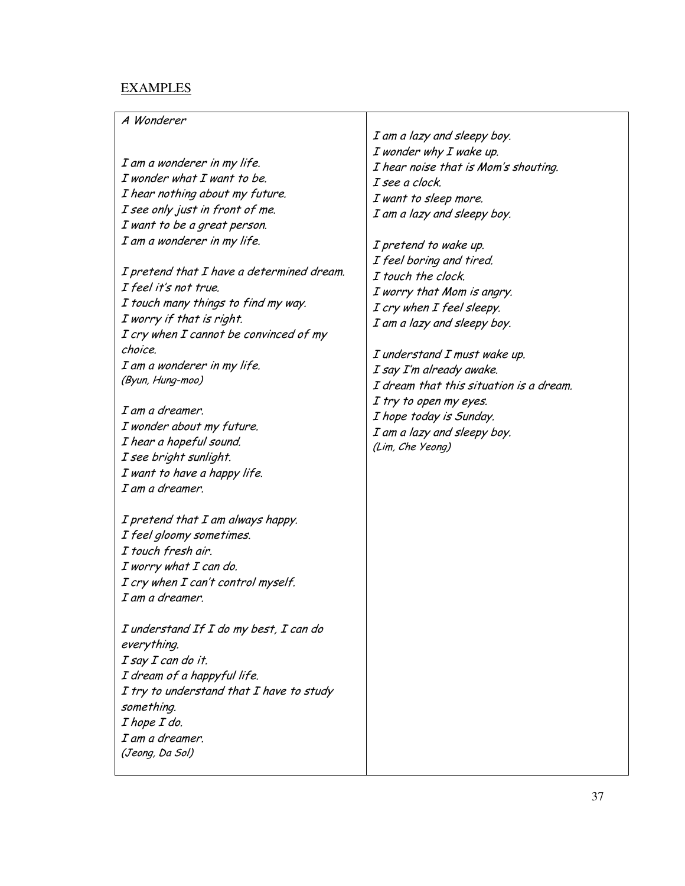EXAMPLES

*A Wonderer*

*I am a wonderer in my life.*
*I wonder what I want to be.*
*I hear nothing about my future.*
*I see only just in front of me.*
*I want to be a great person.*
*I am a wonderer in my life.*

*I pretend that I have a determined dream.*
*I feel it's not true.*
*I touch many things to find my way.*
*I worry if that is right.*
*I cry when I cannot be convinced of my choice.*
*I am a wonderer in my life.*
*(Byun, Hung-moo)*

*I am a dreamer.*
*I wonder about my future.*
*I hear a hopeful sound.*
*I see bright sunlight.*
*I want to have a happy life.*
*I am a dreamer.*

*I pretend that I am always happy.*
*I feel gloomy sometimes.*
*I touch fresh air.*
*I worry what I can do.*
*I cry when I can't control myself.*
*I am a dreamer.*

*I understand If I do my best, I can do everything.*
*I say I can do it.*
*I dream of a happyful life.*
*I try to understand that I have to study something.*
*I hope I do.*
*I am a dreamer.*
*(Jeong, Da Sol)*

*I am a lazy and sleepy boy.*
*I wonder why I wake up.*
*I hear noise that is Mom's shouting.*
*I see a clock.*
*I want to sleep more.*
*I am a lazy and sleepy boy.*

*I pretend to wake up.*
*I feel boring and tired.*
*I touch the clock.*
*I worry that Mom is angry.*
*I cry when I feel sleepy.*
*I am a lazy and sleepy boy.*

*I understand I must wake up.*
*I say I'm already awake.*
*I dream that this situation is a dream.*
*I try to open my eyes.*
*I hope today is Sunday.*
*I am a lazy and sleepy boy.*
*(Lim, Che Yeong)*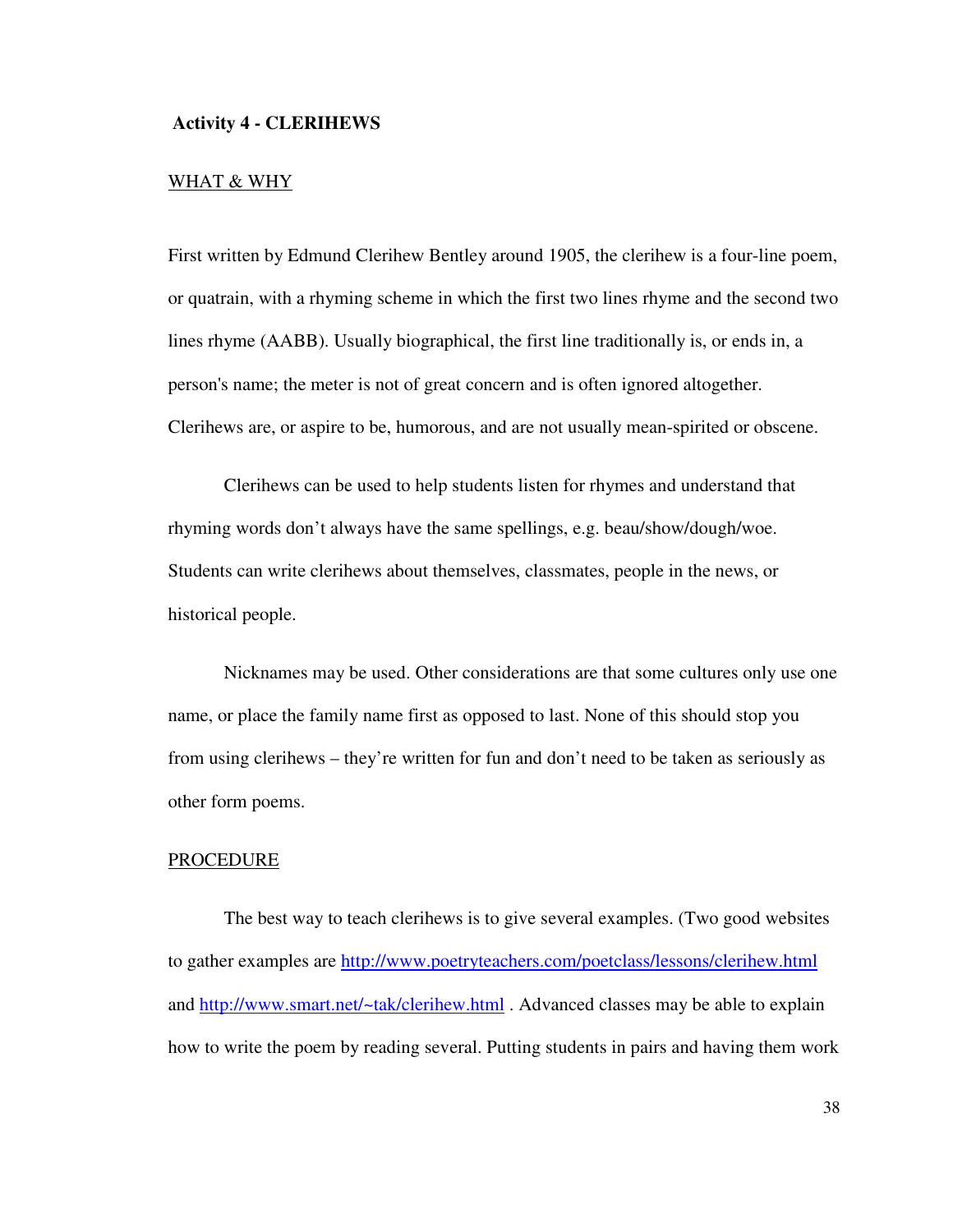## Activity 4 - CLERIHEWS

### WHAT & WHY

First written by Edmund Clerihew Bentley around 1905, the clerihew is a four-line poem, or quatrain, with a rhyming scheme in which the first two lines rhyme and the second two lines rhyme (AABB). Usually biographical, the first line traditionally is, or ends in, a person's name; the meter is not of great concern and is often ignored altogether. Clerihews are, or aspire to be, humorous, and are not usually mean-spirited or obscene.

Clerihews can be used to help students listen for rhymes and understand that rhyming words don't always have the same spellings, e.g. beau/show/dough/woe. Students can write clerihews about themselves, classmates, people in the news, or historical people.

Nicknames may be used. Other considerations are that some cultures only use one name, or place the family name first as opposed to last. None of this should stop you from using clerihews – they're written for fun and don't need to be taken as seriously as other form poems.

### PROCEDURE

The best way to teach clerihews is to give several examples. (Two good websites to gather examples are http://www.poetryteachers.com/poetclass/lessons/clerihew.html and http://www.smart.net/~tak/clerihew.html . Advanced classes may be able to explain how to write the poem by reading several. Putting students in pairs and having them work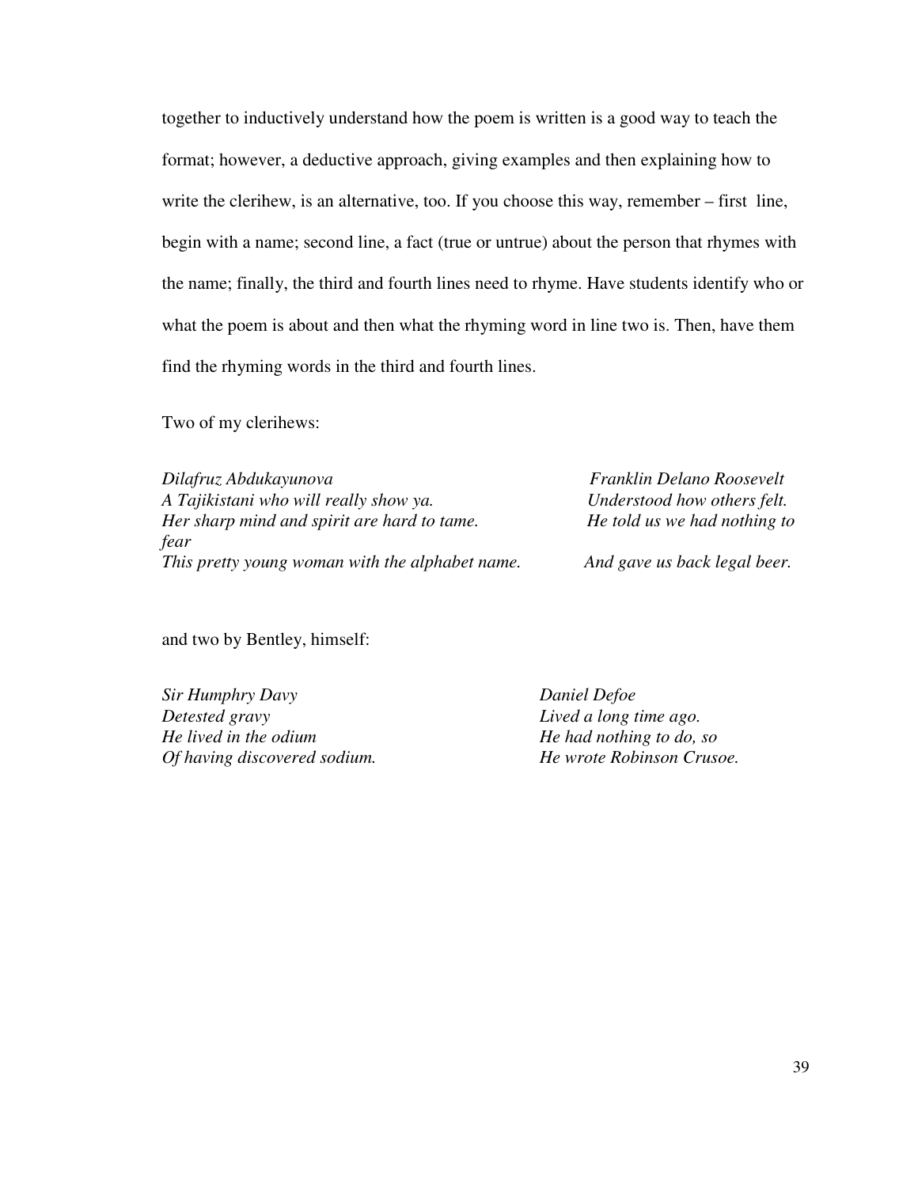together to inductively understand how the poem is written is a good way to teach the format; however, a deductive approach, giving examples and then explaining how to write the clerihew, is an alternative, too. If you choose this way, remember – first line, begin with a name; second line, a fact (true or untrue) about the person that rhymes with the name; finally, the third and fourth lines need to rhyme. Have students identify who or what the poem is about and then what the rhyming word in line two is. Then, have them find the rhyming words in the third and fourth lines.

Two of my clerihews:

*Dilafruz Abdukayunova*  
*A Tajikistani who will really show ya.*  
*Her sharp mind and spirit are hard to tame.*  
*This pretty young woman with the alphabet name.*

*Franklin Delano Roosevelt*  
*Understood how others felt.*  
*He told us we had nothing to fear*  
*And gave us back legal beer.*

and two by Bentley, himself:

*Sir Humphry Davy*  
*Detested gravy*  
*He lived in the odium*  
*Of having discovered sodium.*

*Daniel Defoe*  
*Lived a long time ago.*  
*He had nothing to do, so*  
*He wrote Robinson Crusoe.*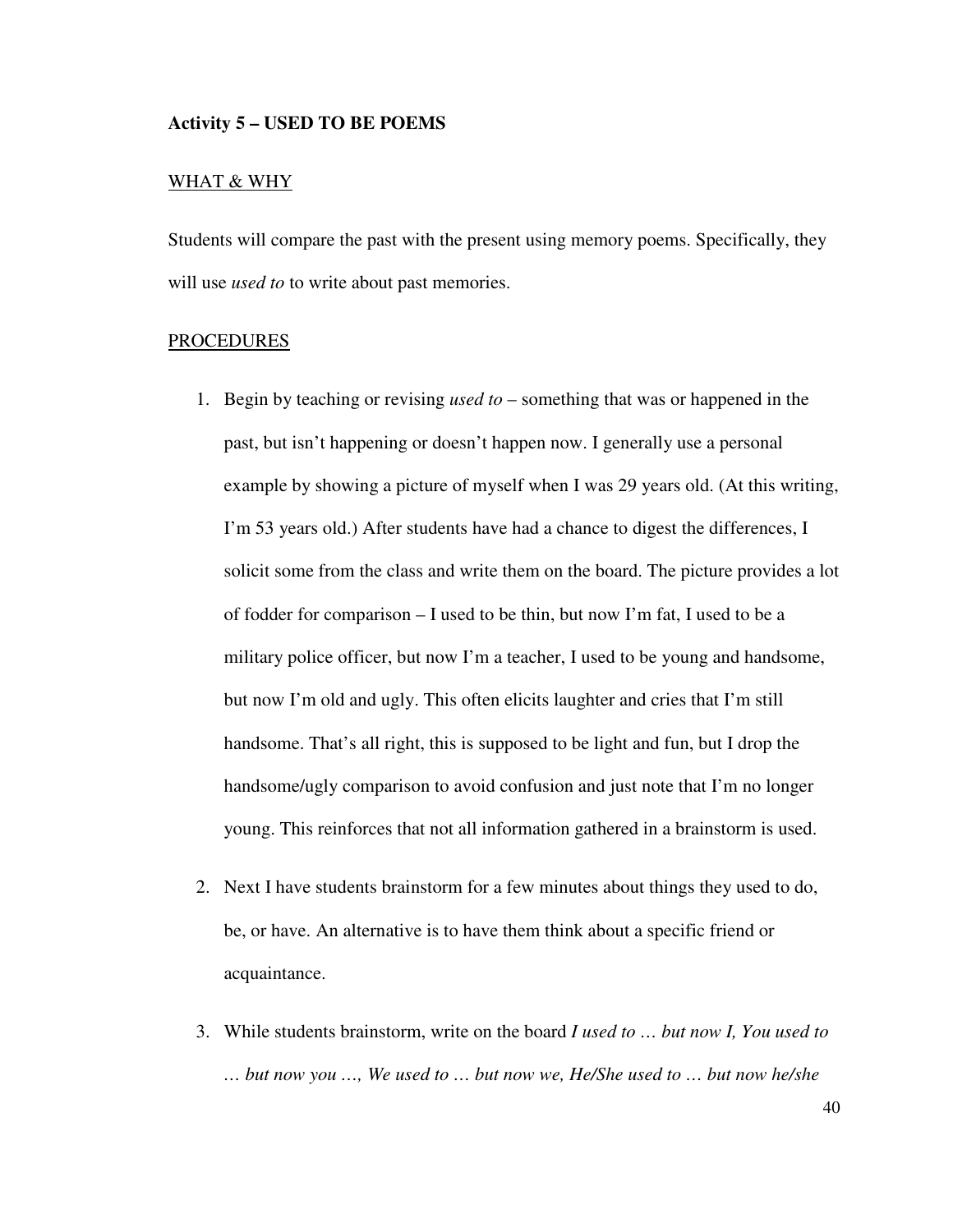**Activity 5 – USED TO BE POEMS**

WHAT & WHY

Students will compare the past with the present using memory poems. Specifically, they will use *used to* to write about past memories.

PROCEDURES

1. Begin by teaching or revising *used to* – something that was or happened in the past, but isn't happening or doesn't happen now. I generally use a personal example by showing a picture of myself when I was 29 years old. (At this writing, I'm 53 years old.) After students have had a chance to digest the differences, I solicit some from the class and write them on the board. The picture provides a lot of fodder for comparison – I used to be thin, but now I'm fat, I used to be a military police officer, but now I'm a teacher, I used to be young and handsome, but now I'm old and ugly. This often elicits laughter and cries that I'm still handsome. That's all right, this is supposed to be light and fun, but I drop the handsome/ugly comparison to avoid confusion and just note that I'm no longer young. This reinforces that not all information gathered in a brainstorm is used.

2. Next I have students brainstorm for a few minutes about things they used to do, be, or have. An alternative is to have them think about a specific friend or acquaintance.

3. While students brainstorm, write on the board *I used to … but now I, You used to … but now you …, We used to … but now we, He/She used to … but now he/she*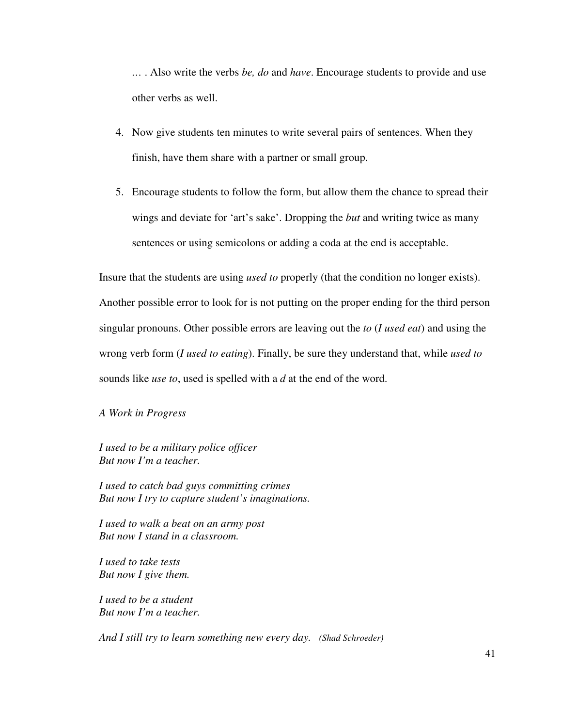… . Also write the verbs *be, do* and *have*. Encourage students to provide and use other verbs as well.

4. Now give students ten minutes to write several pairs of sentences. When they finish, have them share with a partner or small group.

5. Encourage students to follow the form, but allow them the chance to spread their wings and deviate for 'art's sake'. Dropping the *but* and writing twice as many sentences or using semicolons or adding a coda at the end is acceptable.

Insure that the students are using *used to* properly (that the condition no longer exists). Another possible error to look for is not putting on the proper ending for the third person singular pronouns. Other possible errors are leaving out the *to* (*I used eat*) and using the wrong verb form (*I used to eating*). Finally, be sure they understand that, while *used to* sounds like *use to*, used is spelled with a *d* at the end of the word.

*A Work in Progress*

*I used to be a military police officer*
*But now I'm a teacher.*

*I used to catch bad guys committing crimes*
*But now I try to capture student's imaginations.*

*I used to walk a beat on an army post*
*But now I stand in a classroom.*

*I used to take tests*
*But now I give them.*

*I used to be a student*
*But now I'm a teacher.*

*And I still try to learn something new every day.* *(Shad Schroeder)*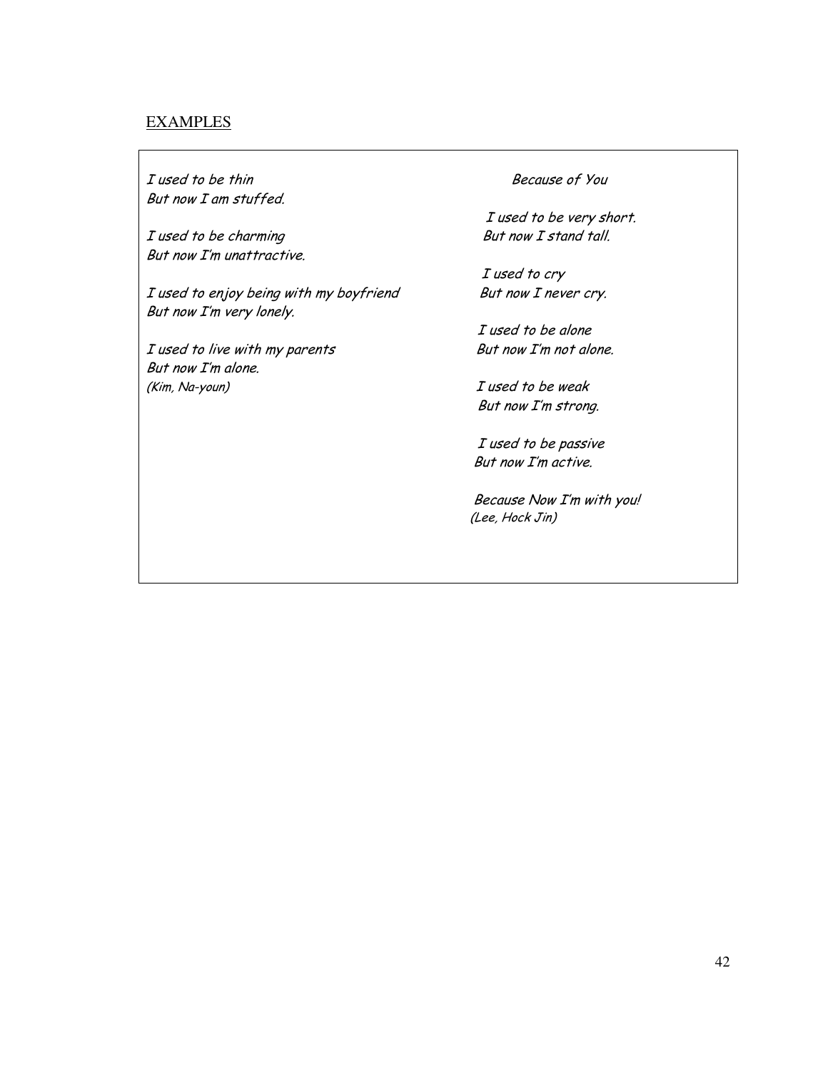EXAMPLES

*I used to be thin*
*But now I am stuffed.*

*I used to be charming*
*But now I'm unattractive.*

*I used to enjoy being with my boyfriend*
*But now I'm very lonely.*

*I used to live with my parents*
*But now I'm alone.*
*(Kim, Na-youn)*

*Because of You*

*I used to be very short.*
*But now I stand tall.*

*I used to cry*
*But now I never cry.*

*I used to be alone*
*But now I'm not alone.*

*I used to be weak*
*But now I'm strong.*

*I used to be passive*
*But now I'm active.*

*Because Now I'm with you!*
*(Lee, Hock Jin)*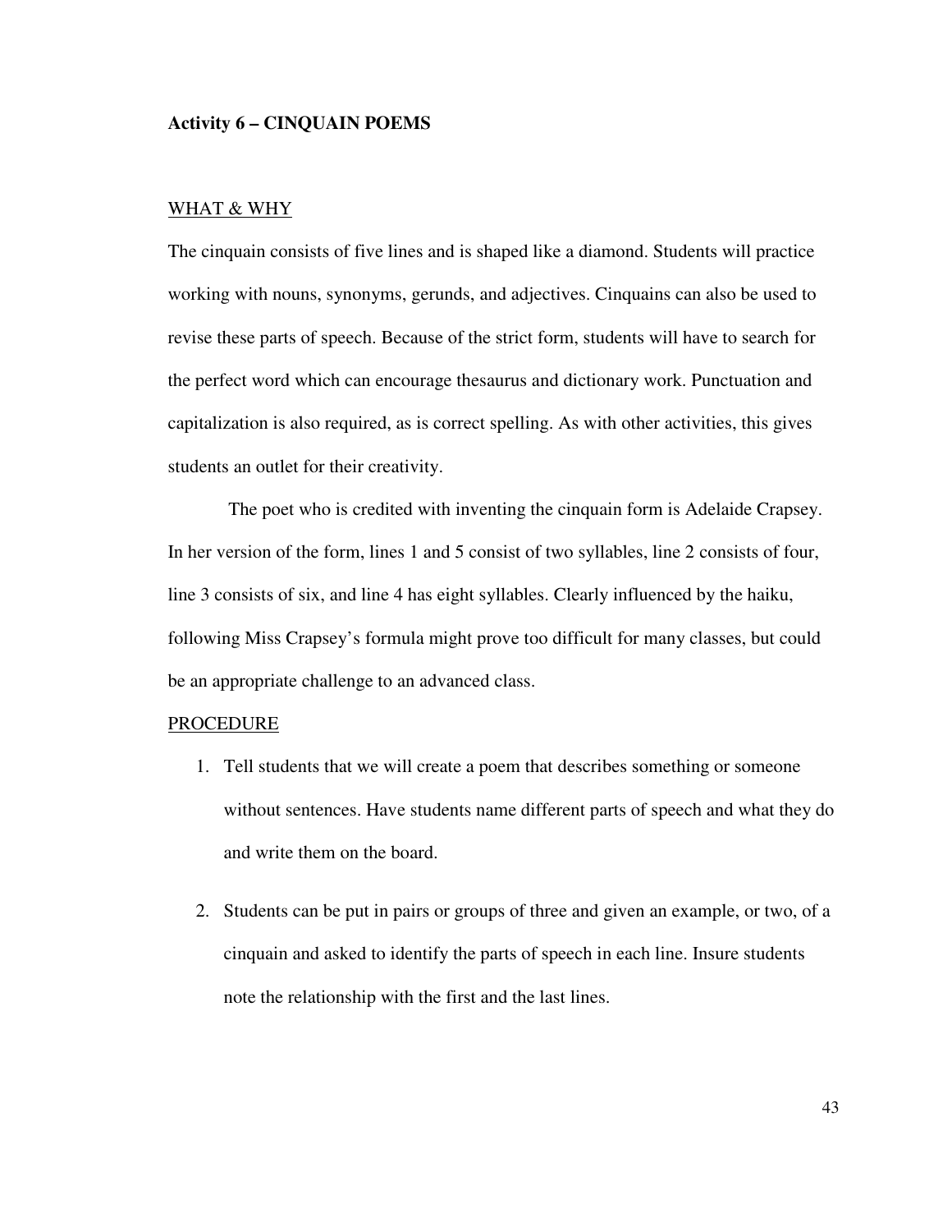**Activity 6 – CINQUAIN POEMS**

WHAT & WHY

The cinquain consists of five lines and is shaped like a diamond. Students will practice working with nouns, synonyms, gerunds, and adjectives. Cinquains can also be used to revise these parts of speech. Because of the strict form, students will have to search for the perfect word which can encourage thesaurus and dictionary work. Punctuation and capitalization is also required, as is correct spelling. As with other activities, this gives students an outlet for their creativity.

The poet who is credited with inventing the cinquain form is Adelaide Crapsey. In her version of the form, lines 1 and 5 consist of two syllables, line 2 consists of four, line 3 consists of six, and line 4 has eight syllables. Clearly influenced by the haiku, following Miss Crapsey's formula might prove too difficult for many classes, but could be an appropriate challenge to an advanced class.

PROCEDURE

1. Tell students that we will create a poem that describes something or someone without sentences. Have students name different parts of speech and what they do and write them on the board.

2. Students can be put in pairs or groups of three and given an example, or two, of a cinquain and asked to identify the parts of speech in each line. Insure students note the relationship with the first and the last lines.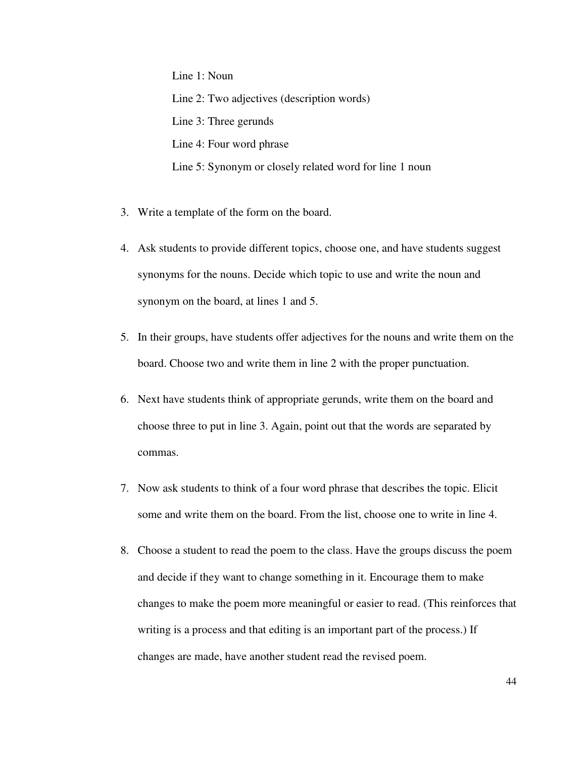Line 1: Noun

Line 2: Two adjectives (description words)

Line 3: Three gerunds

Line 4: Four word phrase

Line 5: Synonym or closely related word for line 1 noun

3. Write a template of the form on the board.

4. Ask students to provide different topics, choose one, and have students suggest synonyms for the nouns. Decide which topic to use and write the noun and synonym on the board, at lines 1 and 5.

5. In their groups, have students offer adjectives for the nouns and write them on the board. Choose two and write them in line 2 with the proper punctuation.

6. Next have students think of appropriate gerunds, write them on the board and choose three to put in line 3. Again, point out that the words are separated by commas.

7. Now ask students to think of a four word phrase that describes the topic. Elicit some and write them on the board. From the list, choose one to write in line 4.

8. Choose a student to read the poem to the class. Have the groups discuss the poem and decide if they want to change something in it. Encourage them to make changes to make the poem more meaningful or easier to read. (This reinforces that writing is a process and that editing is an important part of the process.) If changes are made, have another student read the revised poem.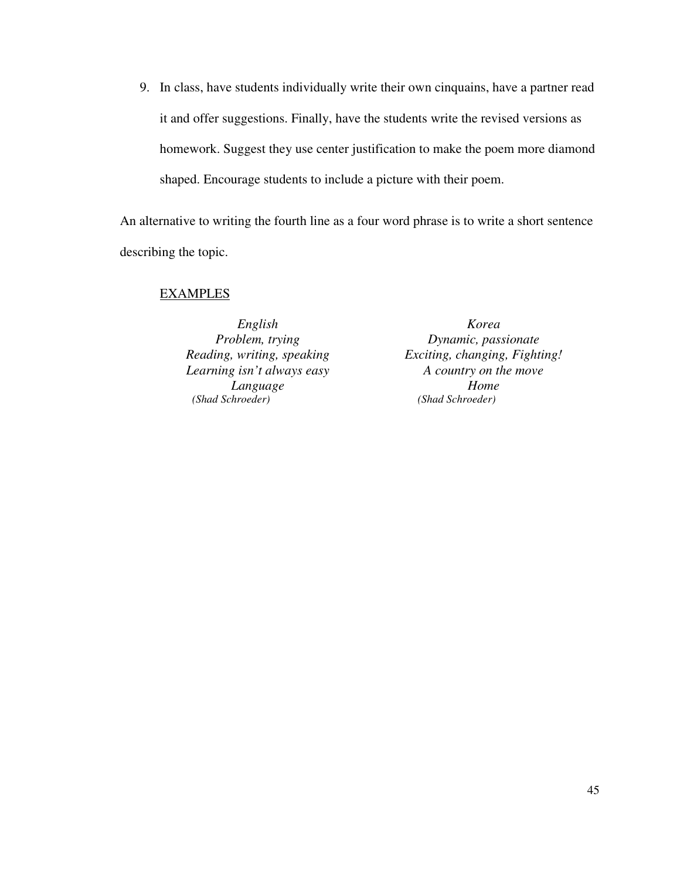9. In class, have students individually write their own cinquains, have a partner read it and offer suggestions. Finally, have the students write the revised versions as homework. Suggest they use center justification to make the poem more diamond shaped. Encourage students to include a picture with their poem.

An alternative to writing the fourth line as a four word phrase is to write a short sentence describing the topic.

<u>EXAMPLES</u>

*English*
*Problem, trying*
*Reading, writing, speaking*
*Learning isn't always easy*
*Language*
*(Shad Schroeder)*

*Korea*
*Dynamic, passionate*
*Exciting, changing, Fighting!*
*A country on the move*
*Home*
*(Shad Schroeder)*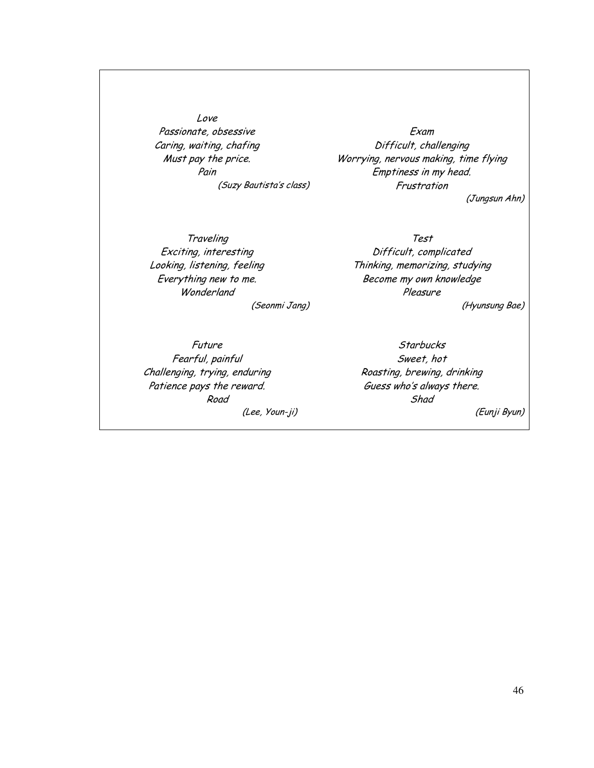*Love*  
*Passionate, obsessive*  
*Caring, waiting, chafing*  
*Must pay the price.*  
*Pain*  
*(Suzy Bautista's class)*

*Exam*  
*Difficult, challenging*  
*Worrying, nervous making, time flying*  
*Emptiness in my head.*  
*Frustration*  
*(Jungsun Ahn)*

*Traveling*  
*Exciting, interesting*  
*Looking, listening, feeling*  
*Everything new to me.*  
*Wonderland*  
*(Seonmi Jang)*

*Test*  
*Difficult, complicated*  
*Thinking, memorizing, studying*  
*Become my own knowledge*  
*Pleasure*  
*(Hyunsung Bae)*

*Future*  
*Fearful, painful*  
*Challenging, trying, enduring*  
*Patience pays the reward.*  
*Road*  
*(Lee, Youn-ji)*

*Starbucks*  
*Sweet, hot*  
*Roasting, brewing, drinking*  
*Guess who's always there.*  
*Shad*  
*(Eunji Byun)*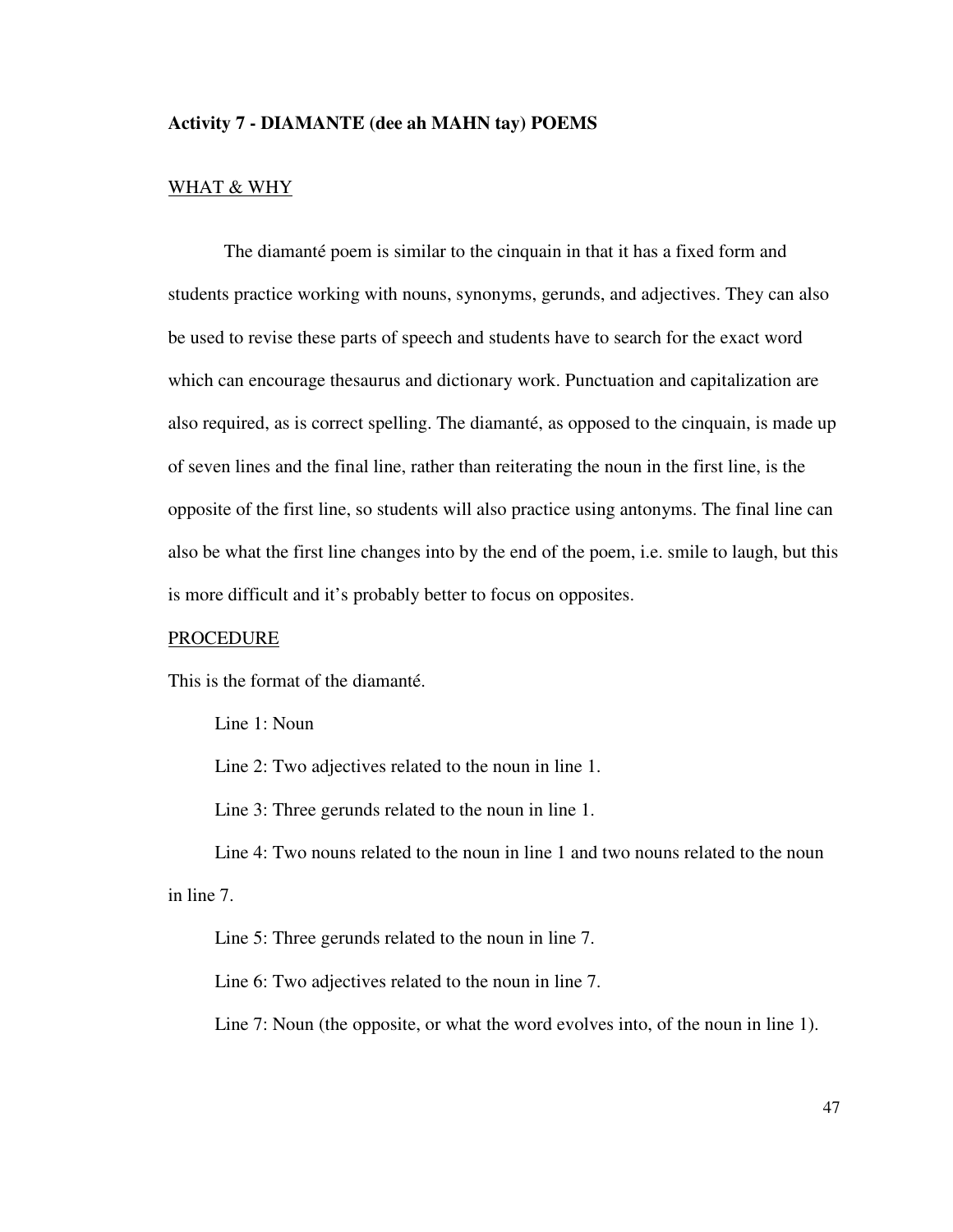### Activity 7 - DIAMANTE (dee ah MAHN tay) POEMS

<u>WHAT & WHY</u>

The diamanté poem is similar to the cinquain in that it has a fixed form and students practice working with nouns, synonyms, gerunds, and adjectives. They can also be used to revise these parts of speech and students have to search for the exact word which can encourage thesaurus and dictionary work. Punctuation and capitalization are also required, as is correct spelling. The diamanté, as opposed to the cinquain, is made up of seven lines and the final line, rather than reiterating the noun in the first line, is the opposite of the first line, so students will also practice using antonyms. The final line can also be what the first line changes into by the end of the poem, i.e. smile to laugh, but this is more difficult and it's probably better to focus on opposites.

<u>PROCEDURE</u>

This is the format of the diamanté.

Line 1: Noun

Line 2: Two adjectives related to the noun in line 1.

Line 3: Three gerunds related to the noun in line 1.

Line 4: Two nouns related to the noun in line 1 and two nouns related to the noun in line 7.

Line 5: Three gerunds related to the noun in line 7.

Line 6: Two adjectives related to the noun in line 7.

Line 7: Noun (the opposite, or what the word evolves into, of the noun in line 1).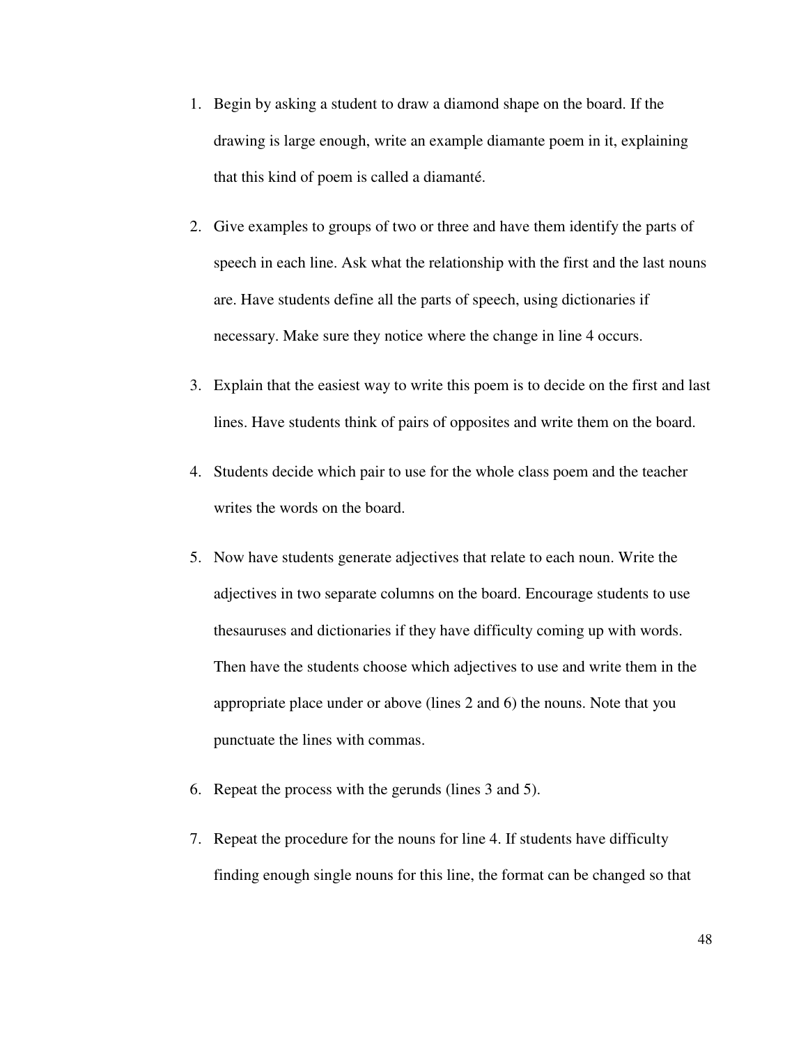1. Begin by asking a student to draw a diamond shape on the board. If the drawing is large enough, write an example diamante poem in it, explaining that this kind of poem is called a diamanté.

2. Give examples to groups of two or three and have them identify the parts of speech in each line. Ask what the relationship with the first and the last nouns are. Have students define all the parts of speech, using dictionaries if necessary. Make sure they notice where the change in line 4 occurs.

3. Explain that the easiest way to write this poem is to decide on the first and last lines. Have students think of pairs of opposites and write them on the board.

4. Students decide which pair to use for the whole class poem and the teacher writes the words on the board.

5. Now have students generate adjectives that relate to each noun. Write the adjectives in two separate columns on the board. Encourage students to use thesauruses and dictionaries if they have difficulty coming up with words. Then have the students choose which adjectives to use and write them in the appropriate place under or above (lines 2 and 6) the nouns. Note that you punctuate the lines with commas.

6. Repeat the process with the gerunds (lines 3 and 5).

7. Repeat the procedure for the nouns for line 4. If students have difficulty finding enough single nouns for this line, the format can be changed so that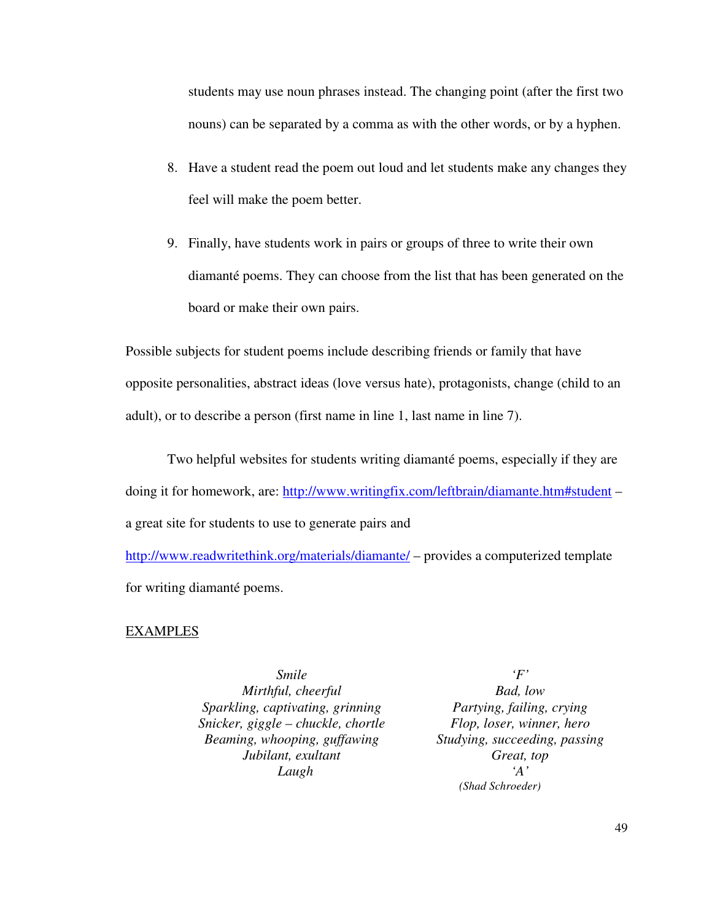students may use noun phrases instead. The changing point (after the first two nouns) can be separated by a comma as with the other words, or by a hyphen.

8. Have a student read the poem out loud and let students make any changes they feel will make the poem better.

9. Finally, have students work in pairs or groups of three to write their own diamanté poems. They can choose from the list that has been generated on the board or make their own pairs.

Possible subjects for student poems include describing friends or family that have opposite personalities, abstract ideas (love versus hate), protagonists, change (child to an adult), or to describe a person (first name in line 1, last name in line 7).

Two helpful websites for students writing diamanté poems, especially if they are doing it for homework, are: [http://www.writingfix.com/leftbrain/diamante.htm#student](http://www.writingfix.com/leftbrain/diamante.htm#student) – a great site for students to use to generate pairs and [http://www.readwritethink.org/materials/diamante/](http://www.readwritethink.org/materials/diamante/) – provides a computerized template for writing diamanté poems.

<u>EXAMPLES</u>

*Smile*
*Mirthful, cheerful*
*Sparkling, captivating, grinning*
*Snicker, giggle – chuckle, chortle*
*Beaming, whooping, guffawing*
*Jubilant, exultant*
*Laugh*

*'F'*
*Bad, low*
*Partying, failing, crying*
*Flop, loser, winner, hero*
*Studying, succeeding, passing*
*Great, top*
*'A'*
*(Shad Schroeder)*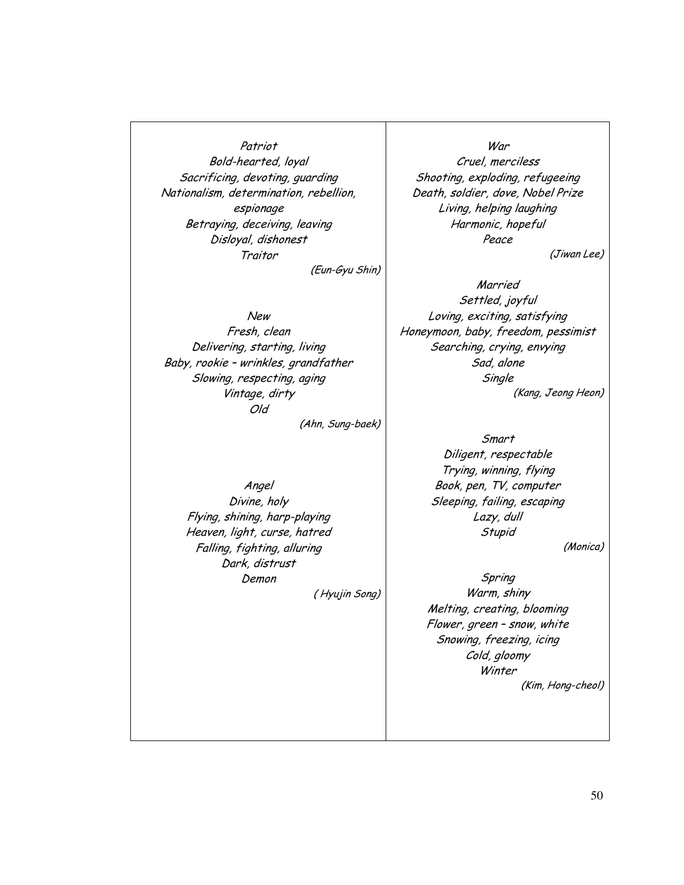*Patriot*
*Bold-hearted, loyal*
*Sacrificing, devoting, guarding*
*Nationalism, determination, rebellion, espionage*
*Betraying, deceiving, leaving*
*Disloyal, dishonest*
*Traitor*

*(Eun-Gyu Shin)*

*New*
*Fresh, clean*
*Delivering, starting, living*
*Baby, rookie – wrinkles, grandfather*
*Slowing, respecting, aging*
*Vintage, dirty*
*Old*

*(Ahn, Sung-baek)*

*Angel*
*Divine, holy*
*Flying, shining, harp-playing*
*Heaven, light, curse, hatred*
*Falling, fighting, alluring*
*Dark, distrust*
*Demon*

*( Hyujin Song)*

*War*
*Cruel, merciless*
*Shooting, exploding, refugeeing*
*Death, soldier, dove, Nobel Prize*
*Living, helping laughing*
*Harmonic, hopeful*
*Peace*

*(Jiwan Lee)*

*Married*
*Settled, joyful*
*Loving, exciting, satisfying*
*Honeymoon, baby, freedom, pessimist*
*Searching, crying, envying*
*Sad, alone*
*Single*

*(Kang, Jeong Heon)*

*Smart*
*Diligent, respectable*
*Trying, winning, flying*
*Book, pen, TV, computer*
*Sleeping, failing, escaping*
*Lazy, dull*
*Stupid*

*(Monica)*

*Spring*
*Warm, shiny*
*Melting, creating, blooming*
*Flower, green – snow, white*
*Snowing, freezing, icing*
*Cold, gloomy*
*Winter*

*(Kim, Hong-cheol)*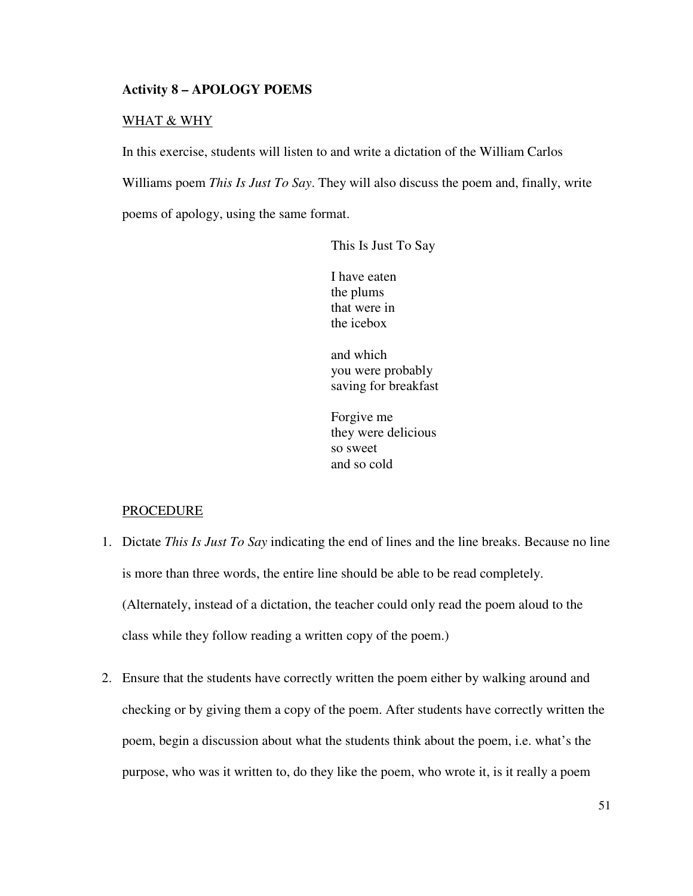**Activity 8 – APOLOGY POEMS**

WHAT & WHY

In this exercise, students will listen to and write a dictation of the William Carlos Williams poem *This Is Just To Say*. They will also discuss the poem and, finally, write poems of apology, using the same format.

This Is Just To Say

I have eaten  
the plums  
that were in  
the icebox

and which  
you were probably  
saving for breakfast

Forgive me  
they were delicious  
so sweet  
and so cold

PROCEDURE

1. Dictate *This Is Just To Say* indicating the end of lines and the line breaks. Because no line is more than three words, the entire line should be able to be read completely. (Alternately, instead of a dictation, the teacher could only read the poem aloud to the class while they follow reading a written copy of the poem.)

2. Ensure that the students have correctly written the poem either by walking around and checking or by giving them a copy of the poem. After students have correctly written the poem, begin a discussion about what the students think about the poem, i.e. what's the purpose, who was it written to, do they like the poem, who wrote it, is it really a poem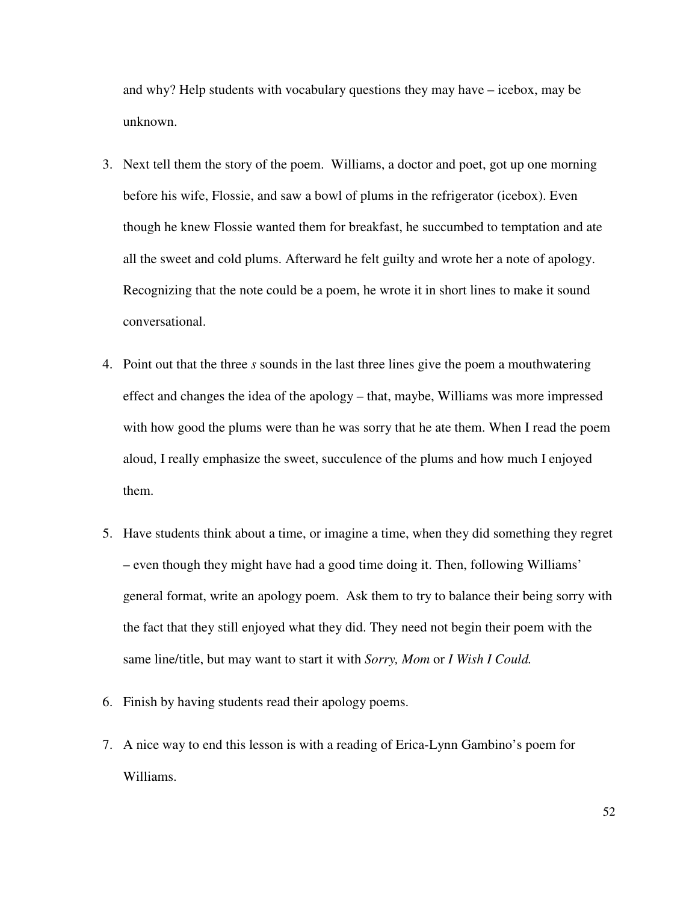and why? Help students with vocabulary questions they may have – icebox, may be unknown.

3. Next tell them the story of the poem. Williams, a doctor and poet, got up one morning before his wife, Flossie, and saw a bowl of plums in the refrigerator (icebox). Even though he knew Flossie wanted them for breakfast, he succumbed to temptation and ate all the sweet and cold plums. Afterward he felt guilty and wrote her a note of apology. Recognizing that the note could be a poem, he wrote it in short lines to make it sound conversational.

4. Point out that the three *s* sounds in the last three lines give the poem a mouthwatering effect and changes the idea of the apology – that, maybe, Williams was more impressed with how good the plums were than he was sorry that he ate them. When I read the poem aloud, I really emphasize the sweet, succulence of the plums and how much I enjoyed them.

5. Have students think about a time, or imagine a time, when they did something they regret – even though they might have had a good time doing it. Then, following Williams' general format, write an apology poem. Ask them to try to balance their being sorry with the fact that they still enjoyed what they did. They need not begin their poem with the same line/title, but may want to start it with *Sorry, Mom* or *I Wish I Could.*

6. Finish by having students read their apology poems.

7. A nice way to end this lesson is with a reading of Erica-Lynn Gambino's poem for Williams.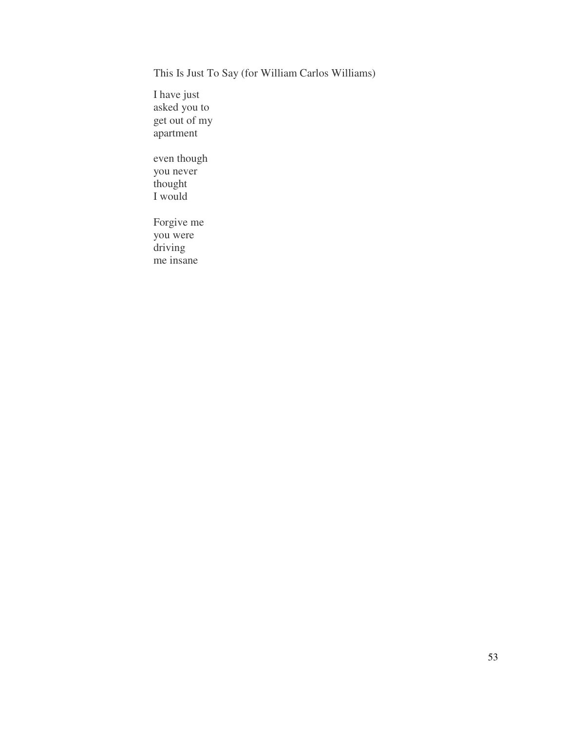This Is Just To Say (for William Carlos Williams)

I have just  
asked you to  
get out of my  
apartment

even though  
you never  
thought  
I would

Forgive me  
you were  
driving  
me insane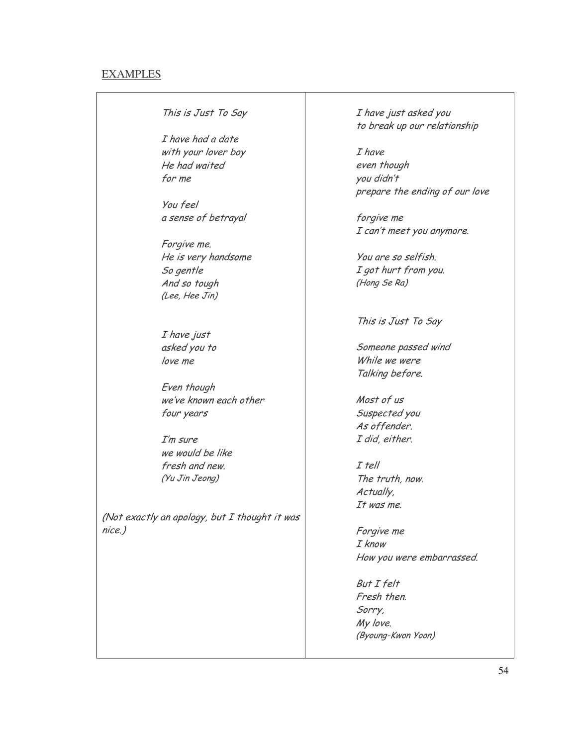## EXAMPLES

*This is Just To Say*

*I have had a date*
*with your lover boy*
*He had waited*
*for me*

*You feel*
*a sense of betrayal*

*Forgive me.*
*He is very handsome*
*So gentle*
*And so tough*
*(Lee, Hee Jin)*

*I have just*
*asked you to*
*love me*

*Even though*
*we've known each other*
*four years*

*I'm sure*
*we would be like*
*fresh and new.*
*(Yu Jin Jeong)*

*(Not exactly an apology, but I thought it was nice.)*

*I have just asked you*
*to break up our relationship*

*I have*
*even though*
*you didn't*
*prepare the ending of our love*

*forgive me*
*I can't meet you anymore.*

*You are so selfish.*
*I got hurt from you.*
*(Hong Se Ra)*

*This is Just To Say*

*Someone passed wind*
*While we were*
*Talking before.*

*Most of us*
*Suspected you*
*As offender.*
*I did, either.*

*I tell*
*The truth, now.*
*Actually,*
*It was me.*

*Forgive me*
*I know*
*How you were embarrassed.*

*But I felt*
*Fresh then.*
*Sorry,*
*My love.*
*(Byoung-Kwon Yoon)*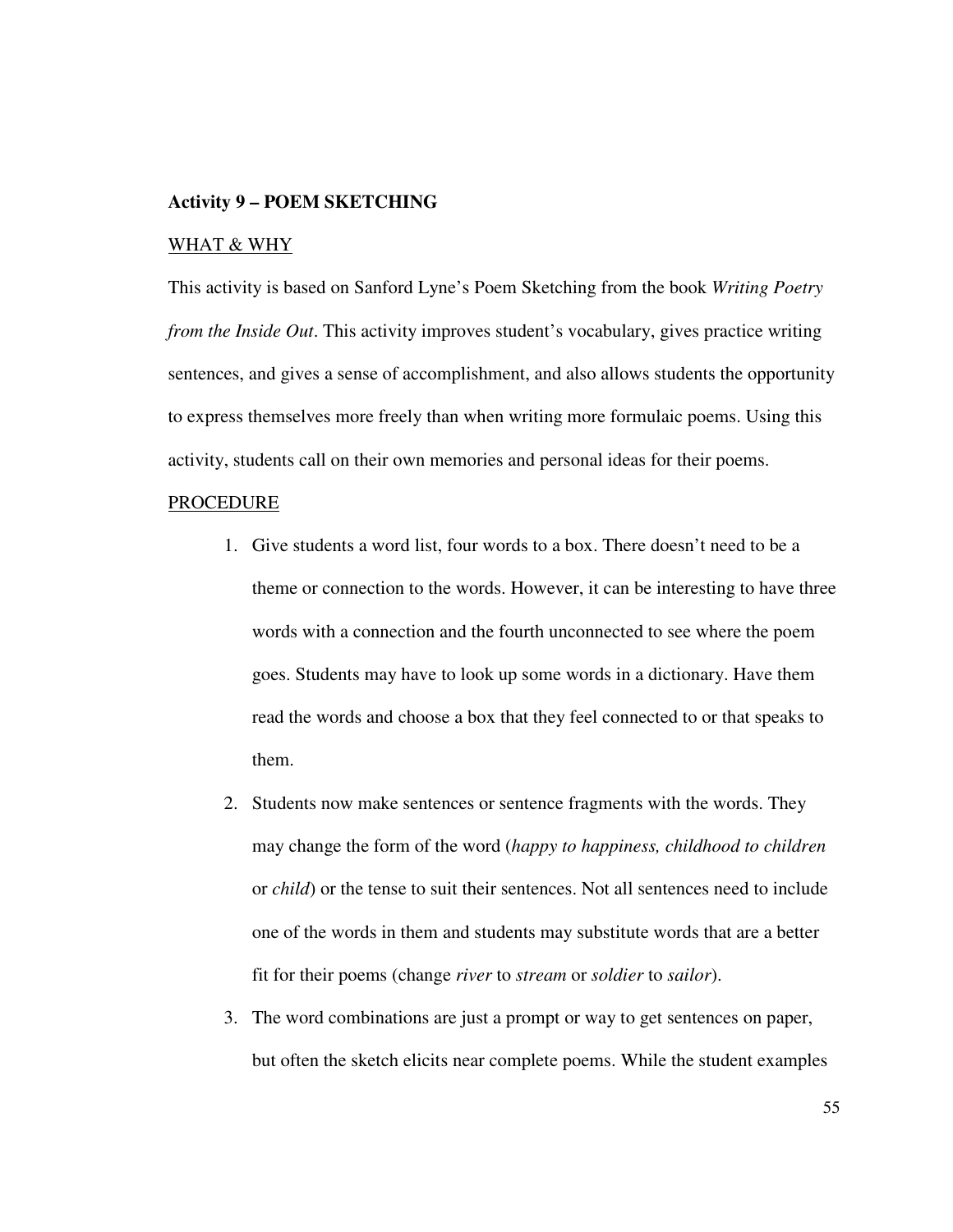**Activity 9 – POEM SKETCHING**

WHAT & WHY

This activity is based on Sanford Lyne's Poem Sketching from the book *Writing Poetry from the Inside Out*. This activity improves student's vocabulary, gives practice writing sentences, and gives a sense of accomplishment, and also allows students the opportunity to express themselves more freely than when writing more formulaic poems. Using this activity, students call on their own memories and personal ideas for their poems.

PROCEDURE

1. Give students a word list, four words to a box. There doesn't need to be a theme or connection to the words. However, it can be interesting to have three words with a connection and the fourth unconnected to see where the poem goes. Students may have to look up some words in a dictionary. Have them read the words and choose a box that they feel connected to or that speaks to them.
2. Students now make sentences or sentence fragments with the words. They may change the form of the word (*happy to happiness, childhood to children* or *child*) or the tense to suit their sentences. Not all sentences need to include one of the words in them and students may substitute words that are a better fit for their poems (change *river* to *stream* or *soldier* to *sailor*).
3. The word combinations are just a prompt or way to get sentences on paper, but often the sketch elicits near complete poems. While the student examples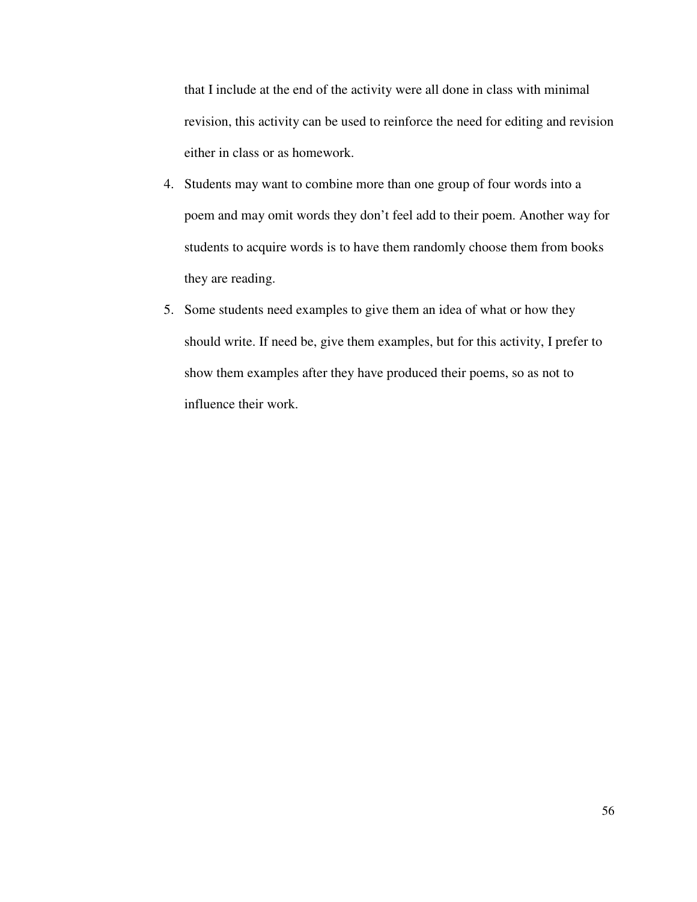that I include at the end of the activity were all done in class with minimal revision, this activity can be used to reinforce the need for editing and revision either in class or as homework.

4. Students may want to combine more than one group of four words into a poem and may omit words they don't feel add to their poem. Another way for students to acquire words is to have them randomly choose them from books they are reading.
5. Some students need examples to give them an idea of what or how they should write. If need be, give them examples, but for this activity, I prefer to show them examples after they have produced their poems, so as not to influence their work.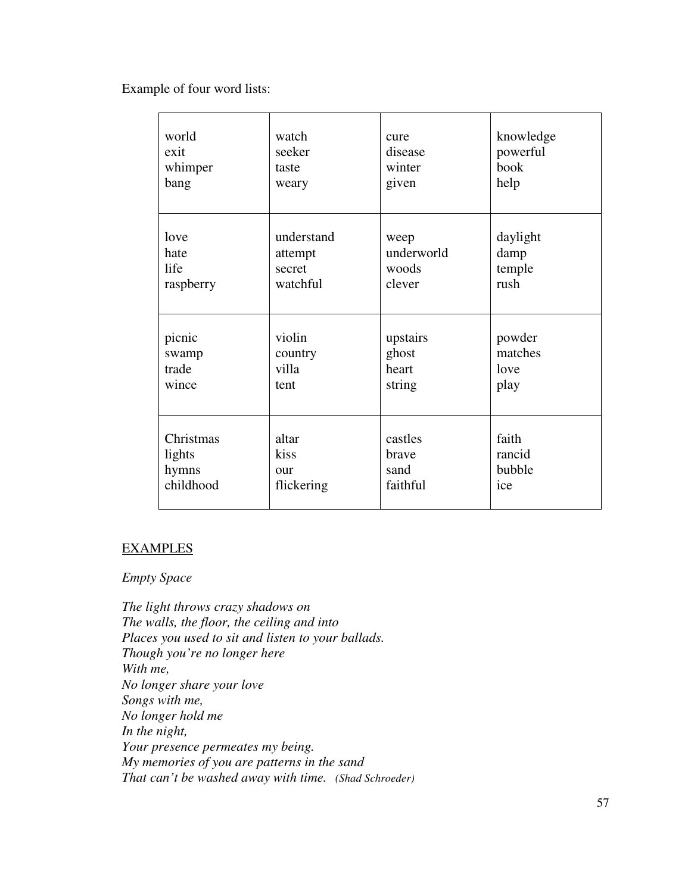Example of four word lists:

| | | | |
|---|---|---|---|
| world<br>exit<br>whimper<br>bang | watch<br>seeker<br>taste<br>weary | cure<br>disease<br>winter<br>given | knowledge<br>powerful<br>book<br>help |
| love<br>hate<br>life<br>raspberry | understand<br>attempt<br>secret<br>watchful | weep<br>underworld<br>woods<br>clever | daylight<br>damp<br>temple<br>rush |
| picnic<br>swamp<br>trade<br>wince | violin<br>country<br>villa<br>tent | upstairs<br>ghost<br>heart<br>string | powder<br>matches<br>love<br>play |
| Christmas<br>lights<br>hymns<br>childhood | altar<br>kiss<br>our<br>flickering | castles<br>brave<br>sand<br>faithful | faith<br>rancid<br>bubble<br>ice |

<u>EXAMPLES</u>

*Empty Space*

*The light throws crazy shadows on*
*The walls, the floor, the ceiling and into*
*Places you used to sit and listen to your ballads.*
*Though you're no longer here*
*With me,*
*No longer share your love*
*Songs with me,*
*No longer hold me*
*In the night,*
*Your presence permeates my being.*
*My memories of you are patterns in the sand*
*That can't be washed away with time.* *(Shad Schroeder)*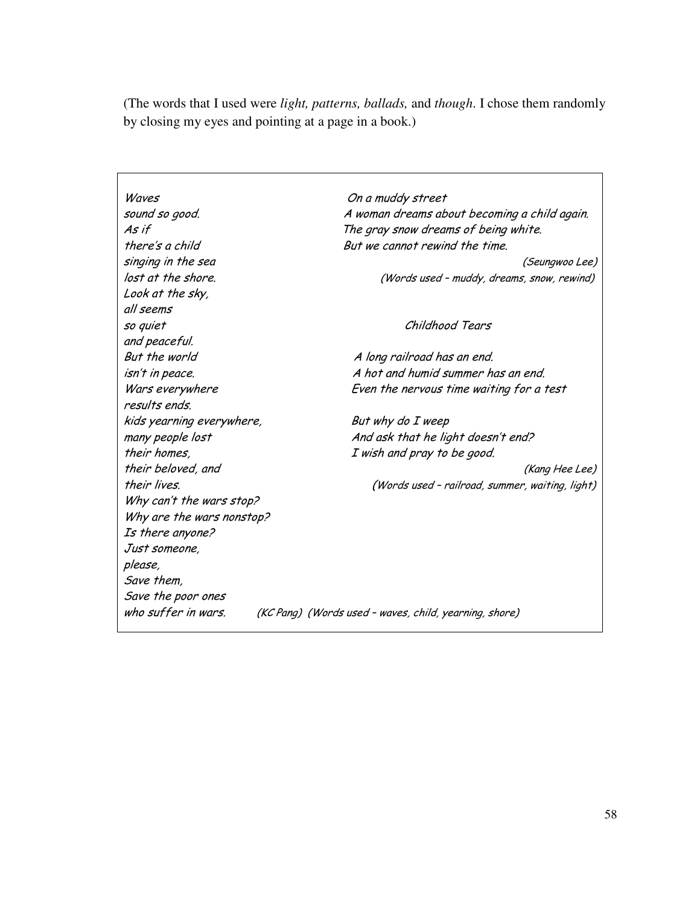(The words that I used were *light, patterns, ballads,* and *though*. I chose them randomly by closing my eyes and pointing at a page in a book.)

*Waves*
*sound so good.*
*As if*
*there's a child*
*singing in the sea*
*lost at the shore.*
*Look at the sky,*
*all seems*
*so quiet*
*and peaceful.*
*But the world*
*isn't in peace.*
*Wars everywhere*
*results ends.*
*kids yearning everywhere,*
*many people lost*
*their homes,*
*their beloved, and*
*their lives.*
*Why can't the wars stop?*
*Why are the wars nonstop?*
*Is there anyone?*
*Just someone,*
*please,*
*Save them,*
*Save the poor ones*
*who suffer in wars.*

*(KC Pang) (Words used – waves, child, yearning, shore)*

*On a muddy street*
*A woman dreams about becoming a child again.*
*The gray snow dreams of being white.*
*But we cannot rewind the time.*

*(Seungwoo Lee)*
*(Words used – muddy, dreams, snow, rewind)*

*Childhood Tears*

*A long railroad has an end.*
*A hot and humid summer has an end.*
*Even the nervous time waiting for a test*

*But why do I weep*
*And ask that he light doesn't end?*
*I wish and pray to be good.*

*(Kang Hee Lee)*
*(Words used – railroad, summer, waiting, light)*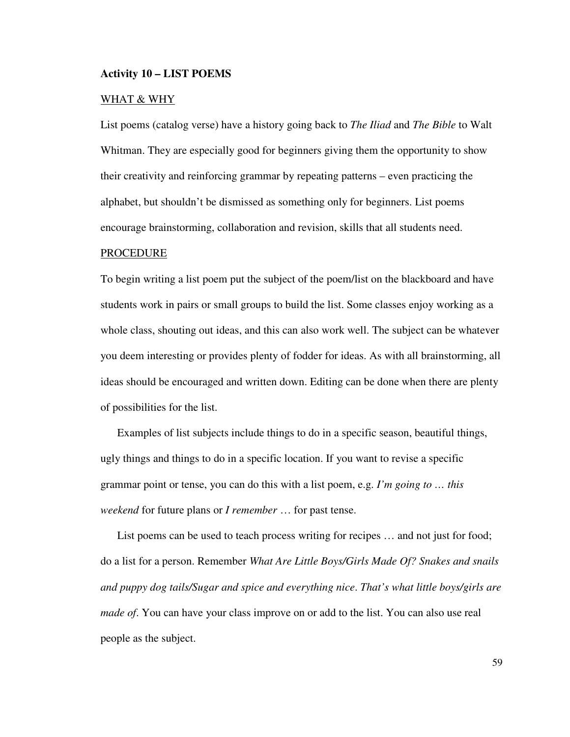**Activity 10 – LIST POEMS**

WHAT & WHY

List poems (catalog verse) have a history going back to *The Iliad* and *The Bible* to Walt Whitman. They are especially good for beginners giving them the opportunity to show their creativity and reinforcing grammar by repeating patterns – even practicing the alphabet, but shouldn't be dismissed as something only for beginners. List poems encourage brainstorming, collaboration and revision, skills that all students need.

PROCEDURE

To begin writing a list poem put the subject of the poem/list on the blackboard and have students work in pairs or small groups to build the list. Some classes enjoy working as a whole class, shouting out ideas, and this can also work well. The subject can be whatever you deem interesting or provides plenty of fodder for ideas. As with all brainstorming, all ideas should be encouraged and written down. Editing can be done when there are plenty of possibilities for the list.

Examples of list subjects include things to do in a specific season, beautiful things, ugly things and things to do in a specific location. If you want to revise a specific grammar point or tense, you can do this with a list poem, e.g. *I'm going to … this weekend* for future plans or *I remember* … for past tense.

List poems can be used to teach process writing for recipes … and not just for food; do a list for a person. Remember *What Are Little Boys/Girls Made Of? Snakes and snails and puppy dog tails/Sugar and spice and everything nice*. *That's what little boys/girls are made of*. You can have your class improve on or add to the list. You can also use real people as the subject.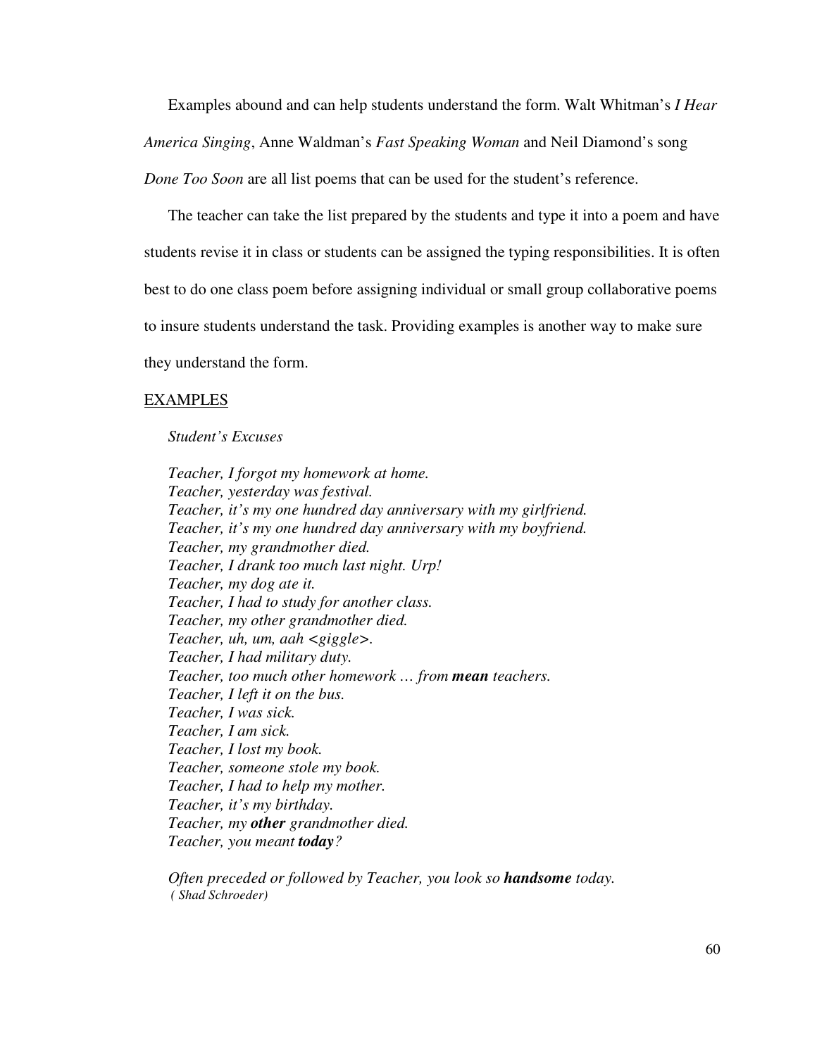Examples abound and can help students understand the form. Walt Whitman's *I Hear America Singing*, Anne Waldman's *Fast Speaking Woman* and Neil Diamond's song *Done Too Soon* are all list poems that can be used for the student's reference.

The teacher can take the list prepared by the students and type it into a poem and have students revise it in class or students can be assigned the typing responsibilities. It is often best to do one class poem before assigning individual or small group collaborative poems to insure students understand the task. Providing examples is another way to make sure they understand the form.

<u>EXAMPLES</u>

*Student's Excuses*

*Teacher, I forgot my homework at home.*
*Teacher, yesterday was festival.*
*Teacher, it's my one hundred day anniversary with my girlfriend.*
*Teacher, it's my one hundred day anniversary with my boyfriend.*
*Teacher, my grandmother died.*
*Teacher, I drank too much last night. Urp!*
*Teacher, my dog ate it.*
*Teacher, I had to study for another class.*
*Teacher, my other grandmother died.*
*Teacher, uh, um, aah <giggle>.*
*Teacher, I had military duty.*
*Teacher, too much other homework … from* ***mean*** *teachers.*
*Teacher, I left it on the bus.*
*Teacher, I was sick.*
*Teacher, I am sick.*
*Teacher, I lost my book.*
*Teacher, someone stole my book.*
*Teacher, I had to help my mother.*
*Teacher, it's my birthday.*
*Teacher, my* ***other*** *grandmother died.*
*Teacher, you meant* ***today****?*

*Often preceded or followed by Teacher, you look so* ***handsome*** *today.*
*( Shad Schroeder)*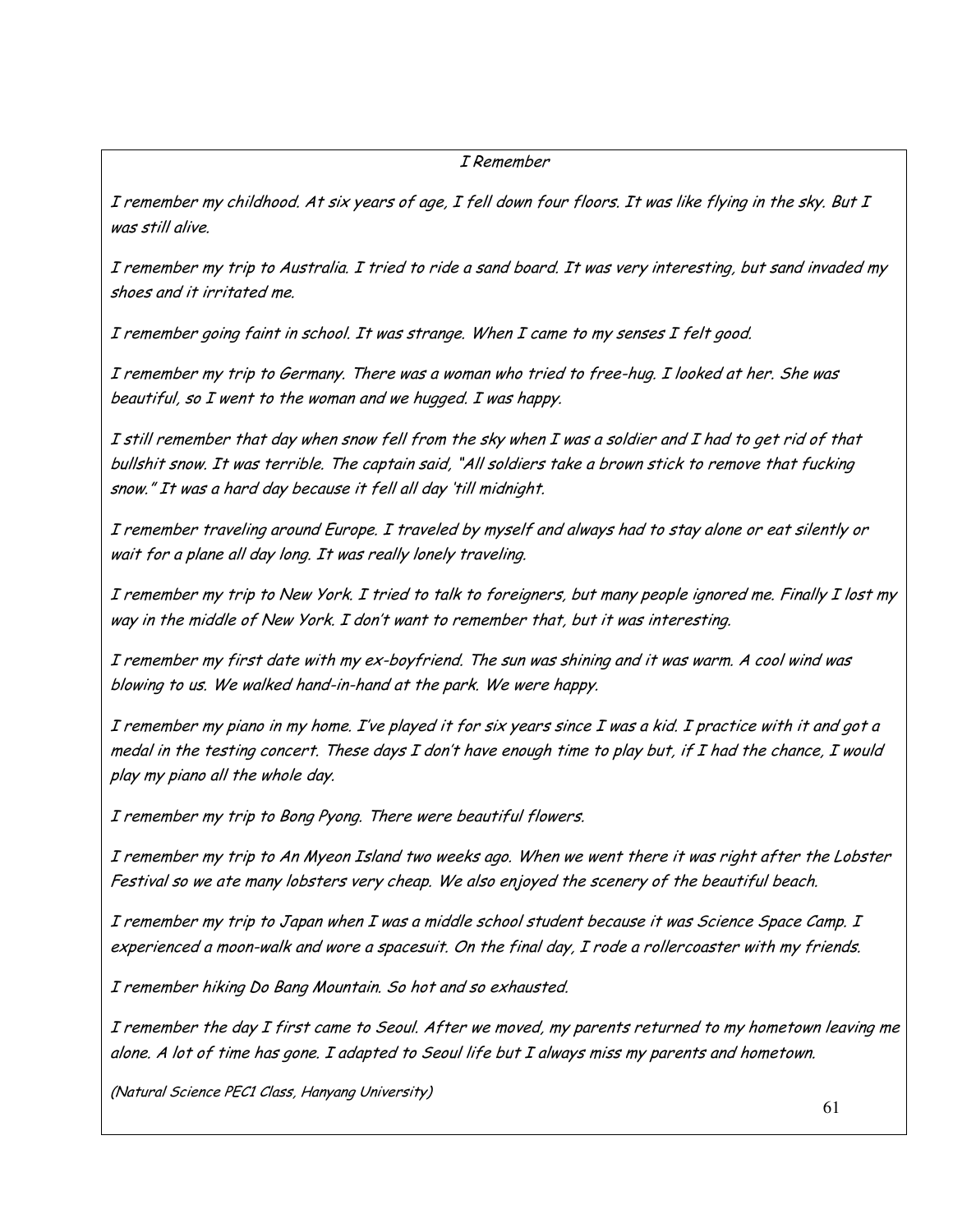*I Remember*

*I remember my childhood. At six years of age, I fell down four floors. It was like flying in the sky. But I was still alive.*

*I remember my trip to Australia. I tried to ride a sand board. It was very interesting, but sand invaded my shoes and it irritated me.*

*I remember going faint in school. It was strange. When I came to my senses I felt good.*

*I remember my trip to Germany. There was a woman who tried to free-hug. I looked at her. She was beautiful, so I went to the woman and we hugged. I was happy.*

*I still remember that day when snow fell from the sky when I was a soldier and I had to get rid of that bullshit snow. It was terrible. The captain said, "All soldiers take a brown stick to remove that fucking snow." It was a hard day because it fell all day 'till midnight.*

*I remember traveling around Europe. I traveled by myself and always had to stay alone or eat silently or wait for a plane all day long. It was really lonely traveling.*

*I remember my trip to New York. I tried to talk to foreigners, but many people ignored me. Finally I lost my way in the middle of New York. I don't want to remember that, but it was interesting.*

*I remember my first date with my ex-boyfriend. The sun was shining and it was warm. A cool wind was blowing to us. We walked hand-in-hand at the park. We were happy.*

*I remember my piano in my home. I've played it for six years since I was a kid. I practice with it and got a medal in the testing concert. These days I don't have enough time to play but, if I had the chance, I would play my piano all the whole day.*

*I remember my trip to Bong Pyong. There were beautiful flowers.*

*I remember my trip to An Myeon Island two weeks ago. When we went there it was right after the Lobster Festival so we ate many lobsters very cheap. We also enjoyed the scenery of the beautiful beach.*

*I remember my trip to Japan when I was a middle school student because it was Science Space Camp. I experienced a moon-walk and wore a spacesuit. On the final day, I rode a rollercoaster with my friends.*

*I remember hiking Do Bang Mountain. So hot and so exhausted.*

*I remember the day I first came to Seoul. After we moved, my parents returned to my hometown leaving me alone. A lot of time has gone. I adapted to Seoul life but I always miss my parents and hometown.*

*(Natural Science PEC1 Class, Hanyang University)*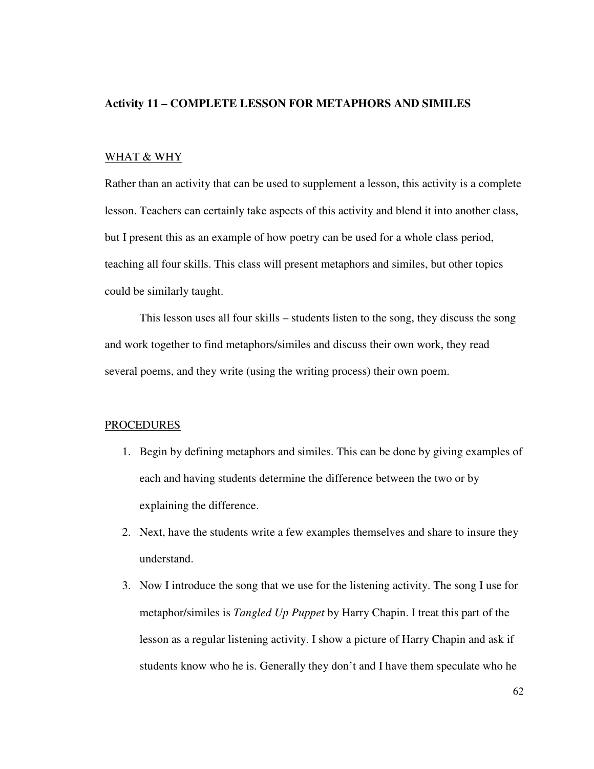### Activity 11 – COMPLETE LESSON FOR METAPHORS AND SIMILES

WHAT & WHY

Rather than an activity that can be used to supplement a lesson, this activity is a complete lesson. Teachers can certainly take aspects of this activity and blend it into another class, but I present this as an example of how poetry can be used for a whole class period, teaching all four skills. This class will present metaphors and similes, but other topics could be similarly taught.

This lesson uses all four skills – students listen to the song, they discuss the song and work together to find metaphors/similes and discuss their own work, they read several poems, and they write (using the writing process) their own poem.

PROCEDURES

1. Begin by defining metaphors and similes. This can be done by giving examples of each and having students determine the difference between the two or by explaining the difference.
2. Next, have the students write a few examples themselves and share to insure they understand.
3. Now I introduce the song that we use for the listening activity. The song I use for metaphor/similes is *Tangled Up Puppet* by Harry Chapin. I treat this part of the lesson as a regular listening activity. I show a picture of Harry Chapin and ask if students know who he is. Generally they don't and I have them speculate who he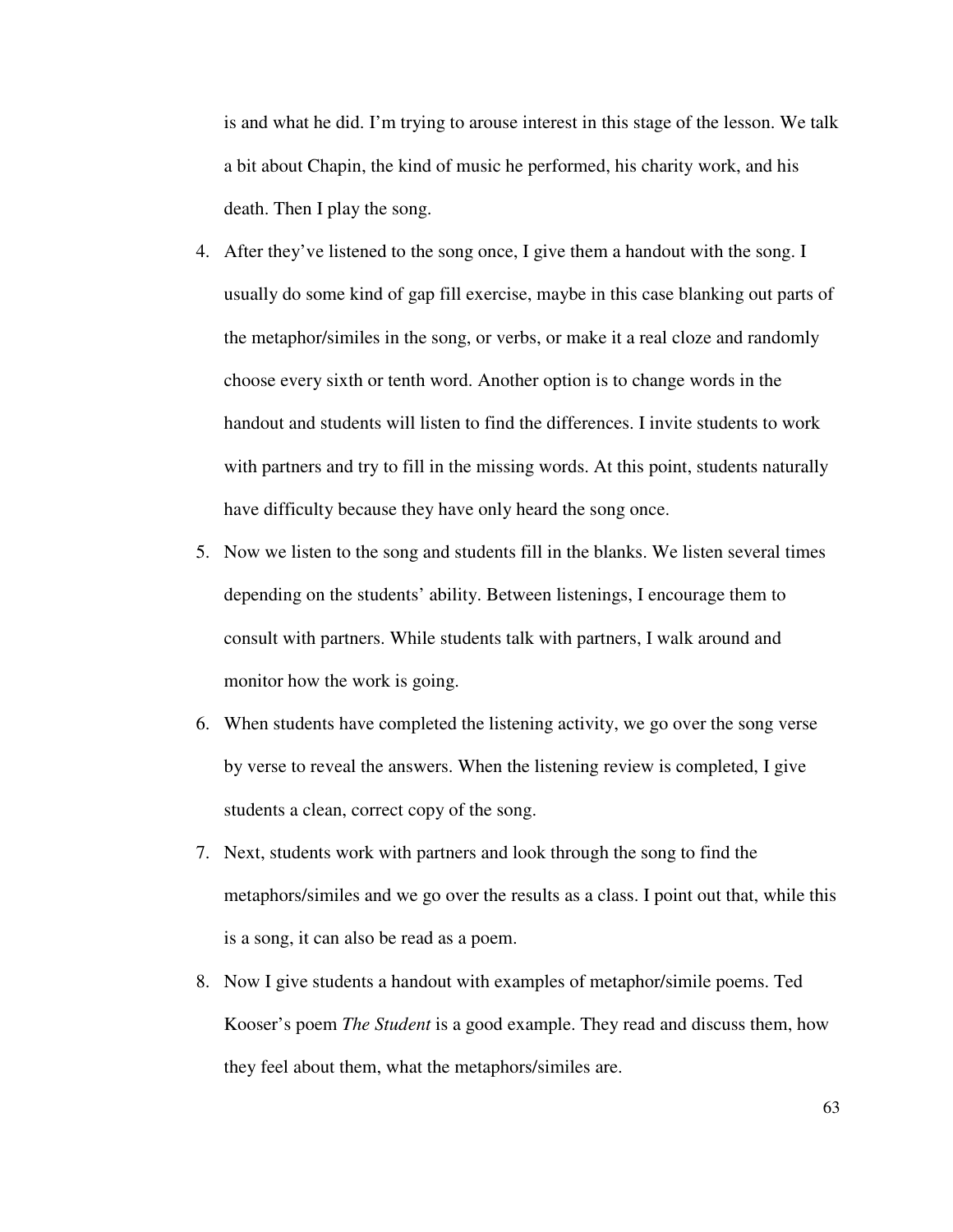is and what he did. I'm trying to arouse interest in this stage of the lesson. We talk a bit about Chapin, the kind of music he performed, his charity work, and his death. Then I play the song.

4. After they've listened to the song once, I give them a handout with the song. I usually do some kind of gap fill exercise, maybe in this case blanking out parts of the metaphor/similes in the song, or verbs, or make it a real cloze and randomly choose every sixth or tenth word. Another option is to change words in the handout and students will listen to find the differences. I invite students to work with partners and try to fill in the missing words. At this point, students naturally have difficulty because they have only heard the song once.
5. Now we listen to the song and students fill in the blanks. We listen several times depending on the students' ability. Between listenings, I encourage them to consult with partners. While students talk with partners, I walk around and monitor how the work is going.
6. When students have completed the listening activity, we go over the song verse by verse to reveal the answers. When the listening review is completed, I give students a clean, correct copy of the song.
7. Next, students work with partners and look through the song to find the metaphors/similes and we go over the results as a class. I point out that, while this is a song, it can also be read as a poem.
8. Now I give students a handout with examples of metaphor/simile poems. Ted Kooser's poem *The Student* is a good example. They read and discuss them, how they feel about them, what the metaphors/similes are.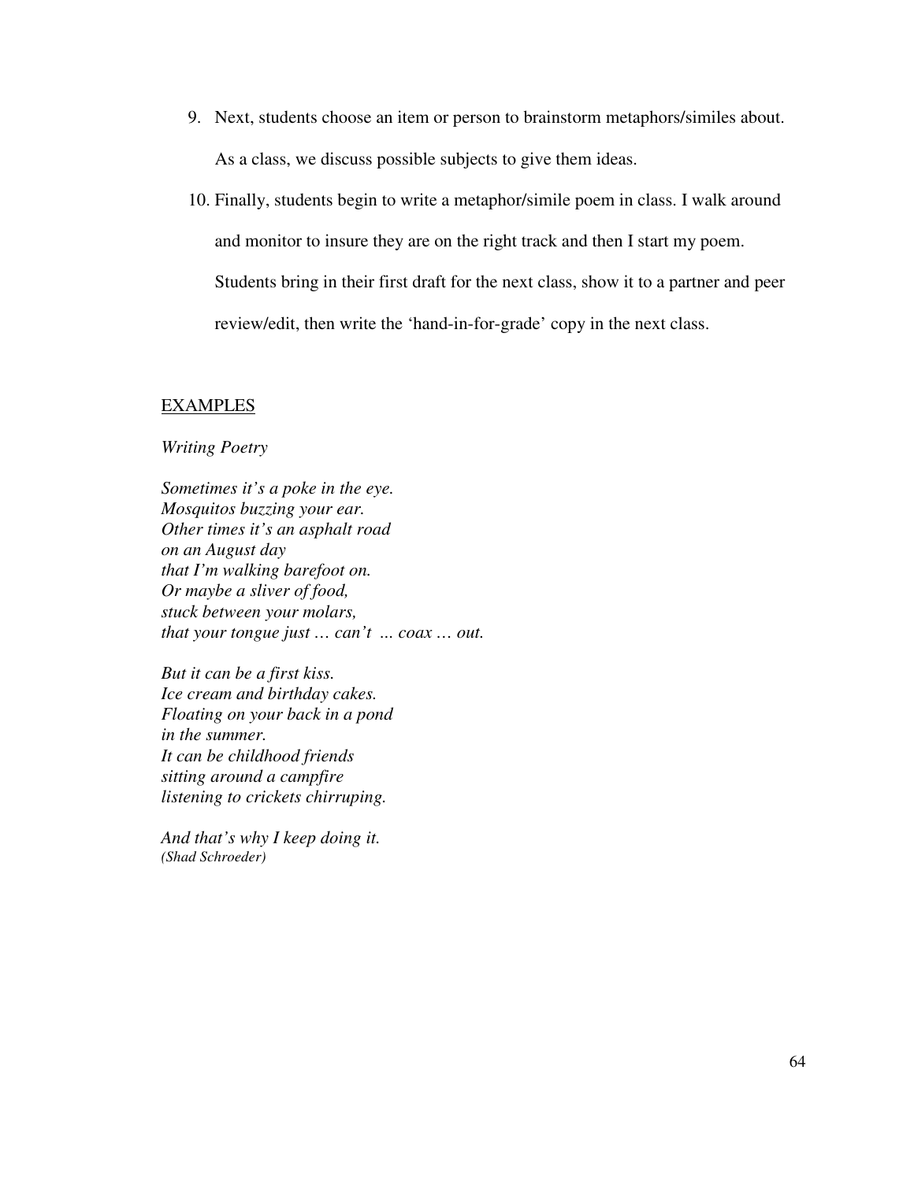9. Next, students choose an item or person to brainstorm metaphors/similes about. As a class, we discuss possible subjects to give them ideas.
10. Finally, students begin to write a metaphor/simile poem in class. I walk around and monitor to insure they are on the right track and then I start my poem. Students bring in their first draft for the next class, show it to a partner and peer review/edit, then write the 'hand-in-for-grade' copy in the next class.

<u>EXAMPLES</u>

*Writing Poetry*

*Sometimes it's a poke in the eye.*
*Mosquitos buzzing your ear.*
*Other times it's an asphalt road*
*on an August day*
*that I'm walking barefoot on.*
*Or maybe a sliver of food,*
*stuck between your molars,*
*that your tongue just … can't … coax … out.*

*But it can be a first kiss.*
*Ice cream and birthday cakes.*
*Floating on your back in a pond*
*in the summer.*
*It can be childhood friends*
*sitting around a campfire*
*listening to crickets chirruping.*

*And that's why I keep doing it.*
*(Shad Schroeder)*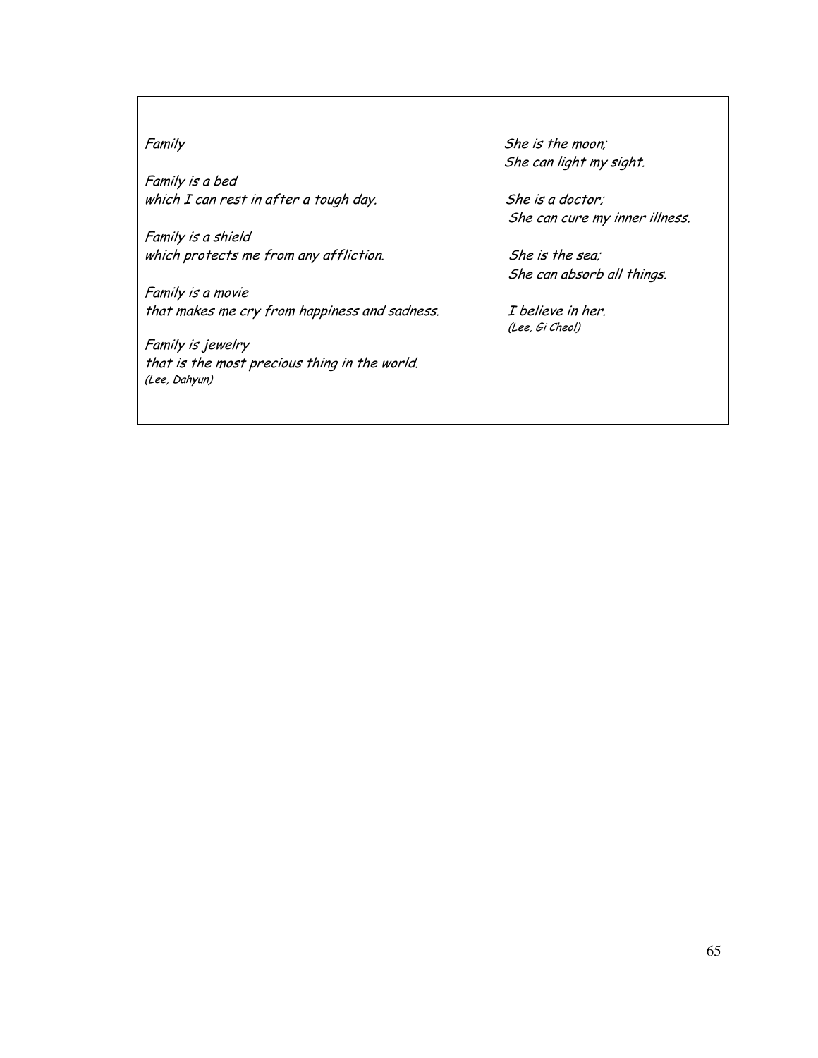*Family*

*Family is a bed*
*which I can rest in after a tough day.*

*Family is a shield*
*which protects me from any affliction.*

*Family is a movie*
*that makes me cry from happiness and sadness.*

*Family is jewelry*
*that is the most precious thing in the world.*
*(Lee, Dahyun)*

*She is the moon;*
*She can light my sight.*

*She is a doctor;*
*She can cure my inner illness.*

*She is the sea;*
*She can absorb all things.*

*I believe in her.*
*(Lee, Gi Cheol)*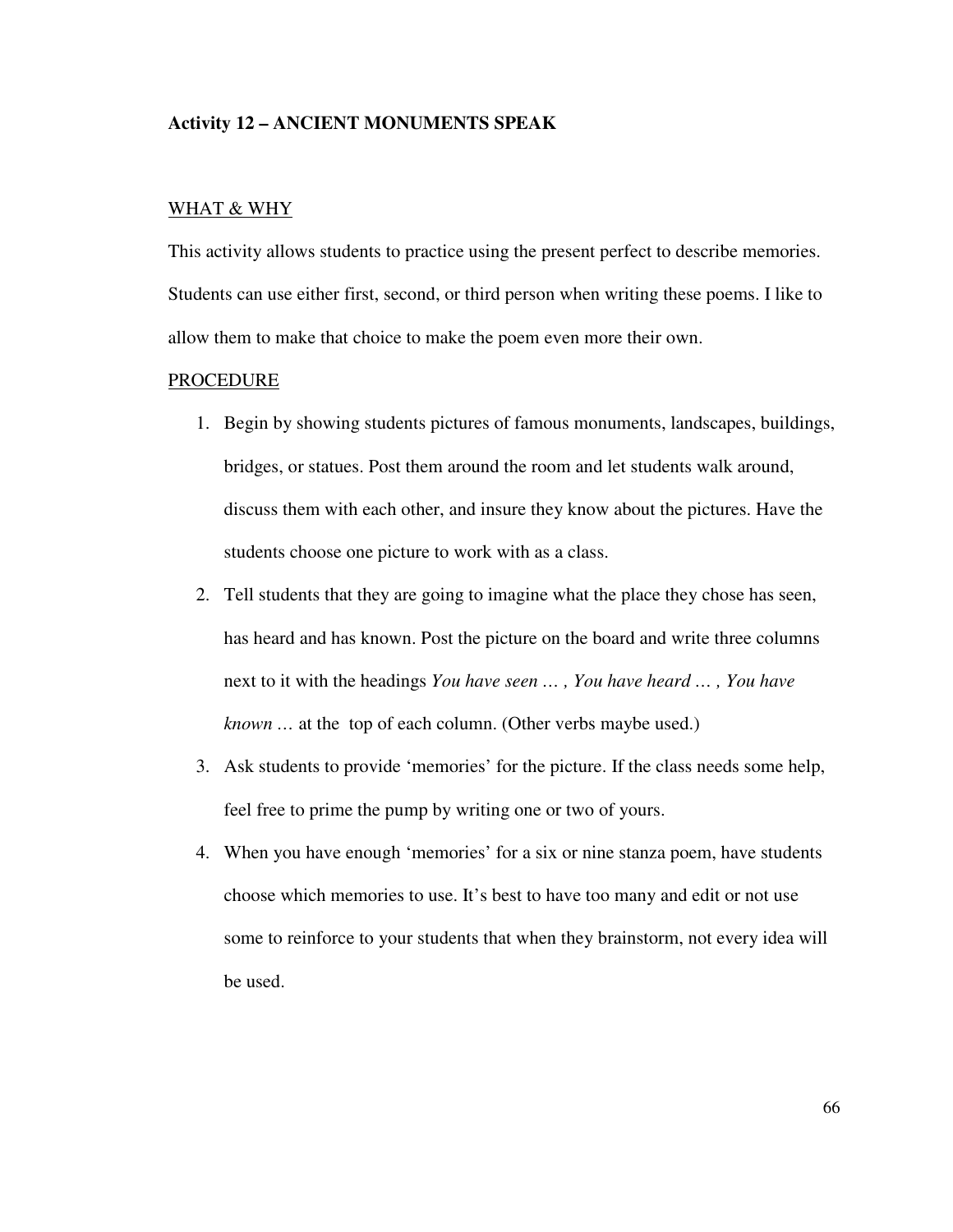**Activity 12 – ANCIENT MONUMENTS SPEAK**

WHAT & WHY

This activity allows students to practice using the present perfect to describe memories. Students can use either first, second, or third person when writing these poems. I like to allow them to make that choice to make the poem even more their own.

PROCEDURE

1. Begin by showing students pictures of famous monuments, landscapes, buildings, bridges, or statues. Post them around the room and let students walk around, discuss them with each other, and insure they know about the pictures. Have the students choose one picture to work with as a class.
2. Tell students that they are going to imagine what the place they chose has seen, has heard and has known. Post the picture on the board and write three columns next to it with the headings *You have seen … , You have heard … , You have known …* at the top of each column. (Other verbs maybe used.)
3. Ask students to provide 'memories' for the picture. If the class needs some help, feel free to prime the pump by writing one or two of yours.
4. When you have enough 'memories' for a six or nine stanza poem, have students choose which memories to use. It's best to have too many and edit or not use some to reinforce to your students that when they brainstorm, not every idea will be used.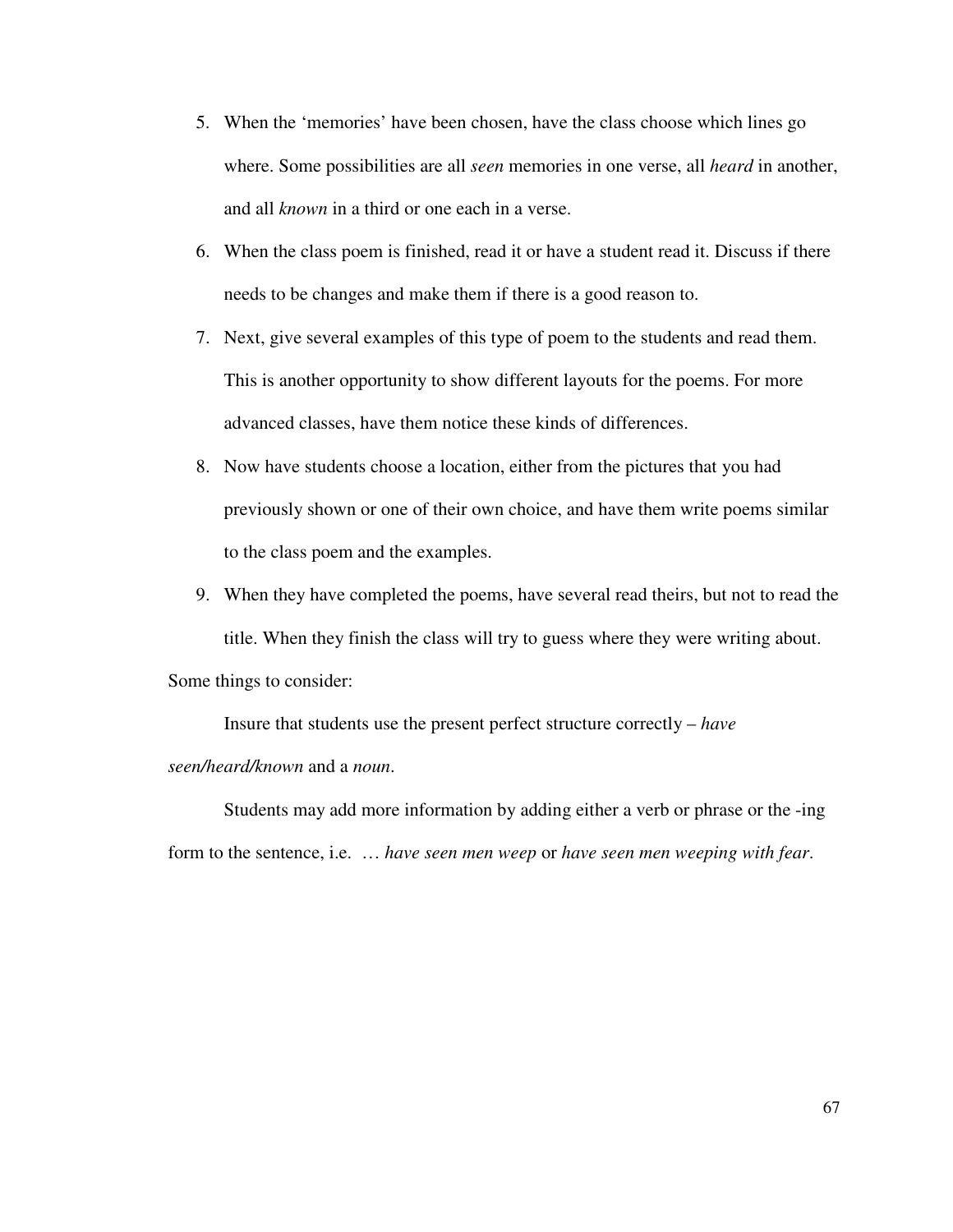5. When the ‘memories’ have been chosen, have the class choose which lines go where. Some possibilities are all *seen* memories in one verse, all *heard* in another, and all *known* in a third or one each in a verse.
6. When the class poem is finished, read it or have a student read it. Discuss if there needs to be changes and make them if there is a good reason to.
7. Next, give several examples of this type of poem to the students and read them. This is another opportunity to show different layouts for the poems. For more advanced classes, have them notice these kinds of differences.
8. Now have students choose a location, either from the pictures that you had previously shown or one of their own choice, and have them write poems similar to the class poem and the examples.
9. When they have completed the poems, have several read theirs, but not to read the title. When they finish the class will try to guess where they were writing about.

Some things to consider:

Insure that students use the present perfect structure correctly – *have seen/heard/known* and a *noun*.

Students may add more information by adding either a verb or phrase or the -ing form to the sentence, i.e. … *have seen men weep* or *have seen men weeping with fear*.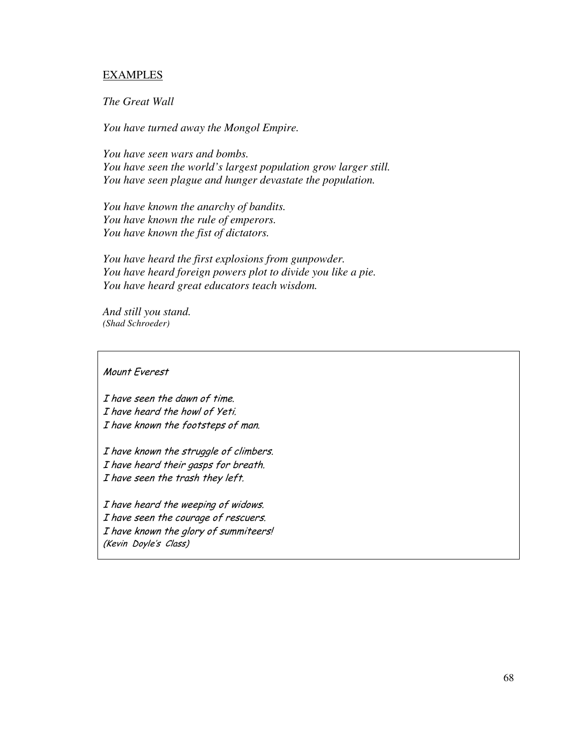EXAMPLES

*The Great Wall*

*You have turned away the Mongol Empire.*

*You have seen wars and bombs.*
*You have seen the world's largest population grow larger still.*
*You have seen plague and hunger devastate the population.*

*You have known the anarchy of bandits.*
*You have known the rule of emperors.*
*You have known the fist of dictators.*

*You have heard the first explosions from gunpowder.*
*You have heard foreign powers plot to divide you like a pie.*
*You have heard great educators teach wisdom.*

*And still you stand.*
*(Shad Schroeder)*

*Mount Everest*

*I have seen the dawn of time.*
*I have heard the howl of Yeti.*
*I have known the footsteps of man.*

*I have known the struggle of climbers.*
*I have heard their gasps for breath.*
*I have seen the trash they left.*

*I have heard the weeping of widows.*
*I have seen the courage of rescuers.*
*I have known the glory of summiteers!*
*(Kevin Doyle's Class)*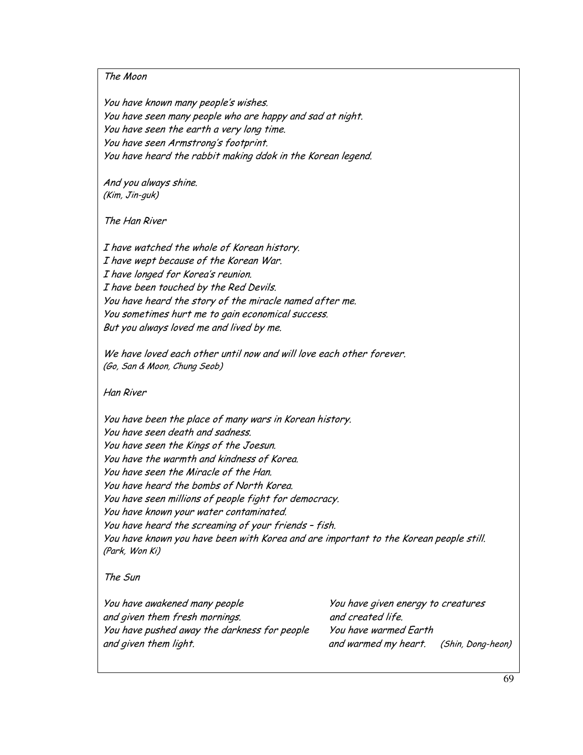*The Moon*

*You have known many people's wishes.*
*You have seen many people who are happy and sad at night.*
*You have seen the earth a very long time.*
*You have seen Armstrong's footprint.*
*You have heard the rabbit making ddok in the Korean legend.*

*And you always shine.*
*(Kim, Jin-guk)*

*The Han River*

*I have watched the whole of Korean history.*
*I have wept because of the Korean War.*
*I have longed for Korea's reunion.*
*I have been touched by the Red Devils.*
*You have heard the story of the miracle named after me.*
*You sometimes hurt me to gain economical success.*
*But you always loved me and lived by me.*

*We have loved each other until now and will love each other forever.*
*(Go, San & Moon, Chung Seob)*

*Han River*

*You have been the place of many wars in Korean history.*
*You have seen death and sadness.*
*You have seen the Kings of the Joesun.*
*You have the warmth and kindness of Korea.*
*You have seen the Miracle of the Han.*
*You have heard the bombs of North Korea.*
*You have seen millions of people fight for democracy.*
*You have known your water contaminated.*
*You have heard the screaming of your friends – fish.*
*You have known you have been with Korea and are important to the Korean people still.*
*(Park, Won Ki)*

*The Sun*

*You have awakened many people*
*and given them fresh mornings.*
*You have pushed away the darkness for people*
*and given them light.*
*You have given energy to creatures*
*and created life.*
*You have warmed Earth*
*and warmed my heart.* *(Shin, Dong-heon)*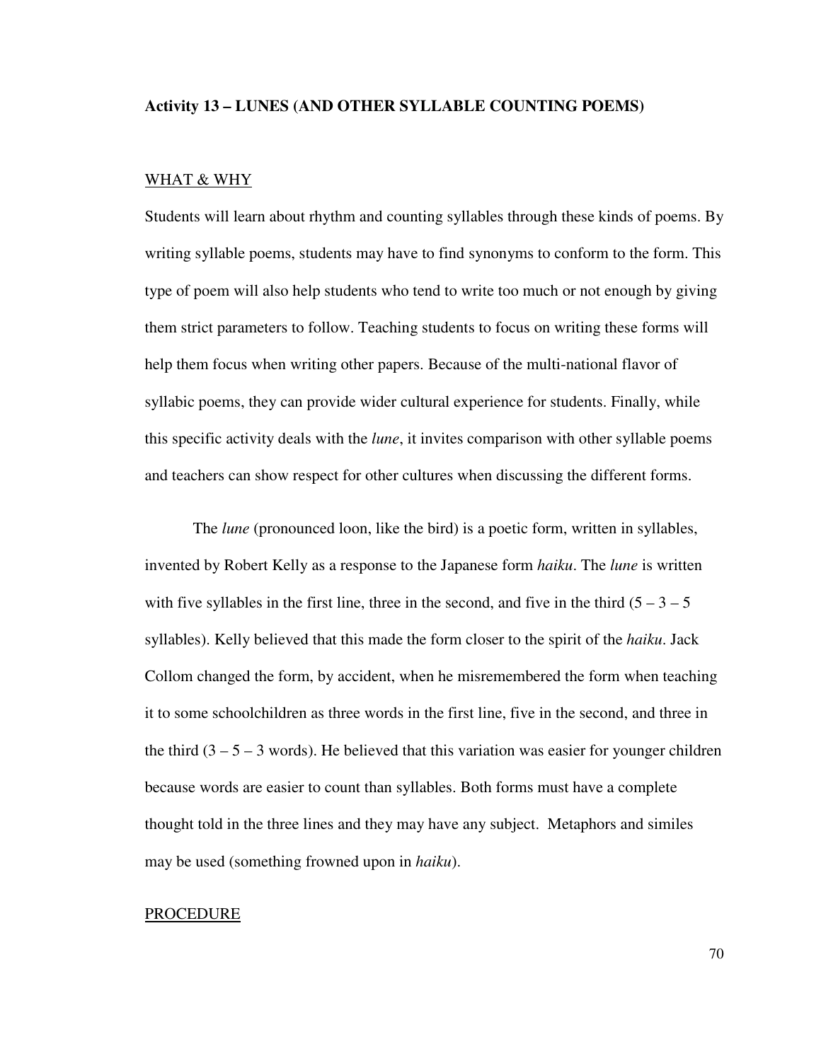### Activity 13 – LUNES (AND OTHER SYLLABLE COUNTING POEMS)

#### WHAT & WHY

Students will learn about rhythm and counting syllables through these kinds of poems. By writing syllable poems, students may have to find synonyms to conform to the form. This type of poem will also help students who tend to write too much or not enough by giving them strict parameters to follow. Teaching students to focus on writing these forms will help them focus when writing other papers. Because of the multi-national flavor of syllabic poems, they can provide wider cultural experience for students. Finally, while this specific activity deals with the *lune*, it invites comparison with other syllable poems and teachers can show respect for other cultures when discussing the different forms.

The *lune* (pronounced loon, like the bird) is a poetic form, written in syllables, invented by Robert Kelly as a response to the Japanese form *haiku*. The *lune* is written with five syllables in the first line, three in the second, and five in the third (5 – 3 – 5 syllables). Kelly believed that this made the form closer to the spirit of the *haiku*. Jack Collom changed the form, by accident, when he misremembered the form when teaching it to some schoolchildren as three words in the first line, five in the second, and three in the third (3 – 5 – 3 words). He believed that this variation was easier for younger children because words are easier to count than syllables. Both forms must have a complete thought told in the three lines and they may have any subject. Metaphors and similes may be used (something frowned upon in *haiku*).

#### PROCEDURE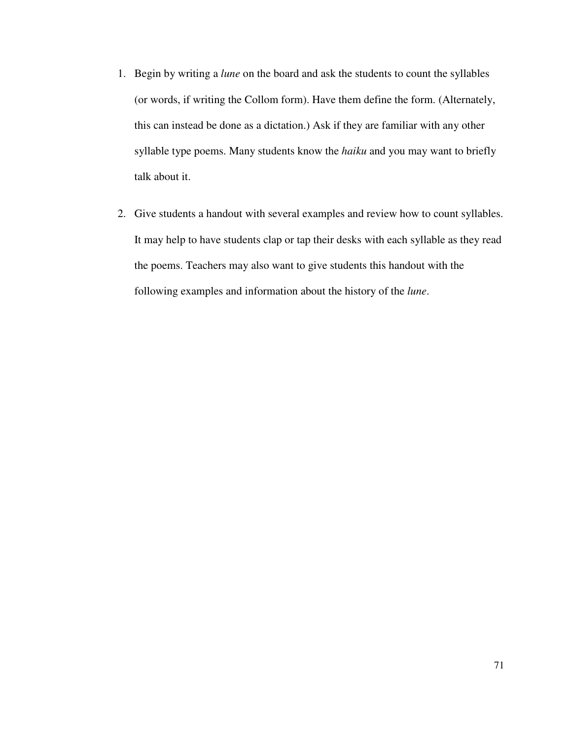1. Begin by writing a *lune* on the board and ask the students to count the syllables (or words, if writing the Collom form). Have them define the form. (Alternately, this can instead be done as a dictation.) Ask if they are familiar with any other syllable type poems. Many students know the *haiku* and you may want to briefly talk about it.

2. Give students a handout with several examples and review how to count syllables. It may help to have students clap or tap their desks with each syllable as they read the poems. Teachers may also want to give students this handout with the following examples and information about the history of the *lune*.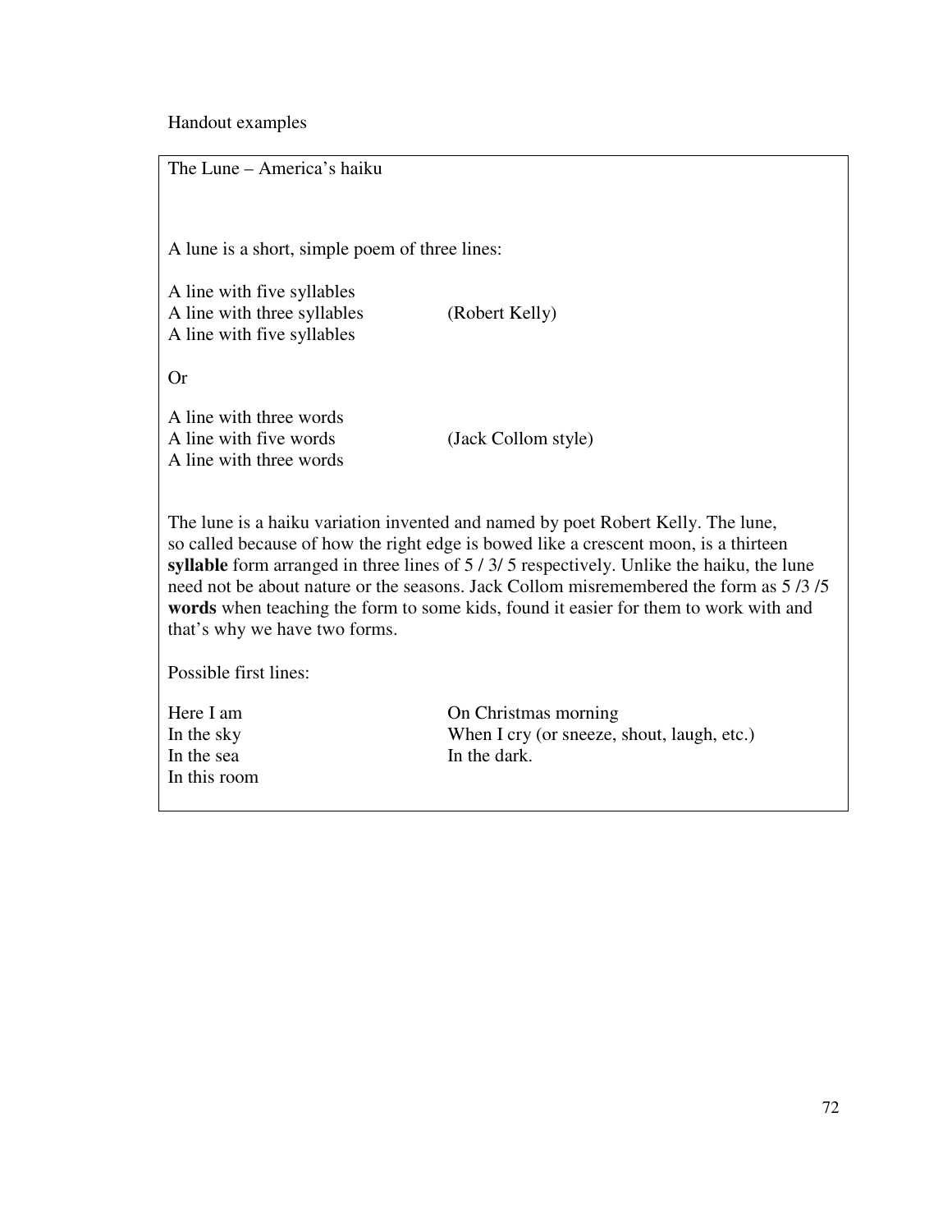Handout examples

The Lune – America's haiku

A lune is a short, simple poem of three lines:

A line with five syllables  
A line with three syllables (Robert Kelly)  
A line with five syllables

Or

A line with three words  
A line with five words (Jack Collom style)  
A line with three words

The lune is a haiku variation invented and named by poet Robert Kelly. The lune, so called because of how the right edge is bowed like a crescent moon, is a thirteen **syllable** form arranged in three lines of 5 / 3/ 5 respectively. Unlike the haiku, the lune need not be about nature or the seasons. Jack Collom misremembered the form as 5 /3 /5 **words** when teaching the form to some kids, found it easier for them to work with and that's why we have two forms.

Possible first lines:

Here I am  
In the sky  
In the sea  
In this room  
On Christmas morning  
When I cry (or sneeze, shout, laugh, etc.)  
In the dark.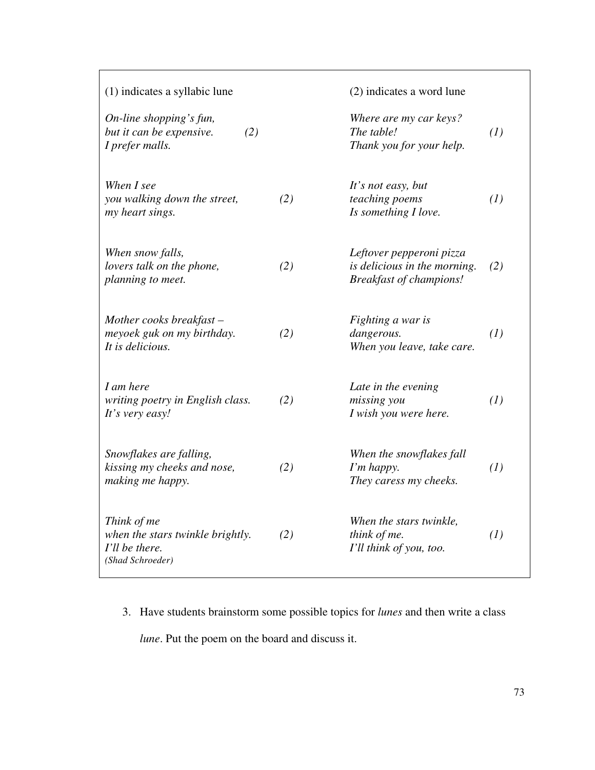(1) indicates a syllabic lune

(2) indicates a word lune

*On-line shopping's fun,*
*but it can be expensive.* (2)
*I prefer malls.*

*Where are my car keys?*
*The table!* (1)
*Thank you for your help.*

*When I see*
*you walking down the street,* (2)
*my heart sings.*

*It's not easy, but*
*teaching poems* (1)
*Is something I love.*

*When snow falls,*
*lovers talk on the phone,* (2)
*planning to meet.*

*Leftover pepperoni pizza*
*is delicious in the morning.* (2)
*Breakfast of champions!*

*Mother cooks breakfast –*
*meyoek guk on my birthday.* (2)
*It is delicious.*

*Fighting a war is*
*dangerous.* (1)
*When you leave, take care.*

*I am here*
*writing poetry in English class.* (2)
*It's very easy!*

*Late in the evening*
*missing you* (1)
*I wish you were here.*

*Snowflakes are falling,*
*kissing my cheeks and nose,* (2)
*making me happy.*

*When the snowflakes fall*
*I'm happy.* (1)
*They caress my cheeks.*

*Think of me*
*when the stars twinkle brightly.* (2)
*I'll be there.*
*(Shad Schroeder)*

*When the stars twinkle,*
*think of me.* (1)
*I'll think of you, too.*

3. Have students brainstorm some possible topics for *lunes* and then write a class *lune*. Put the poem on the board and discuss it.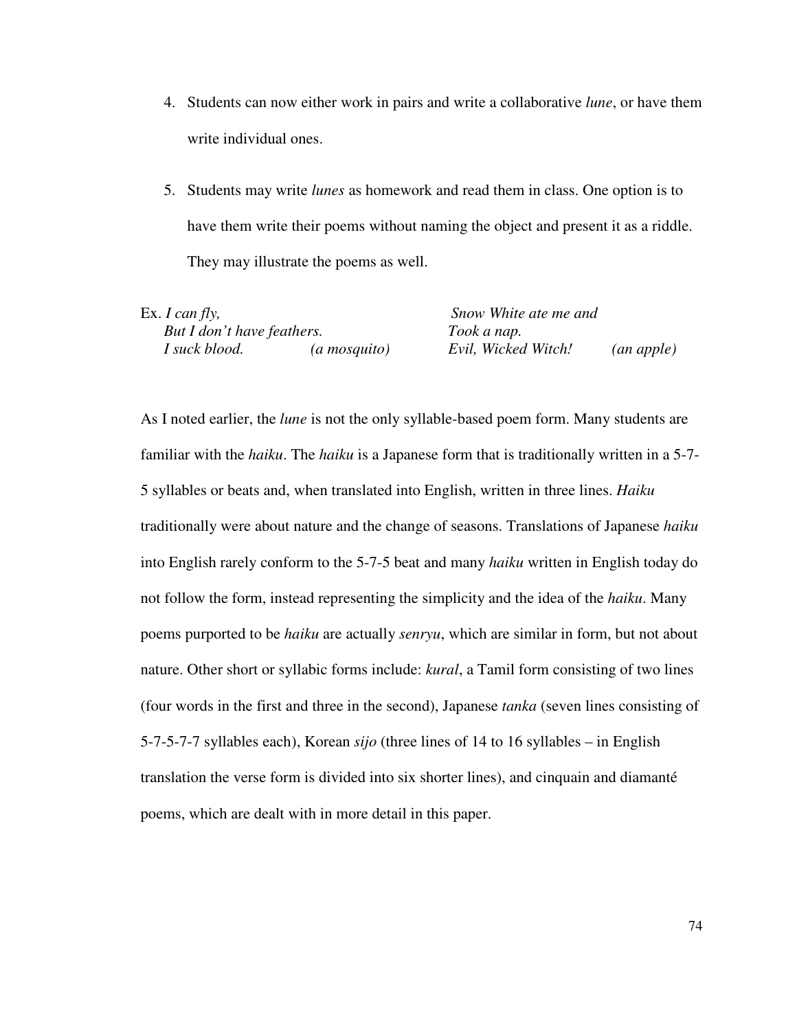4. Students can now either work in pairs and write a collaborative *lune*, or have them write individual ones.

5. Students may write *lunes* as homework and read them in class. One option is to have them write their poems without naming the object and present it as a riddle. They may illustrate the poems as well.

Ex. *I can fly,*
*But I don't have feathers.*
*I suck blood.* *(a mosquito)*

*Snow White ate me and*
*Took a nap.*
*Evil, Wicked Witch!* *(an apple)*

As I noted earlier, the *lune* is not the only syllable-based poem form. Many students are familiar with the *haiku*. The *haiku* is a Japanese form that is traditionally written in a 5-7-5 syllables or beats and, when translated into English, written in three lines. *Haiku* traditionally were about nature and the change of seasons. Translations of Japanese *haiku* into English rarely conform to the 5-7-5 beat and many *haiku* written in English today do not follow the form, instead representing the simplicity and the idea of the *haiku*. Many poems purported to be *haiku* are actually *senryu*, which are similar in form, but not about nature. Other short or syllabic forms include: *kural*, a Tamil form consisting of two lines (four words in the first and three in the second), Japanese *tanka* (seven lines consisting of 5-7-5-7-7 syllables each), Korean *sijo* (three lines of 14 to 16 syllables – in English translation the verse form is divided into six shorter lines), and cinquain and diamanté poems, which are dealt with in more detail in this paper.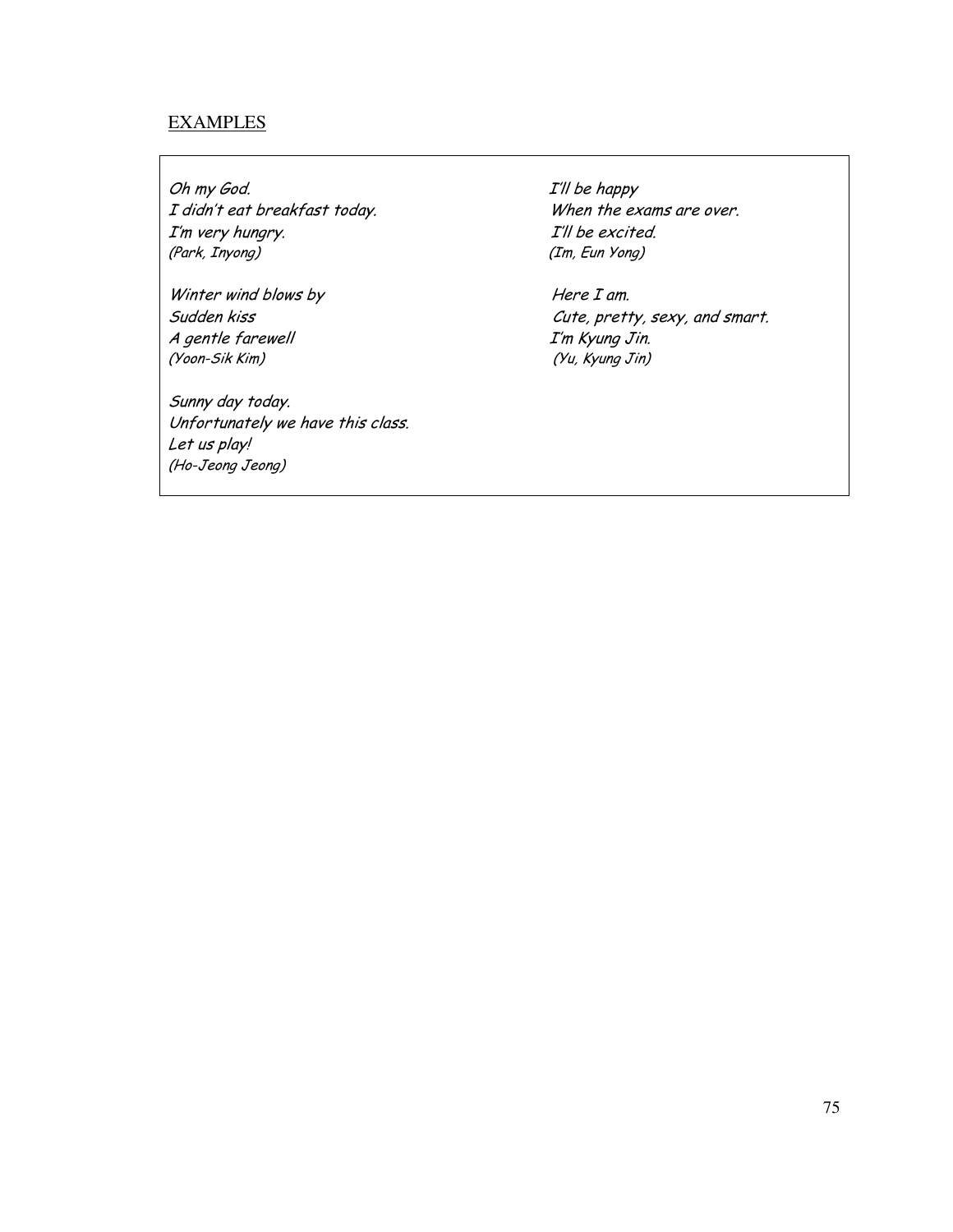## EXAMPLES

*Oh my God.*
*I didn't eat breakfast today.*
*I'm very hungry.*
*(Park, Inyong)*

*Winter wind blows by*
*Sudden kiss*
*A gentle farewell*
*(Yoon-Sik Kim)*

*Sunny day today.*
*Unfortunately we have this class.*
*Let us play!*
*(Ho-Jeong Jeong)*

*I'll be happy*
*When the exams are over.*
*I'll be excited.*
*(Im, Eun Yong)*

*Here I am.*
*Cute, pretty, sexy, and smart.*
*I'm Kyung Jin.*
*(Yu, Kyung Jin)*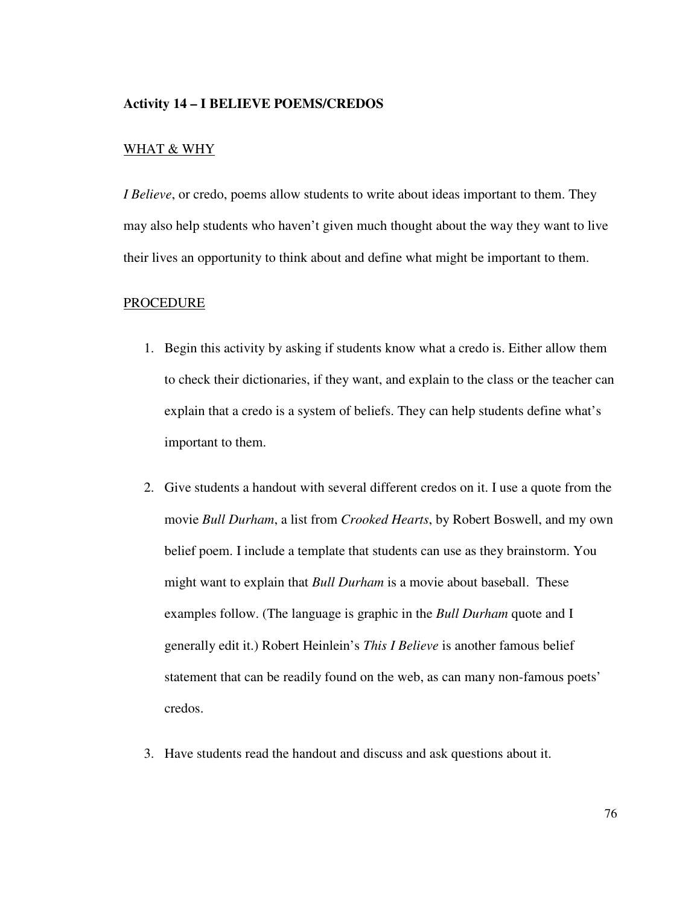### Activity 14 – I BELIEVE POEMS/CREDOS

WHAT & WHY

*I Believe*, or credo, poems allow students to write about ideas important to them. They may also help students who haven't given much thought about the way they want to live their lives an opportunity to think about and define what might be important to them.

PROCEDURE

1. Begin this activity by asking if students know what a credo is. Either allow them to check their dictionaries, if they want, and explain to the class or the teacher can explain that a credo is a system of beliefs. They can help students define what's important to them.

2. Give students a handout with several different credos on it. I use a quote from the movie *Bull Durham*, a list from *Crooked Hearts*, by Robert Boswell, and my own belief poem. I include a template that students can use as they brainstorm. You might want to explain that *Bull Durham* is a movie about baseball. These examples follow. (The language is graphic in the *Bull Durham* quote and I generally edit it.) Robert Heinlein's *This I Believe* is another famous belief statement that can be readily found on the web, as can many non-famous poets' credos.

3. Have students read the handout and discuss and ask questions about it.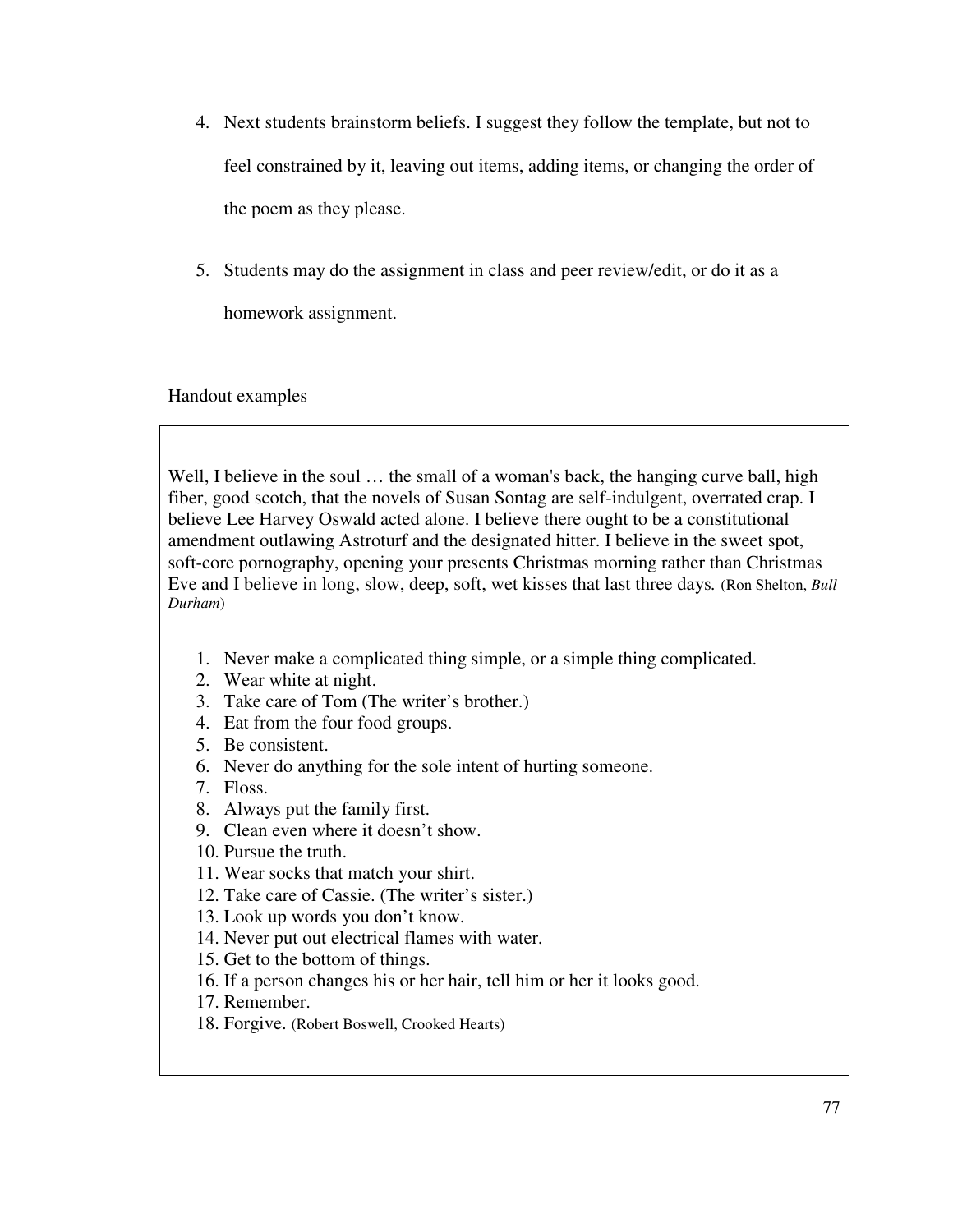4. Next students brainstorm beliefs. I suggest they follow the template, but not to feel constrained by it, leaving out items, adding items, or changing the order of the poem as they please.

5. Students may do the assignment in class and peer review/edit, or do it as a homework assignment.

Handout examples

Well, I believe in the soul … the small of a woman's back, the hanging curve ball, high fiber, good scotch, that the novels of Susan Sontag are self-indulgent, overrated crap. I believe Lee Harvey Oswald acted alone. I believe there ought to be a constitutional amendment outlawing Astroturf and the designated hitter. I believe in the sweet spot, soft-core pornography, opening your presents Christmas morning rather than Christmas Eve and I believe in long, slow, deep, soft, wet kisses that last three days. (Ron Shelton, *Bull Durham*)

1. Never make a complicated thing simple, or a simple thing complicated.
2. Wear white at night.
3. Take care of Tom (The writer's brother.)
4. Eat from the four food groups.
5. Be consistent.
6. Never do anything for the sole intent of hurting someone.
7. Floss.
8. Always put the family first.
9. Clean even where it doesn't show.
10. Pursue the truth.
11. Wear socks that match your shirt.
12. Take care of Cassie. (The writer's sister.)
13. Look up words you don't know.
14. Never put out electrical flames with water.
15. Get to the bottom of things.
16. If a person changes his or her hair, tell him or her it looks good.
17. Remember.
18. Forgive. (Robert Boswell, Crooked Hearts)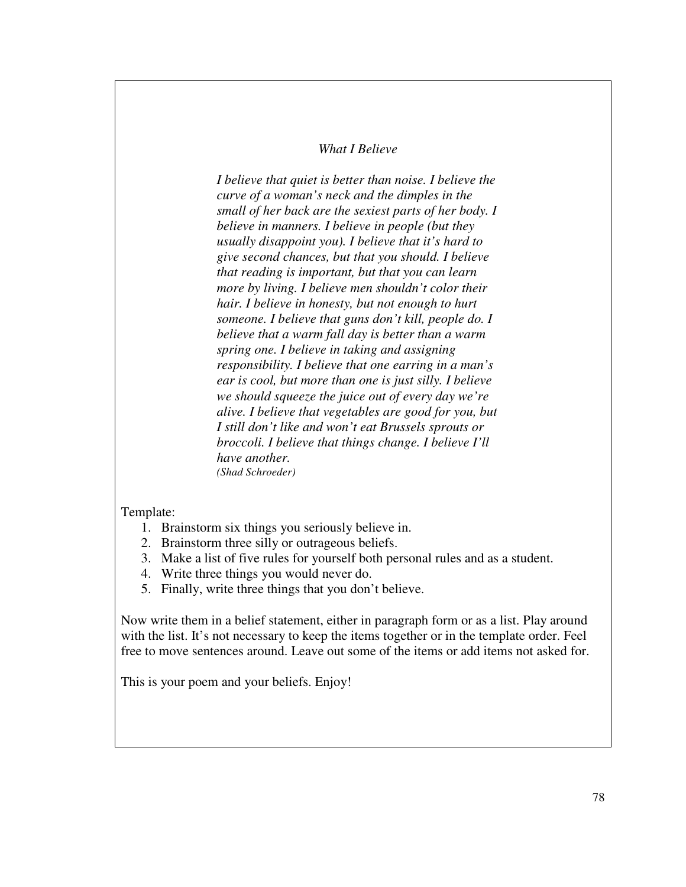*What I Believe*

*I believe that quiet is better than noise. I believe the curve of a woman's neck and the dimples in the small of her back are the sexiest parts of her body. I believe in manners. I believe in people (but they usually disappoint you). I believe that it's hard to give second chances, but that you should. I believe that reading is important, but that you can learn more by living. I believe men shouldn't color their hair. I believe in honesty, but not enough to hurt someone. I believe that guns don't kill, people do. I believe that a warm fall day is better than a warm spring one. I believe in taking and assigning responsibility. I believe that one earring in a man's ear is cool, but more than one is just silly. I believe we should squeeze the juice out of every day we're alive. I believe that vegetables are good for you, but I still don't like and won't eat Brussels sprouts or broccoli. I believe that things change. I believe I'll have another.*
*(Shad Schroeder)*

Template:

1. Brainstorm six things you seriously believe in.
2. Brainstorm three silly or outrageous beliefs.
3. Make a list of five rules for yourself both personal rules and as a student.
4. Write three things you would never do.
5. Finally, write three things that you don't believe.

Now write them in a belief statement, either in paragraph form or as a list. Play around with the list. It's not necessary to keep the items together or in the template order. Feel free to move sentences around. Leave out some of the items or add items not asked for.

This is your poem and your beliefs. Enjoy!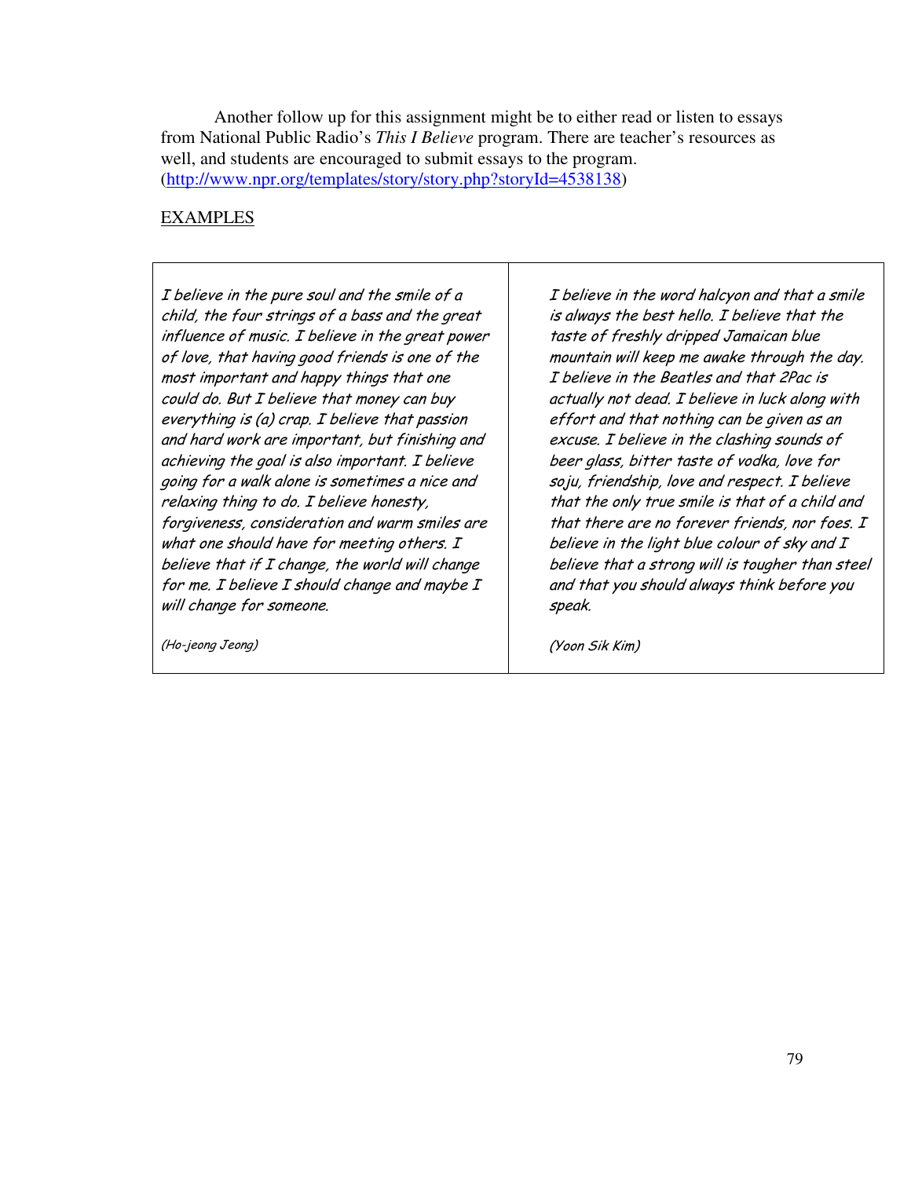Another follow up for this assignment might be to either read or listen to essays from National Public Radio's *This I Believe* program. There are teacher's resources as well, and students are encouraged to submit essays to the program. (http://www.npr.org/templates/story/story.php?storyId=4538138)

EXAMPLES

| | |
|---|---|
| *I believe in the pure soul and the smile of a child, the four strings of a bass and the great influence of music. I believe in the great power of love, that having good friends is one of the most important and happy things that one could do. But I believe that money can buy everything is (a) crap. I believe that passion and hard work are important, but finishing and achieving the goal is also important. I believe going for a walk alone is sometimes a nice and relaxing thing to do. I believe honesty, forgiveness, consideration and warm smiles are what one should have for meeting others. I believe that if I change, the world will change for me. I believe I should change and maybe I will change for someone.* <br><br> *(Ho-jeong Jeong)* | *I believe in the word halcyon and that a smile is always the best hello. I believe that the taste of freshly dripped Jamaican blue mountain will keep me awake through the day. I believe in the Beatles and that 2Pac is actually not dead. I believe in luck along with effort and that nothing can be given as an excuse. I believe in the clashing sounds of beer glass, bitter taste of vodka, love for soju, friendship, love and respect. I believe that the only true smile is that of a child and that there are no forever friends, nor foes. I believe in the light blue colour of sky and I believe that a strong will is tougher than steel and that you should always think before you speak.* <br><br> *(Yoon Sik Kim)* |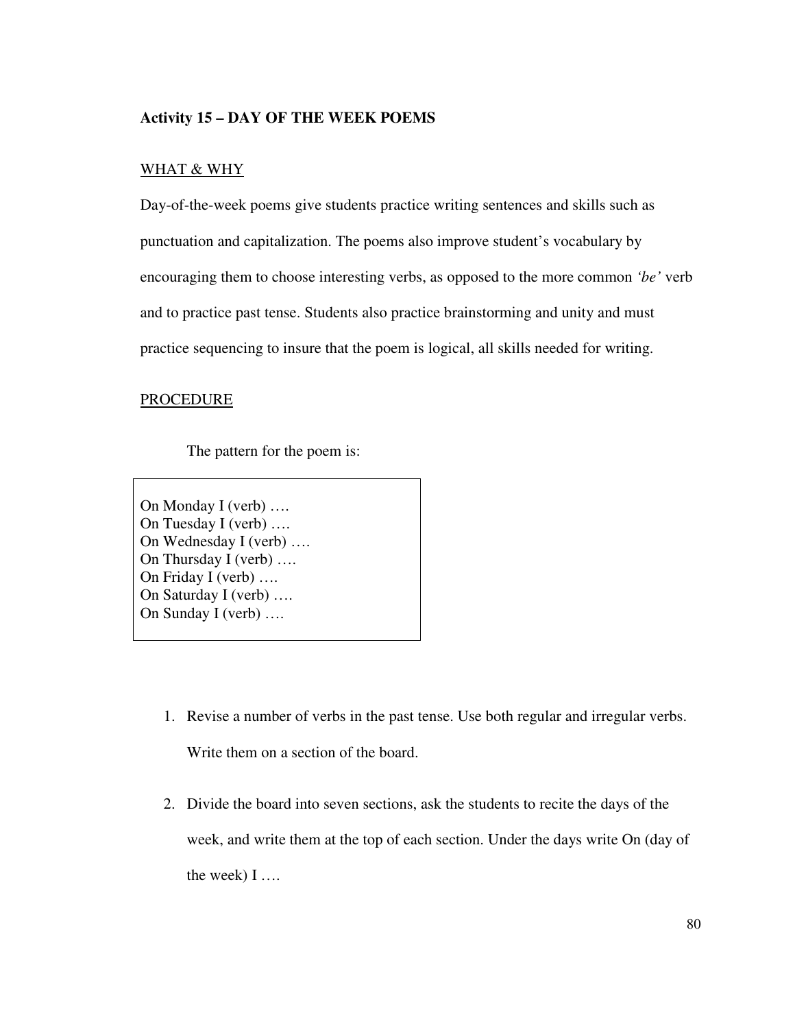**Activity 15 – DAY OF THE WEEK POEMS**

WHAT & WHY

Day-of-the-week poems give students practice writing sentences and skills such as punctuation and capitalization. The poems also improve student's vocabulary by encouraging them to choose interesting verbs, as opposed to the more common *'be'* verb and to practice past tense. Students also practice brainstorming and unity and must practice sequencing to insure that the poem is logical, all skills needed for writing.

PROCEDURE

The pattern for the poem is:

```
On Monday I (verb) ….
On Tuesday I (verb) ….
On Wednesday I (verb) ….
On Thursday I (verb) ….
On Friday I (verb) ….
On Saturday I (verb) ….
On Sunday I (verb) ….
```

1. Revise a number of verbs in the past tense. Use both regular and irregular verbs. Write them on a section of the board.

2. Divide the board into seven sections, ask the students to recite the days of the week, and write them at the top of each section. Under the days write On (day of the week) I ….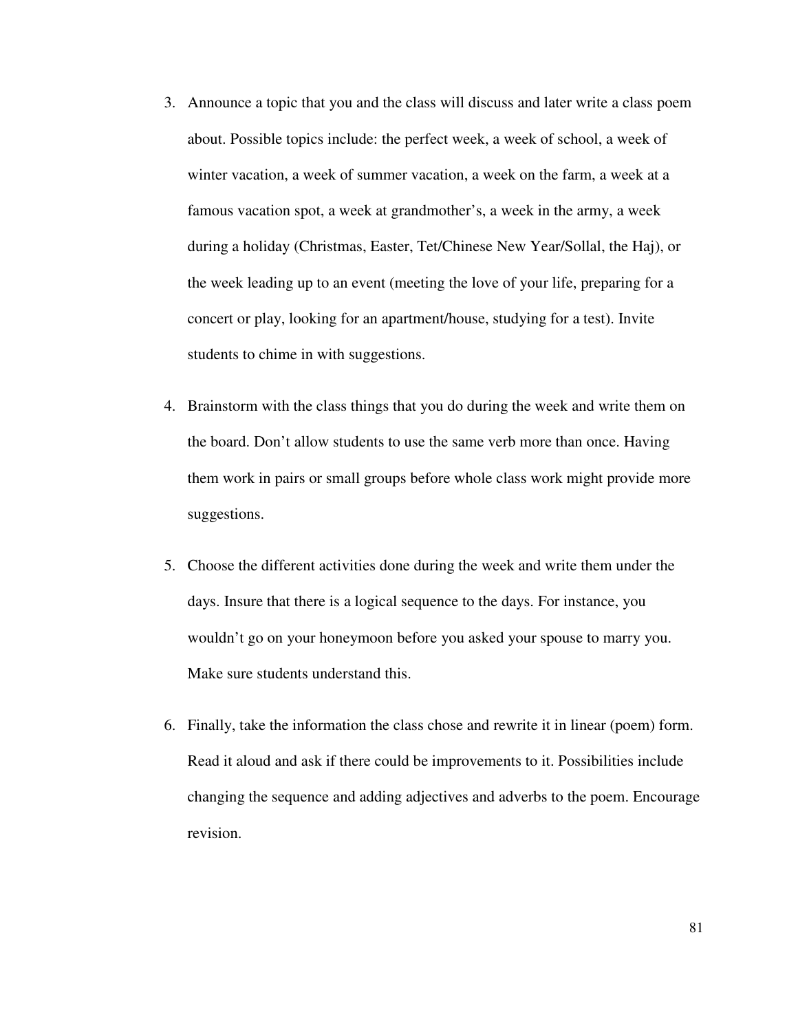3. Announce a topic that you and the class will discuss and later write a class poem about. Possible topics include: the perfect week, a week of school, a week of winter vacation, a week of summer vacation, a week on the farm, a week at a famous vacation spot, a week at grandmother's, a week in the army, a week during a holiday (Christmas, Easter, Tet/Chinese New Year/Sollal, the Haj), or the week leading up to an event (meeting the love of your life, preparing for a concert or play, looking for an apartment/house, studying for a test). Invite students to chime in with suggestions.

4. Brainstorm with the class things that you do during the week and write them on the board. Don't allow students to use the same verb more than once. Having them work in pairs or small groups before whole class work might provide more suggestions.

5. Choose the different activities done during the week and write them under the days. Insure that there is a logical sequence to the days. For instance, you wouldn't go on your honeymoon before you asked your spouse to marry you. Make sure students understand this.

6. Finally, take the information the class chose and rewrite it in linear (poem) form. Read it aloud and ask if there could be improvements to it. Possibilities include changing the sequence and adding adjectives and adverbs to the poem. Encourage revision.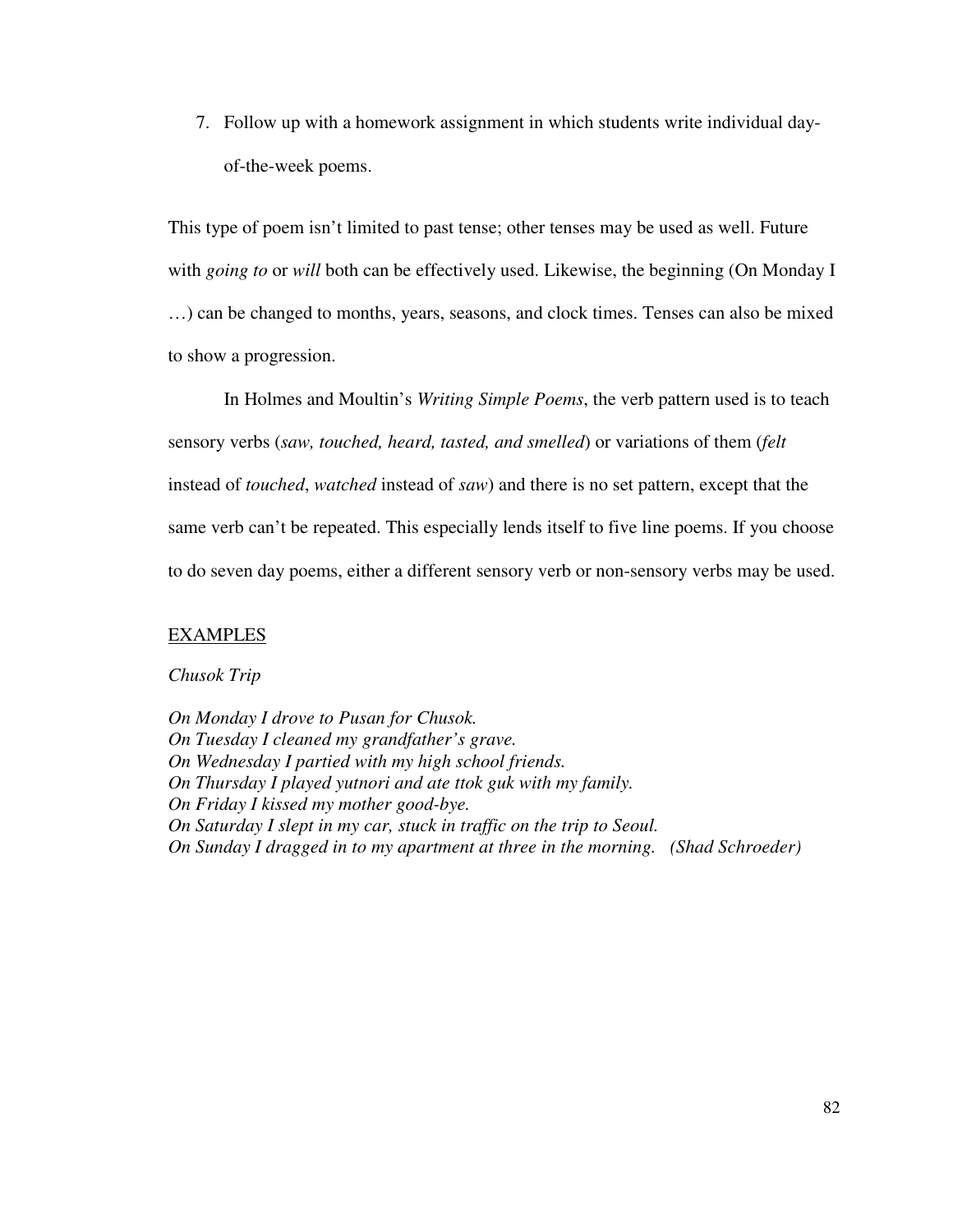7. Follow up with a homework assignment in which students write individual day-of-the-week poems.

This type of poem isn't limited to past tense; other tenses may be used as well. Future with *going to* or *will* both can be effectively used. Likewise, the beginning (On Monday I …) can be changed to months, years, seasons, and clock times. Tenses can also be mixed to show a progression.

In Holmes and Moultin's *Writing Simple Poems*, the verb pattern used is to teach sensory verbs (*saw, touched, heard, tasted, and smelled*) or variations of them (*felt* instead of *touched*, *watched* instead of *saw*) and there is no set pattern, except that the same verb can't be repeated. This especially lends itself to five line poems. If you choose to do seven day poems, either a different sensory verb or non-sensory verbs may be used.

<u>EXAMPLES</u>

*Chusok Trip*

*On Monday I drove to Pusan for Chusok.*
*On Tuesday I cleaned my grandfather's grave.*
*On Wednesday I partied with my high school friends.*
*On Thursday I played yutnori and ate ttok guk with my family.*
*On Friday I kissed my mother good-bye.*
*On Saturday I slept in my car, stuck in traffic on the trip to Seoul.*
*On Sunday I dragged in to my apartment at three in the morning. (Shad Schroeder)*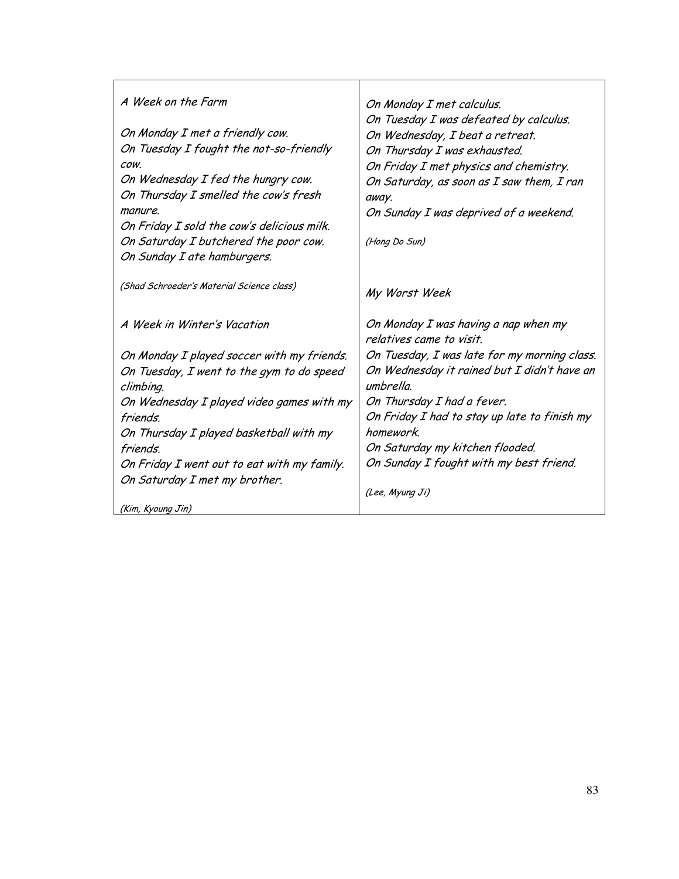*A Week on the Farm*

*On Monday I met a friendly cow.*
*On Tuesday I fought the not-so-friendly cow.*
*On Wednesday I fed the hungry cow.*
*On Thursday I smelled the cow's fresh manure.*
*On Friday I sold the cow's delicious milk.*
*On Saturday I butchered the poor cow.*
*On Sunday I ate hamburgers.*

*(Shad Schroeder's Material Science class)*

*A Week in Winter's Vacation*

*On Monday I played soccer with my friends.*
*On Tuesday, I went to the gym to do speed climbing.*
*On Wednesday I played video games with my friends.*
*On Thursday I played basketball with my friends.*
*On Friday I went out to eat with my family.*
*On Saturday I met my brother.*

*(Kim, Kyoung Jin)*

*On Monday I met calculus.*
*On Tuesday I was defeated by calculus.*
*On Wednesday, I beat a retreat.*
*On Thursday I was exhausted.*
*On Friday I met physics and chemistry.*
*On Saturday, as soon as I saw them, I ran away.*
*On Sunday I was deprived of a weekend.*

*(Hong Do Sun)*

*My Worst Week*

*On Monday I was having a nap when my relatives came to visit.*
*On Tuesday, I was late for my morning class.*
*On Wednesday it rained but I didn't have an umbrella.*
*On Thursday I had a fever.*
*On Friday I had to stay up late to finish my homework.*
*On Saturday my kitchen flooded.*
*On Sunday I fought with my best friend.*

*(Lee, Myung Ji)*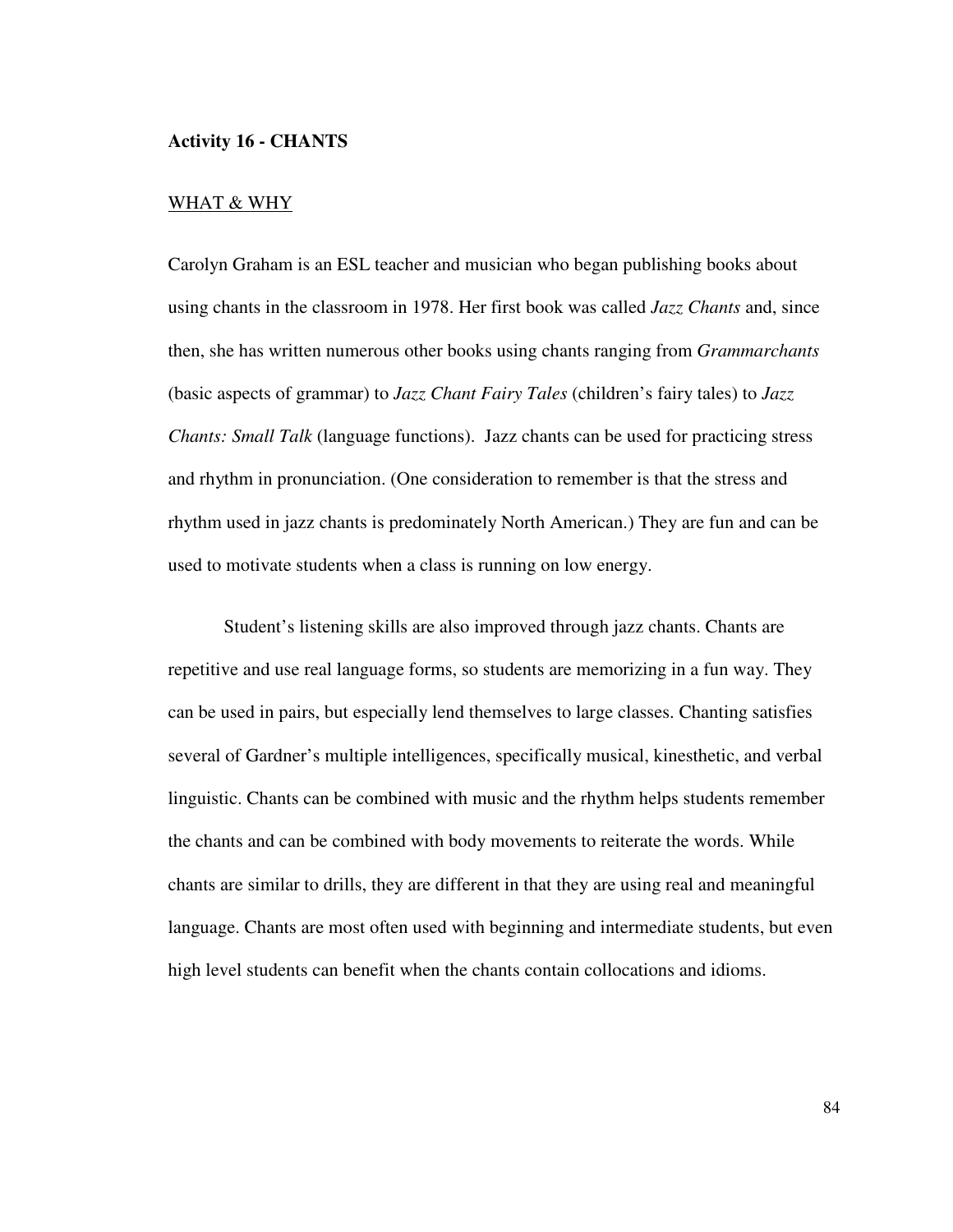**Activity 16 - CHANTS**

WHAT & WHY

Carolyn Graham is an ESL teacher and musician who began publishing books about using chants in the classroom in 1978. Her first book was called *Jazz Chants* and, since then, she has written numerous other books using chants ranging from *Grammarchants* (basic aspects of grammar) to *Jazz Chant Fairy Tales* (children's fairy tales) to *Jazz Chants: Small Talk* (language functions). Jazz chants can be used for practicing stress and rhythm in pronunciation. (One consideration to remember is that the stress and rhythm used in jazz chants is predominately North American.) They are fun and can be used to motivate students when a class is running on low energy.

Student's listening skills are also improved through jazz chants. Chants are repetitive and use real language forms, so students are memorizing in a fun way. They can be used in pairs, but especially lend themselves to large classes. Chanting satisfies several of Gardner's multiple intelligences, specifically musical, kinesthetic, and verbal linguistic. Chants can be combined with music and the rhythm helps students remember the chants and can be combined with body movements to reiterate the words. While chants are similar to drills, they are different in that they are using real and meaningful language. Chants are most often used with beginning and intermediate students, but even high level students can benefit when the chants contain collocations and idioms.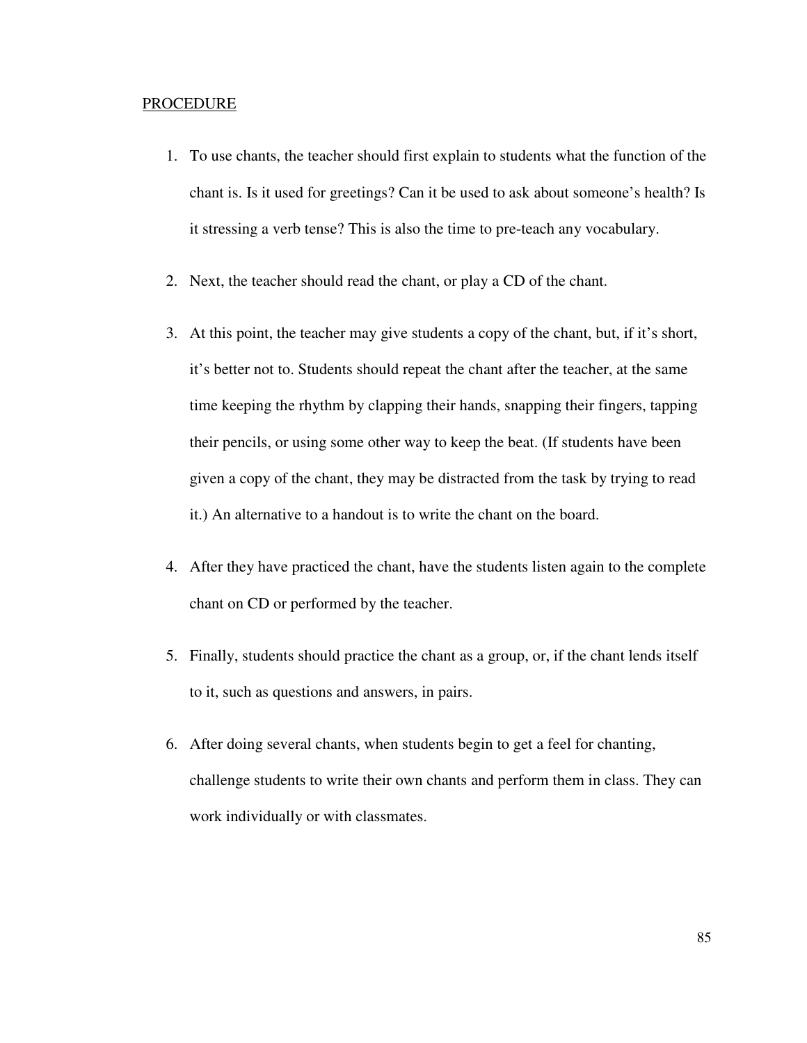PROCEDURE

1. To use chants, the teacher should first explain to students what the function of the chant is. Is it used for greetings? Can it be used to ask about someone's health? Is it stressing a verb tense? This is also the time to pre-teach any vocabulary.

2. Next, the teacher should read the chant, or play a CD of the chant.

3. At this point, the teacher may give students a copy of the chant, but, if it's short, it's better not to. Students should repeat the chant after the teacher, at the same time keeping the rhythm by clapping their hands, snapping their fingers, tapping their pencils, or using some other way to keep the beat. (If students have been given a copy of the chant, they may be distracted from the task by trying to read it.) An alternative to a handout is to write the chant on the board.

4. After they have practiced the chant, have the students listen again to the complete chant on CD or performed by the teacher.

5. Finally, students should practice the chant as a group, or, if the chant lends itself to it, such as questions and answers, in pairs.

6. After doing several chants, when students begin to get a feel for chanting, challenge students to write their own chants and perform them in class. They can work individually or with classmates.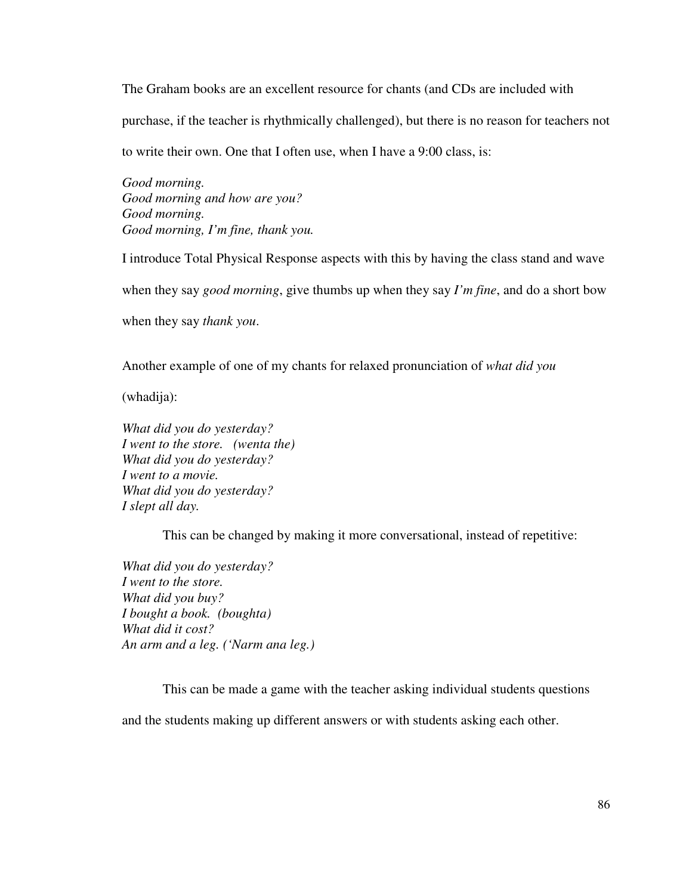The Graham books are an excellent resource for chants (and CDs are included with purchase, if the teacher is rhythmically challenged), but there is no reason for teachers not to write their own. One that I often use, when I have a 9:00 class, is:

*Good morning.*
*Good morning and how are you?*
*Good morning.*
*Good morning, I'm fine, thank you.*

I introduce Total Physical Response aspects with this by having the class stand and wave when they say *good morning*, give thumbs up when they say *I'm fine*, and do a short bow when they say *thank you*.

Another example of one of my chants for relaxed pronunciation of *what did you* (whadija):

*What did you do yesterday?*
*I went to the store. (wenta the)*
*What did you do yesterday?*
*I went to a movie.*
*What did you do yesterday?*
*I slept all day.*

This can be changed by making it more conversational, instead of repetitive:

*What did you do yesterday?*
*I went to the store.*
*What did you buy?*
*I bought a book. (boughta)*
*What did it cost?*
*An arm and a leg. ('Narm ana leg.)*

This can be made a game with the teacher asking individual students questions and the students making up different answers or with students asking each other.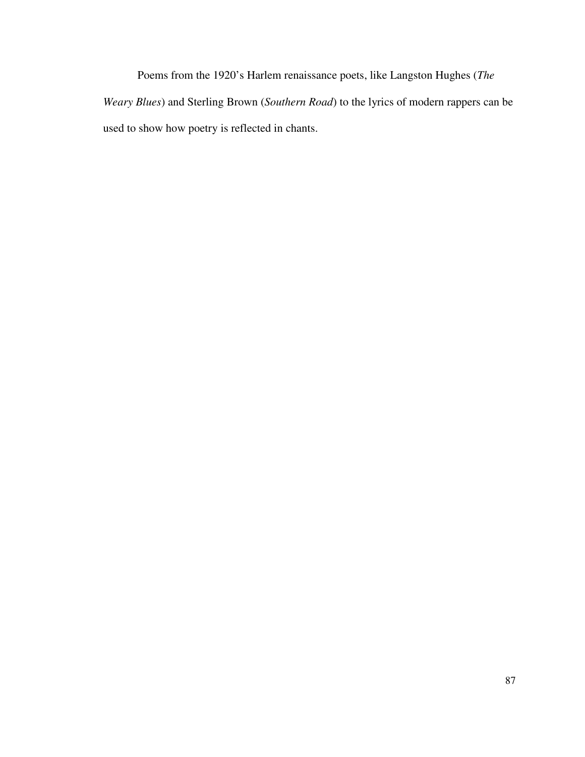Poems from the 1920's Harlem renaissance poets, like Langston Hughes (*The Weary Blues*) and Sterling Brown (*Southern Road*) to the lyrics of modern rappers can be used to show how poetry is reflected in chants.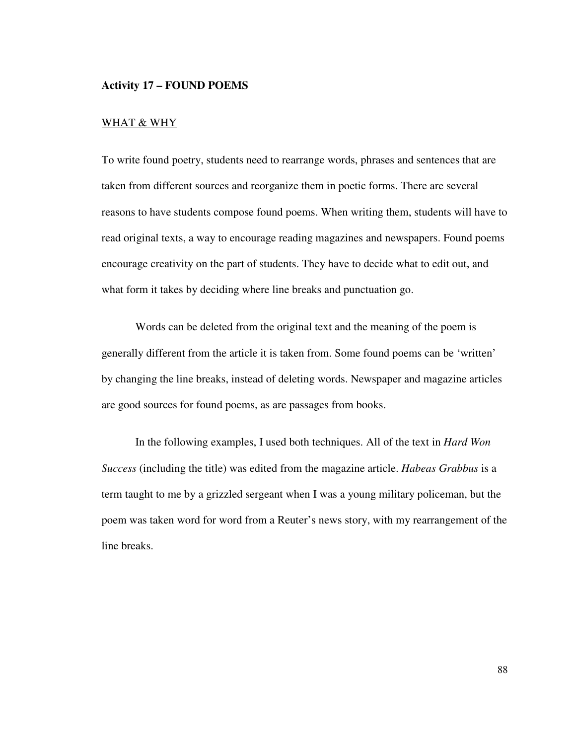**Activity 17 – FOUND POEMS**

<u>WHAT & WHY</u>

To write found poetry, students need to rearrange words, phrases and sentences that are taken from different sources and reorganize them in poetic forms. There are several reasons to have students compose found poems. When writing them, students will have to read original texts, a way to encourage reading magazines and newspapers. Found poems encourage creativity on the part of students. They have to decide what to edit out, and what form it takes by deciding where line breaks and punctuation go.

Words can be deleted from the original text and the meaning of the poem is generally different from the article it is taken from. Some found poems can be 'written' by changing the line breaks, instead of deleting words. Newspaper and magazine articles are good sources for found poems, as are passages from books.

In the following examples, I used both techniques. All of the text in *Hard Won Success* (including the title) was edited from the magazine article. *Habeas Grabbus* is a term taught to me by a grizzled sergeant when I was a young military policeman, but the poem was taken word for word from a Reuter's news story, with my rearrangement of the line breaks.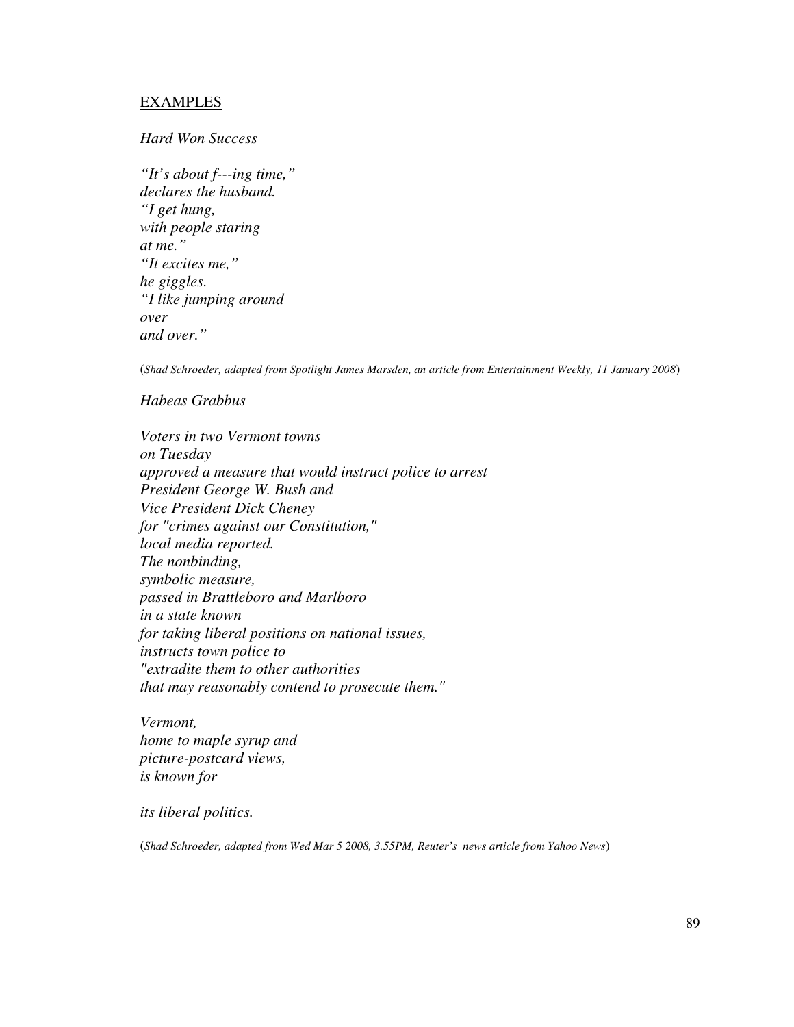EXAMPLES

*Hard Won Success*

*"It's about f---ing time,"*
*declares the husband.*
*"I get hung,*
*with people staring*
*at me."*
*"It excites me,"*
*he giggles.*
*"I like jumping around*
*over*
*and over."*

(*Shad Schroeder, adapted from Spotlight James Marsden, an article from Entertainment Weekly, 11 January 2008*)

*Habeas Grabbus*

*Voters in two Vermont towns*
*on Tuesday*
*approved a measure that would instruct police to arrest*
*President George W. Bush and*
*Vice President Dick Cheney*
*for "crimes against our Constitution,"*
*local media reported.*
*The nonbinding,*
*symbolic measure,*
*passed in Brattleboro and Marlboro*
*in a state known*
*for taking liberal positions on national issues,*
*instructs town police to*
*"extradite them to other authorities*
*that may reasonably contend to prosecute them."*

*Vermont,*
*home to maple syrup and*
*picture-postcard views,*
*is known for*

*its liberal politics.*

(*Shad Schroeder, adapted from Wed Mar 5 2008, 3.55PM, Reuter's news article from Yahoo News*)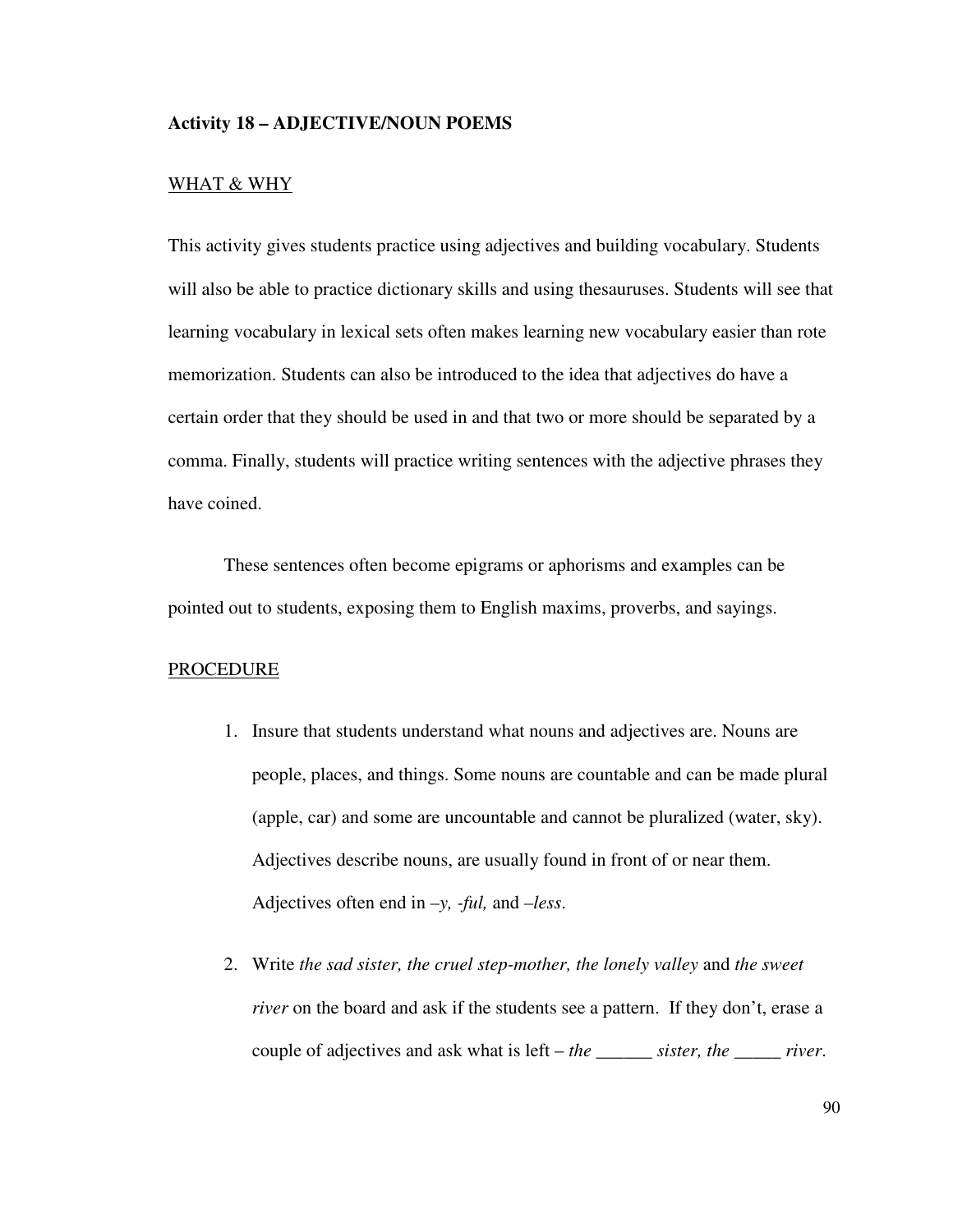**Activity 18 – ADJECTIVE/NOUN POEMS**

WHAT & WHY

This activity gives students practice using adjectives and building vocabulary. Students will also be able to practice dictionary skills and using thesauruses. Students will see that learning vocabulary in lexical sets often makes learning new vocabulary easier than rote memorization. Students can also be introduced to the idea that adjectives do have a certain order that they should be used in and that two or more should be separated by a comma. Finally, students will practice writing sentences with the adjective phrases they have coined.

These sentences often become epigrams or aphorisms and examples can be pointed out to students, exposing them to English maxims, proverbs, and sayings.

PROCEDURE

1. Insure that students understand what nouns and adjectives are. Nouns are people, places, and things. Some nouns are countable and can be made plural (apple, car) and some are uncountable and cannot be pluralized (water, sky). Adjectives describe nouns, are usually found in front of or near them. Adjectives often end in *–y, -ful,* and *–less*.

2. Write *the sad sister, the cruel step-mother, the lonely valley* and *the sweet river* on the board and ask if the students see a pattern. If they don't, erase a couple of adjectives and ask what is left – *the ______ sister, the _____ river*.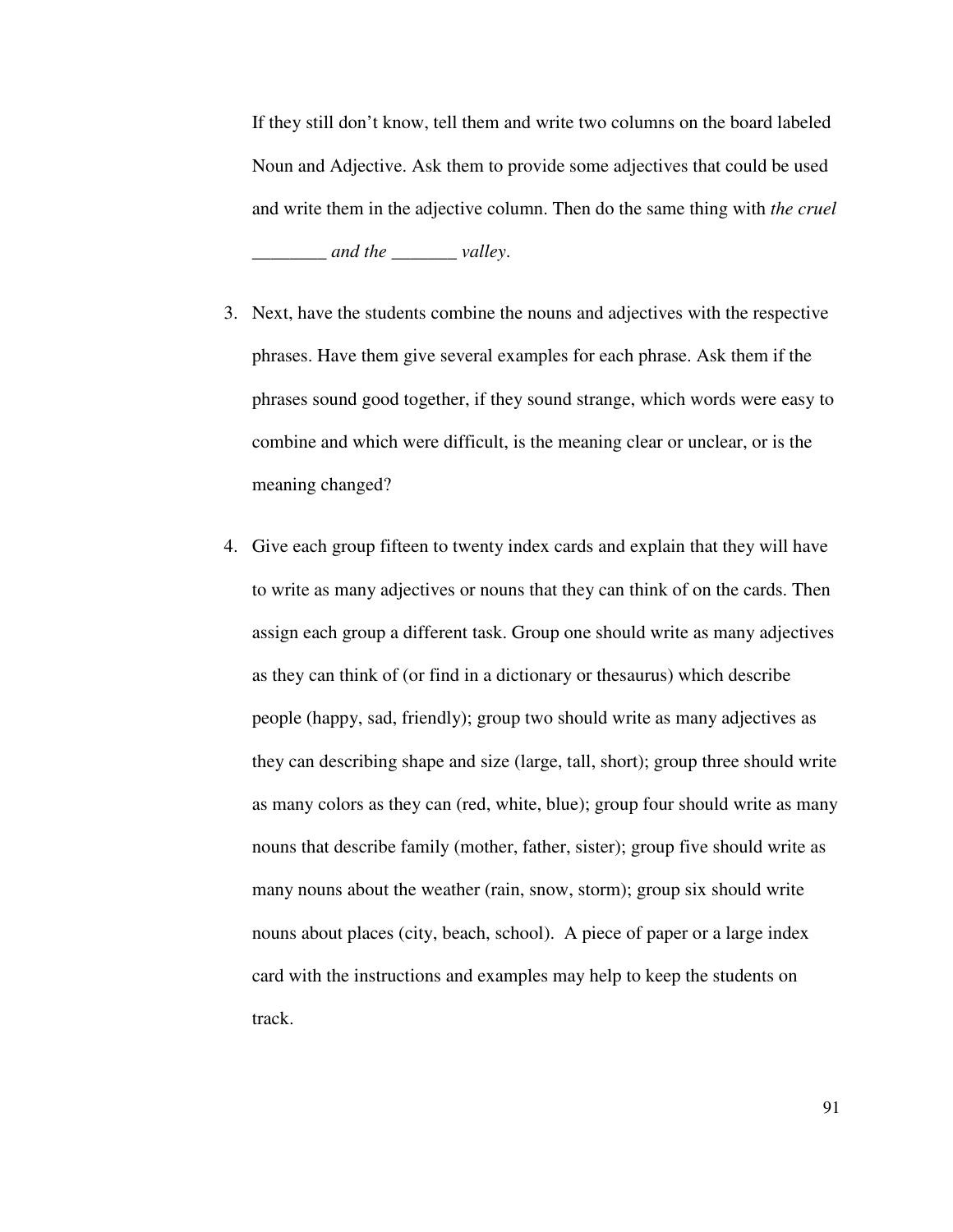If they still don't know, tell them and write two columns on the board labeled Noun and Adjective. Ask them to provide some adjectives that could be used and write them in the adjective column. Then do the same thing with *the cruel ________ and the _______ valley*.

3. Next, have the students combine the nouns and adjectives with the respective phrases. Have them give several examples for each phrase. Ask them if the phrases sound good together, if they sound strange, which words were easy to combine and which were difficult, is the meaning clear or unclear, or is the meaning changed?

4. Give each group fifteen to twenty index cards and explain that they will have to write as many adjectives or nouns that they can think of on the cards. Then assign each group a different task. Group one should write as many adjectives as they can think of (or find in a dictionary or thesaurus) which describe people (happy, sad, friendly); group two should write as many adjectives as they can describing shape and size (large, tall, short); group three should write as many colors as they can (red, white, blue); group four should write as many nouns that describe family (mother, father, sister); group five should write as many nouns about the weather (rain, snow, storm); group six should write nouns about places (city, beach, school). A piece of paper or a large index card with the instructions and examples may help to keep the students on track.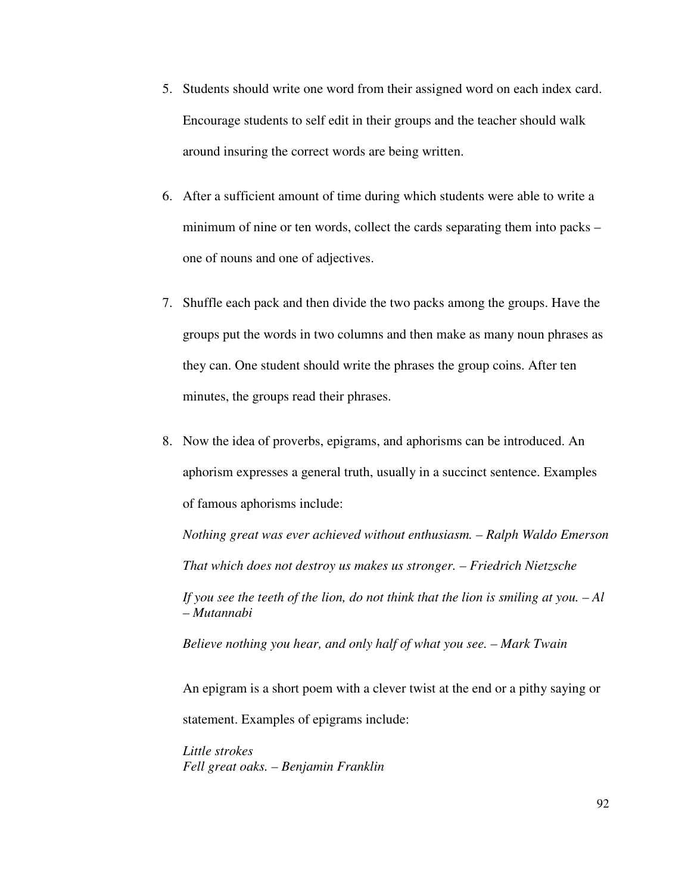5. Students should write one word from their assigned word on each index card. Encourage students to self edit in their groups and the teacher should walk around insuring the correct words are being written.

6. After a sufficient amount of time during which students were able to write a minimum of nine or ten words, collect the cards separating them into packs – one of nouns and one of adjectives.

7. Shuffle each pack and then divide the two packs among the groups. Have the groups put the words in two columns and then make as many noun phrases as they can. One student should write the phrases the group coins. After ten minutes, the groups read their phrases.

8. Now the idea of proverbs, epigrams, and aphorisms can be introduced. An aphorism expresses a general truth, usually in a succinct sentence. Examples of famous aphorisms include:

   *Nothing great was ever achieved without enthusiasm. – Ralph Waldo Emerson*

   *That which does not destroy us makes us stronger. – Friedrich Nietzsche*

   *If you see the teeth of the lion, do not think that the lion is smiling at you. – Al – Mutannabi*

   *Believe nothing you hear, and only half of what you see. – Mark Twain*

   An epigram is a short poem with a clever twist at the end or a pithy saying or statement. Examples of epigrams include:

   *Little strokes*
   *Fell great oaks. – Benjamin Franklin*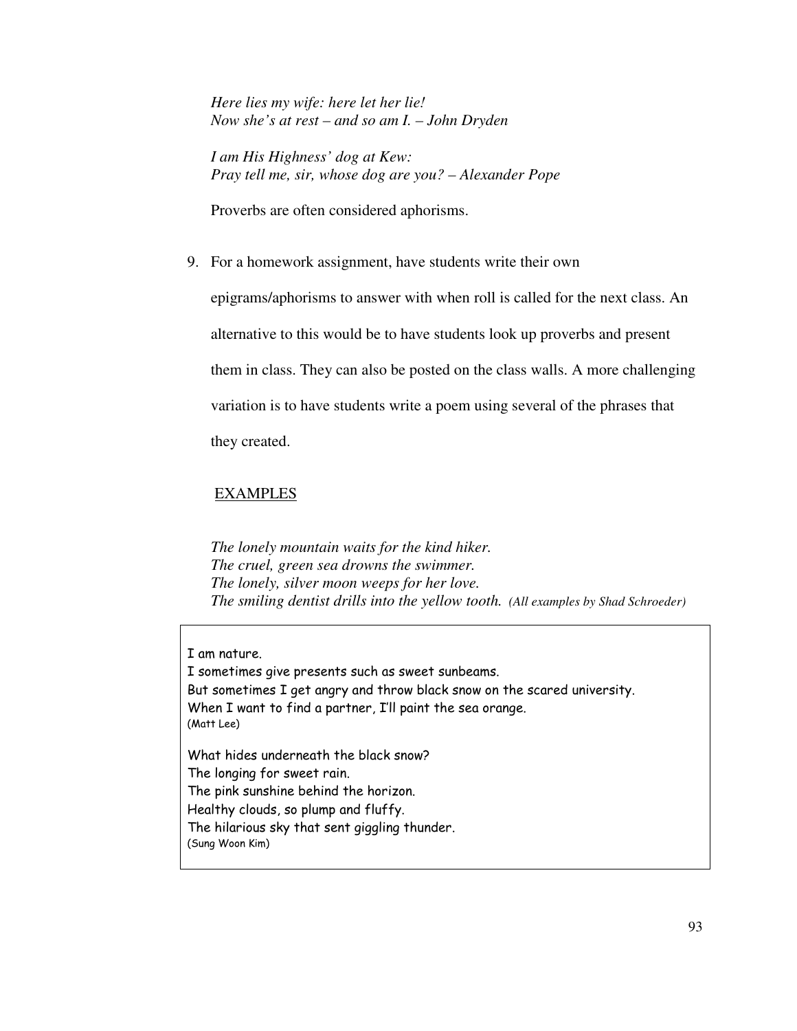*Here lies my wife: here let her lie!*
*Now she's at rest – and so am I. – John Dryden*

*I am His Highness' dog at Kew:*
*Pray tell me, sir, whose dog are you? – Alexander Pope*

Proverbs are often considered aphorisms.

9. For a homework assignment, have students write their own epigrams/aphorisms to answer with when roll is called for the next class. An alternative to this would be to have students look up proverbs and present them in class. They can also be posted on the class walls. A more challenging variation is to have students write a poem using several of the phrases that they created.

<u>EXAMPLES</u>

*The lonely mountain waits for the kind hiker.*
*The cruel, green sea drowns the swimmer.*
*The lonely, silver moon weeps for her love.*
*The smiling dentist drills into the yellow tooth.* *(All examples by Shad Schroeder)*

I am nature.
I sometimes give presents such as sweet sunbeams.
But sometimes I get angry and throw black snow on the scared university.
When I want to find a partner, I'll paint the sea orange.
(Matt Lee)

What hides underneath the black snow?
The longing for sweet rain.
The pink sunshine behind the horizon.
Healthy clouds, so plump and fluffy.
The hilarious sky that sent giggling thunder.
(Sung Woon Kim)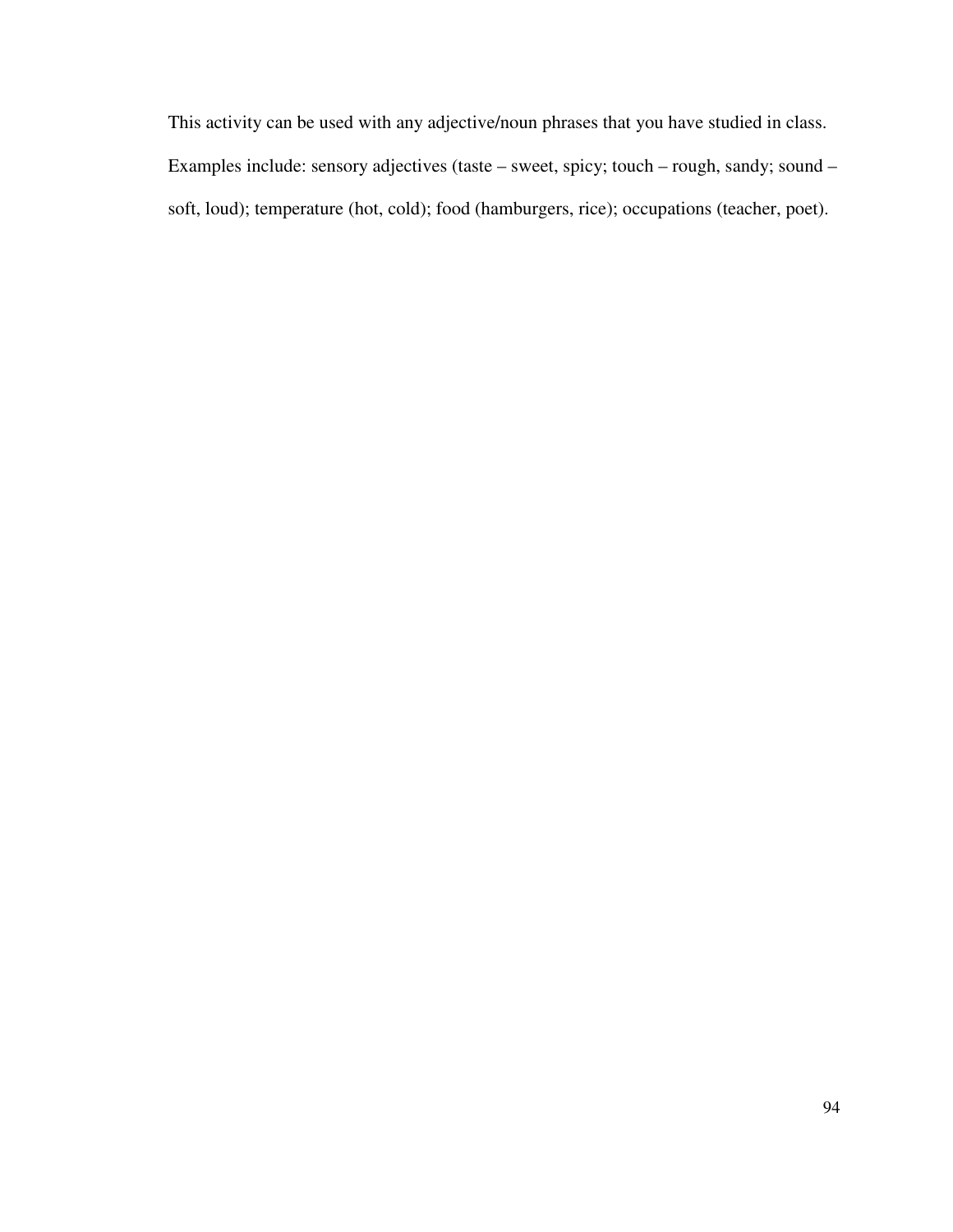This activity can be used with any adjective/noun phrases that you have studied in class. Examples include: sensory adjectives (taste – sweet, spicy; touch – rough, sandy; sound – soft, loud); temperature (hot, cold); food (hamburgers, rice); occupations (teacher, poet).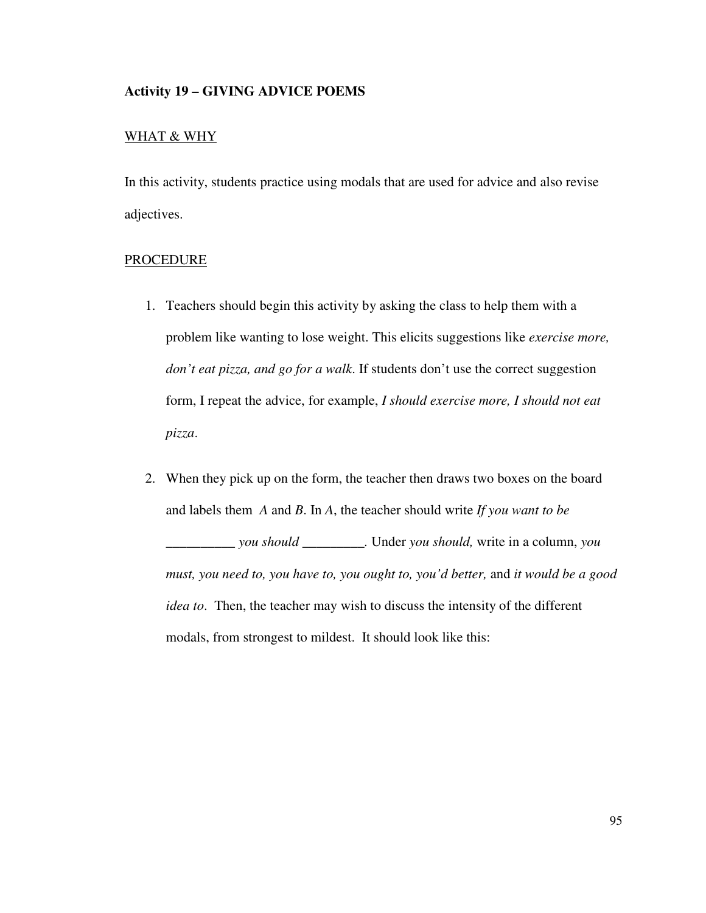### Activity 19 – GIVING ADVICE POEMS

WHAT & WHY

In this activity, students practice using modals that are used for advice and also revise adjectives.

PROCEDURE

1. Teachers should begin this activity by asking the class to help them with a problem like wanting to lose weight. This elicits suggestions like *exercise more, don't eat pizza, and go for a walk*. If students don't use the correct suggestion form, I repeat the advice, for example, *I should exercise more, I should not eat pizza*.

2. When they pick up on the form, the teacher then draws two boxes on the board and labels them *A* and *B*. In *A*, the teacher should write *If you want to be __________ you should _________*. Under *you should,* write in a column, *you must, you need to, you have to, you ought to, you'd better,* and *it would be a good idea to*. Then, the teacher may wish to discuss the intensity of the different modals, from strongest to mildest. It should look like this: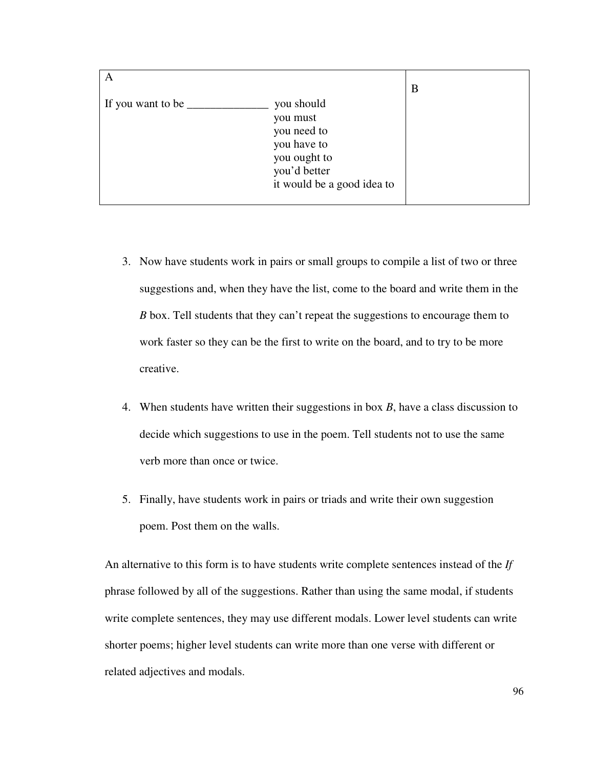| A<br><br>If you want to be ______________ you should<br>you must<br>you need to<br>you have to<br>you ought to<br>you'd better<br>it would be a good idea to | B |
|---|---|

3. Now have students work in pairs or small groups to compile a list of two or three suggestions and, when they have the list, come to the board and write them in the *B* box. Tell students that they can't repeat the suggestions to encourage them to work faster so they can be the first to write on the board, and to try to be more creative.

4. When students have written their suggestions in box *B*, have a class discussion to decide which suggestions to use in the poem. Tell students not to use the same verb more than once or twice.

5. Finally, have students work in pairs or triads and write their own suggestion poem. Post them on the walls.

An alternative to this form is to have students write complete sentences instead of the *If* phrase followed by all of the suggestions. Rather than using the same modal, if students write complete sentences, they may use different modals. Lower level students can write shorter poems; higher level students can write more than one verse with different or related adjectives and modals.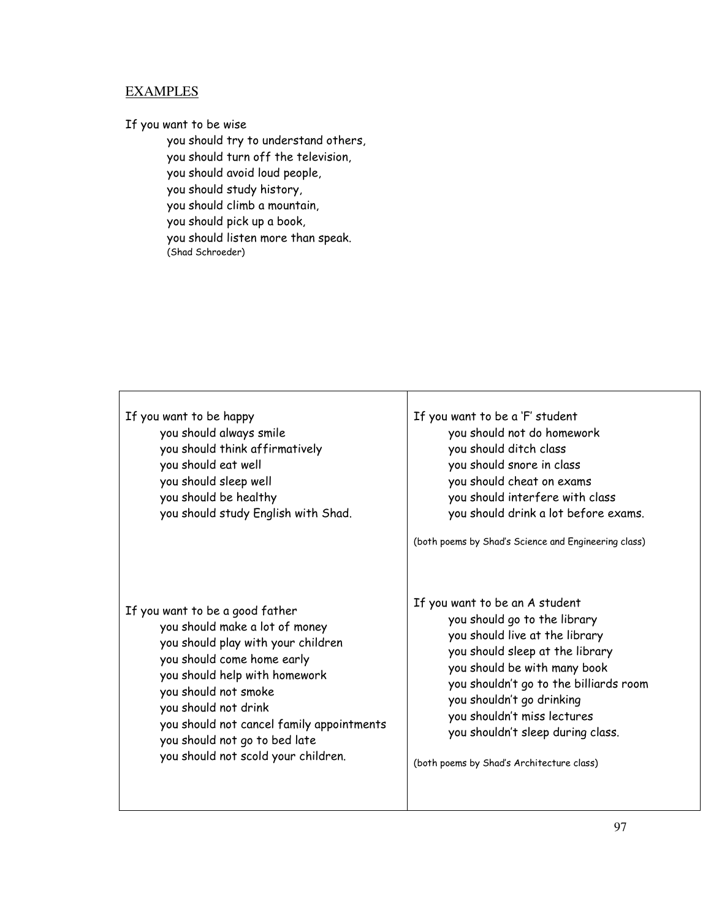## EXAMPLES

If you want to be wise
you should try to understand others,
you should turn off the television,
you should avoid loud people,
you should study history,
you should climb a mountain,
you should pick up a book,
you should listen more than speak.
(Shad Schroeder)

If you want to be happy
you should always smile
you should think affirmatively
you should eat well
you should sleep well
you should be healthy
you should study English with Shad.

If you want to be a 'F' student
you should not do homework
you should ditch class
you should snore in class
you should cheat on exams
you should interfere with class
you should drink a lot before exams.

(both poems by Shad's Science and Engineering class)

If you want to be a good father
you should make a lot of money
you should play with your children
you should come home early
you should help with homework
you should not smoke
you should not drink
you should not cancel family appointments
you should not go to bed late
you should not scold your children.

If you want to be an A student
you should go to the library
you should live at the library
you should sleep at the library
you should be with many book
you shouldn't go to the billiards room
you shouldn't go drinking
you shouldn't miss lectures
you shouldn't sleep during class.

(both poems by Shad's Architecture class)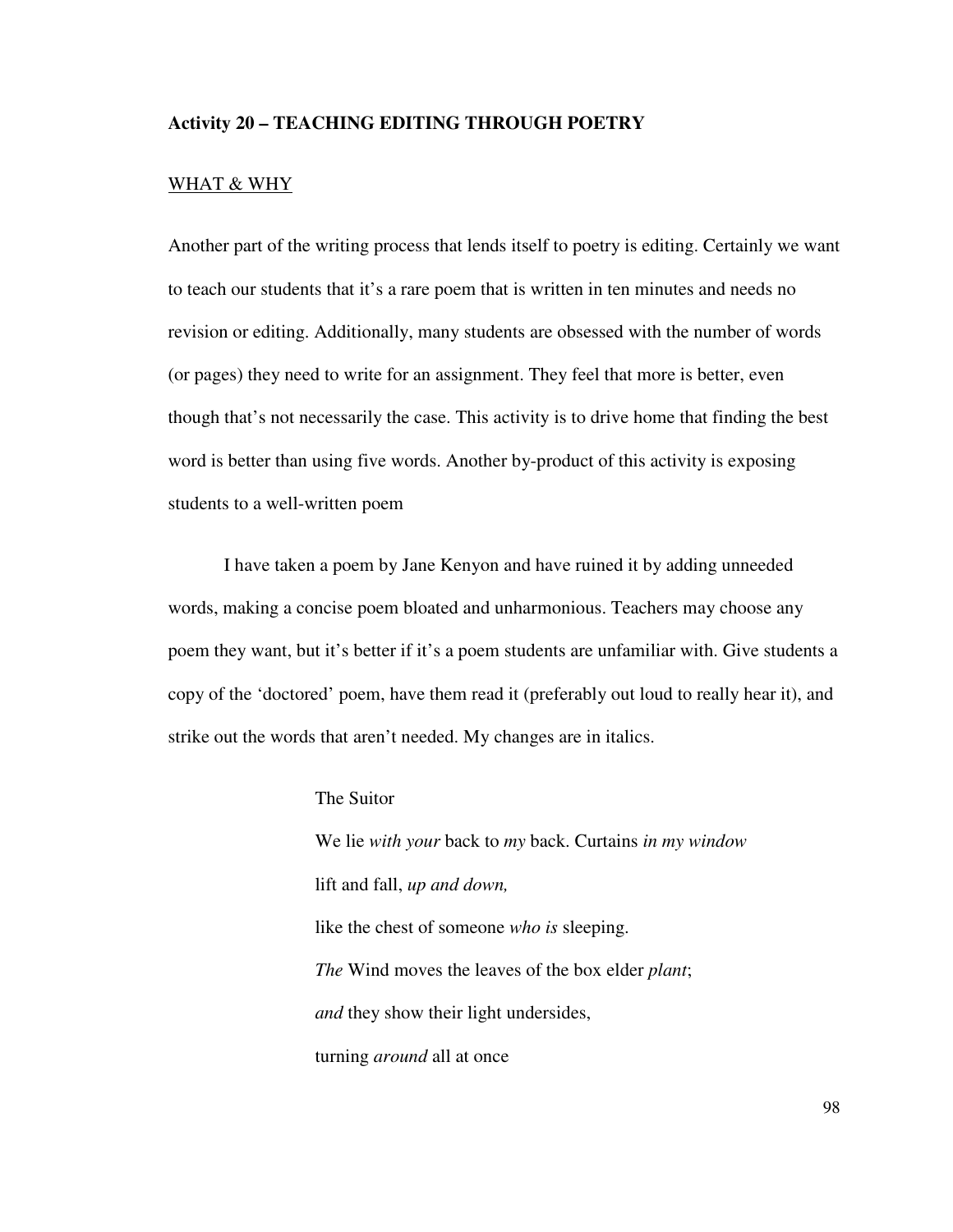**Activity 20 – TEACHING EDITING THROUGH POETRY**

WHAT & WHY

Another part of the writing process that lends itself to poetry is editing. Certainly we want to teach our students that it's a rare poem that is written in ten minutes and needs no revision or editing. Additionally, many students are obsessed with the number of words (or pages) they need to write for an assignment. They feel that more is better, even though that's not necessarily the case. This activity is to drive home that finding the best word is better than using five words. Another by-product of this activity is exposing students to a well-written poem

I have taken a poem by Jane Kenyon and have ruined it by adding unneeded words, making a concise poem bloated and unharmonious. Teachers may choose any poem they want, but it's better if it's a poem students are unfamiliar with. Give students a copy of the 'doctored' poem, have them read it (preferably out loud to really hear it), and strike out the words that aren't needed. My changes are in italics.

The Suitor

We lie *with your* back to *my* back. Curtains *in my window*
lift and fall, *up and down,*
like the chest of someone *who is* sleeping.
*The* Wind moves the leaves of the box elder *plant*;
*and* they show their light undersides,
turning *around* all at once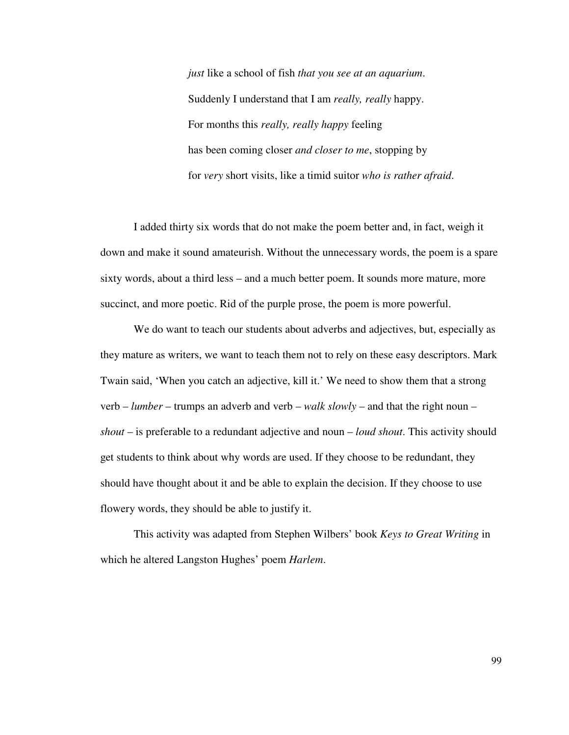> *just* like a school of fish *that you see at an aquarium*.
> Suddenly I understand that I am *really, really* happy.
> For months this *really, really happy* feeling
> has been coming closer *and closer to me*, stopping by
> for *very* short visits, like a timid suitor *who is rather afraid*.

I added thirty six words that do not make the poem better and, in fact, weigh it down and make it sound amateurish. Without the unnecessary words, the poem is a spare sixty words, about a third less – and a much better poem. It sounds more mature, more succinct, and more poetic. Rid of the purple prose, the poem is more powerful.

We do want to teach our students about adverbs and adjectives, but, especially as they mature as writers, we want to teach them not to rely on these easy descriptors. Mark Twain said, 'When you catch an adjective, kill it.' We need to show them that a strong verb – *lumber* – trumps an adverb and verb – *walk slowly* – and that the right noun – *shout* – is preferable to a redundant adjective and noun – *loud shout*. This activity should get students to think about why words are used. If they choose to be redundant, they should have thought about it and be able to explain the decision. If they choose to use flowery words, they should be able to justify it.

This activity was adapted from Stephen Wilbers' book *Keys to Great Writing* in which he altered Langston Hughes' poem *Harlem*.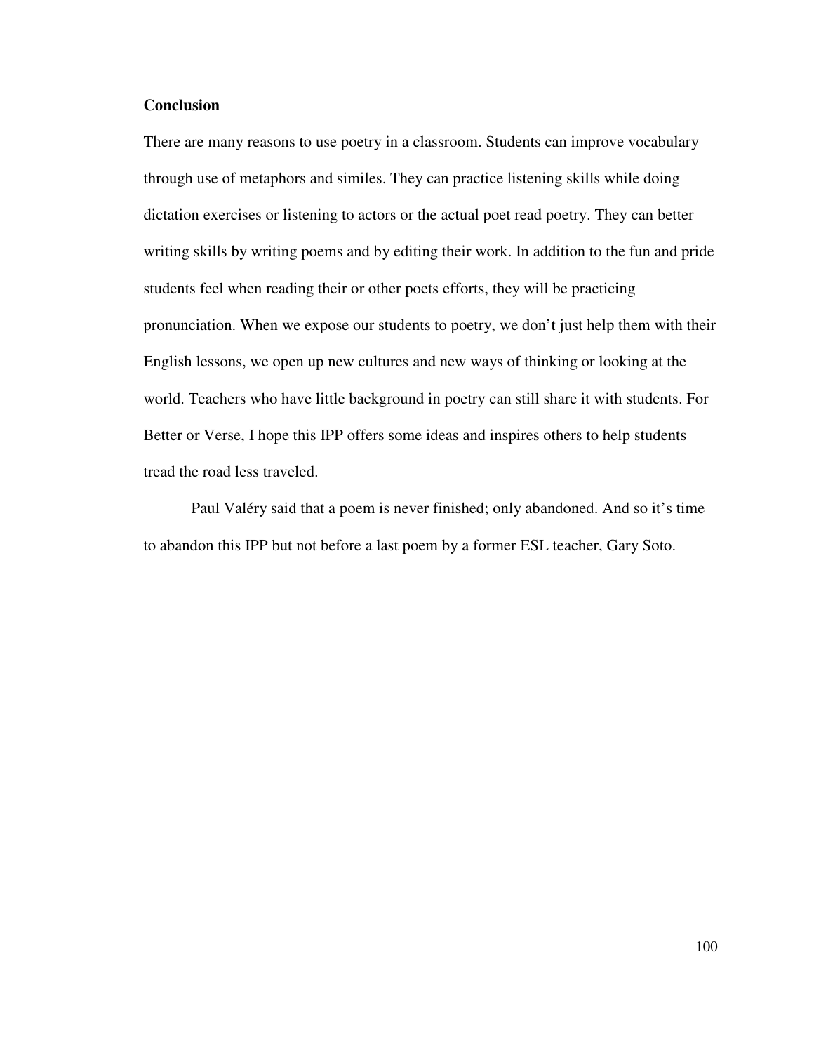**Conclusion**

There are many reasons to use poetry in a classroom. Students can improve vocabulary through use of metaphors and similes. They can practice listening skills while doing dictation exercises or listening to actors or the actual poet read poetry. They can better writing skills by writing poems and by editing their work. In addition to the fun and pride students feel when reading their or other poets efforts, they will be practicing pronunciation. When we expose our students to poetry, we don't just help them with their English lessons, we open up new cultures and new ways of thinking or looking at the world. Teachers who have little background in poetry can still share it with students. For Better or Verse, I hope this IPP offers some ideas and inspires others to help students tread the road less traveled.

Paul Valéry said that a poem is never finished; only abandoned. And so it's time to abandon this IPP but not before a last poem by a former ESL teacher, Gary Soto.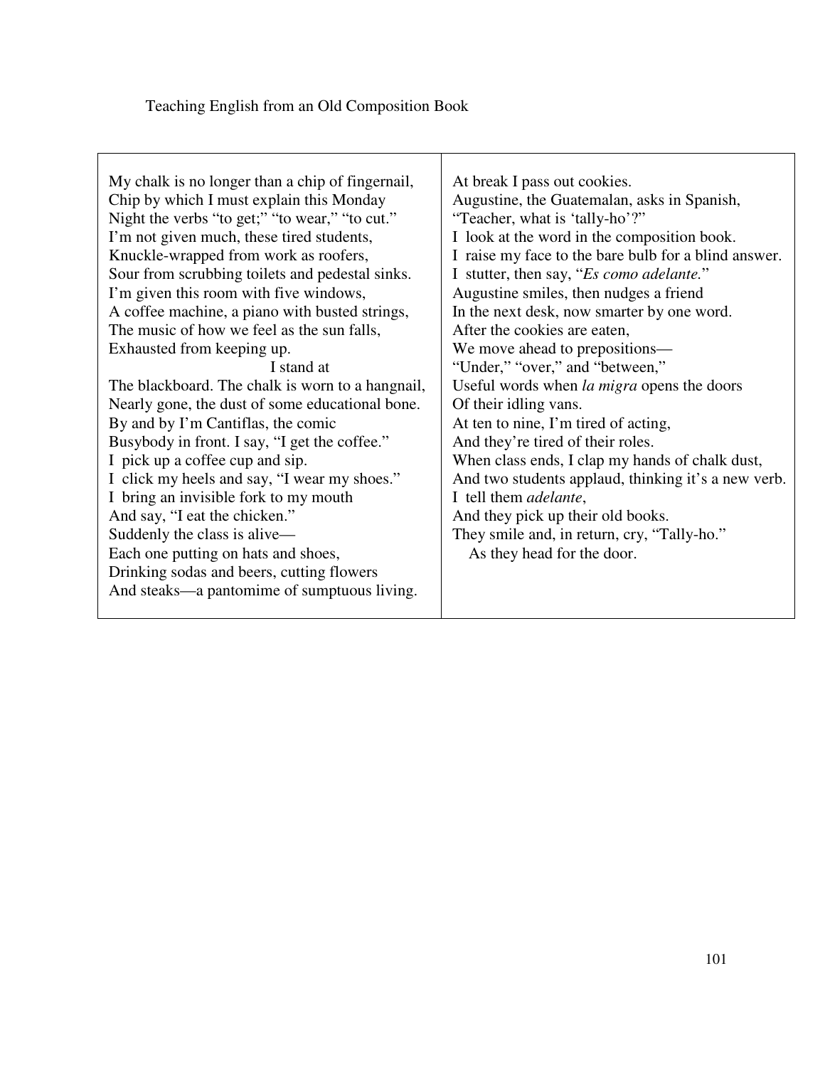Teaching English from an Old Composition Book

My chalk is no longer than a chip of fingernail,
Chip by which I must explain this Monday
Night the verbs "to get;" "to wear," "to cut."
I'm not given much, these tired students,
Knuckle-wrapped from work as roofers,
Sour from scrubbing toilets and pedestal sinks.
I'm given this room with five windows,
A coffee machine, a piano with busted strings,
The music of how we feel as the sun falls,
Exhausted from keeping up.
                                        I stand at
The blackboard. The chalk is worn to a hangnail,
Nearly gone, the dust of some educational bone.
By and by I'm Cantiflas, the comic
Busybody in front. I say, "I get the coffee."
I pick up a coffee cup and sip.
I click my heels and say, "I wear my shoes."
I bring an invisible fork to my mouth
And say, "I eat the chicken."
Suddenly the class is alive—
Each one putting on hats and shoes,
Drinking sodas and beers, cutting flowers
And steaks—a pantomime of sumptuous living.

At break I pass out cookies.
Augustine, the Guatemalan, asks in Spanish,
"Teacher, what is 'tally-ho'?"
I look at the word in the composition book.
I raise my face to the bare bulb for a blind answer.
I stutter, then say, "*Es como adelante.*"
Augustine smiles, then nudges a friend
In the next desk, now smarter by one word.
After the cookies are eaten,
We move ahead to prepositions—
"Under," "over," and "between,"
Useful words when *la migra* opens the doors
Of their idling vans.
At ten to nine, I'm tired of acting,
And they're tired of their roles.
When class ends, I clap my hands of chalk dust,
And two students applaud, thinking it's a new verb.
I tell them *adelante*,
And they pick up their old books.
They smile and, in return, cry, "Tally-ho."
As they head for the door.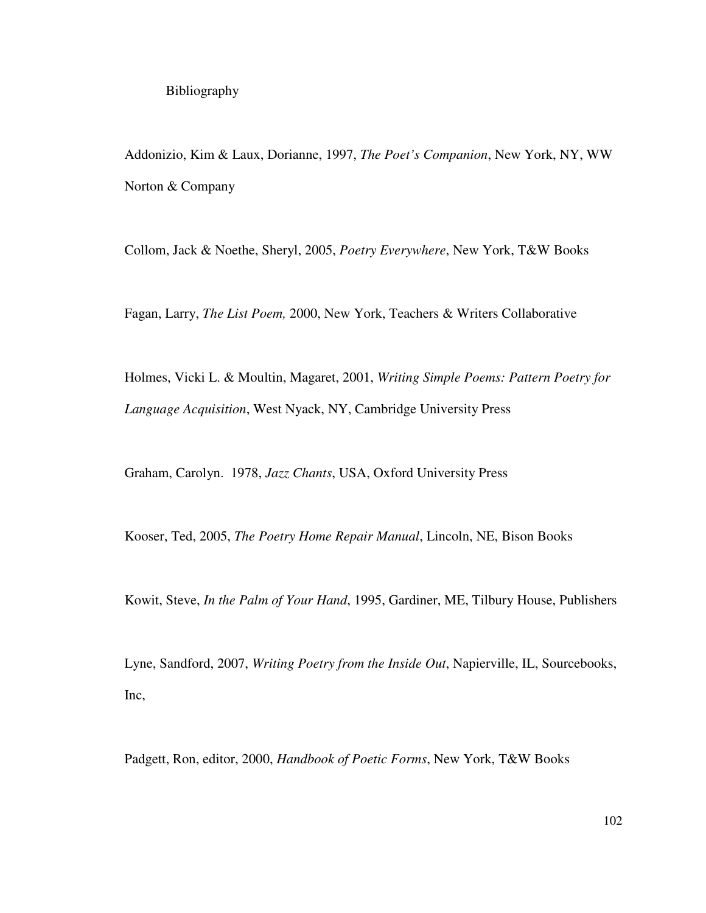# Bibliography

Addonizio, Kim & Laux, Dorianne, 1997, *The Poet's Companion*, New York, NY, WW Norton & Company

Collom, Jack & Noethe, Sheryl, 2005, *Poetry Everywhere*, New York, T&W Books

Fagan, Larry, *The List Poem,* 2000, New York, Teachers & Writers Collaborative

Holmes, Vicki L. & Moultin, Magaret, 2001, *Writing Simple Poems: Pattern Poetry for Language Acquisition*, West Nyack, NY, Cambridge University Press

Graham, Carolyn. 1978, *Jazz Chants*, USA, Oxford University Press

Kooser, Ted, 2005, *The Poetry Home Repair Manual*, Lincoln, NE, Bison Books

Kowit, Steve, *In the Palm of Your Hand*, 1995, Gardiner, ME, Tilbury House, Publishers

Lyne, Sandford, 2007, *Writing Poetry from the Inside Out*, Napierville, IL, Sourcebooks, Inc,

Padgett, Ron, editor, 2000, *Handbook of Poetic Forms*, New York, T&W Books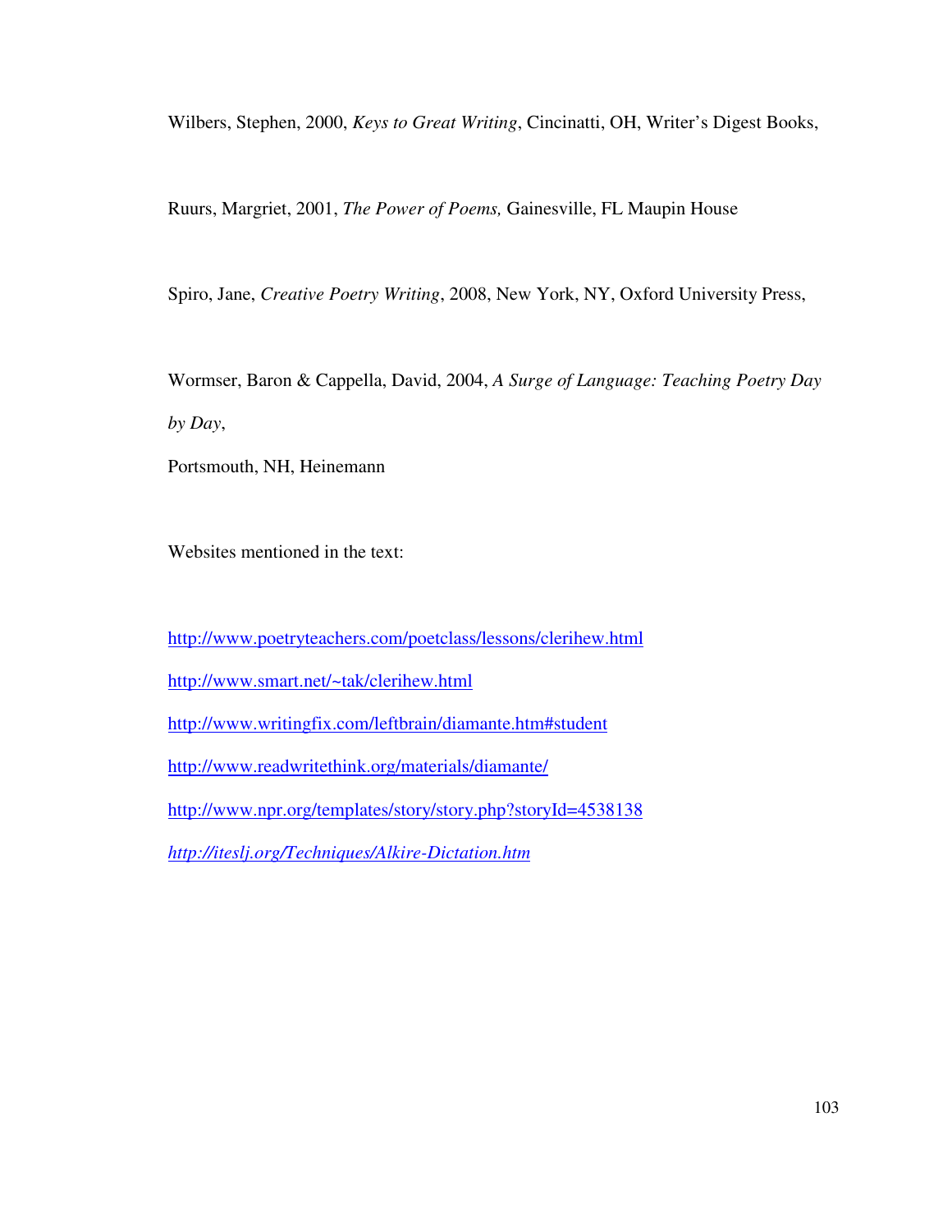Wilbers, Stephen, 2000, *Keys to Great Writing*, Cincinatti, OH, Writer's Digest Books,

Ruurs, Margriet, 2001, *The Power of Poems,* Gainesville, FL Maupin House

Spiro, Jane, *Creative Poetry Writing*, 2008, New York, NY, Oxford University Press,

Wormser, Baron & Cappella, David, 2004, *A Surge of Language: Teaching Poetry Day by Day*,

Portsmouth, NH, Heinemann

Websites mentioned in the text:

http://www.poetryteachers.com/poetclass/lessons/clerihew.html

http://www.smart.net/~tak/clerihew.html

http://www.writingfix.com/leftbrain/diamante.htm#student

http://www.readwritethink.org/materials/diamante/

http://www.npr.org/templates/story/story.php?storyId=4538138

*http://iteslj.org/Techniques/Alkire-Dictation.htm*